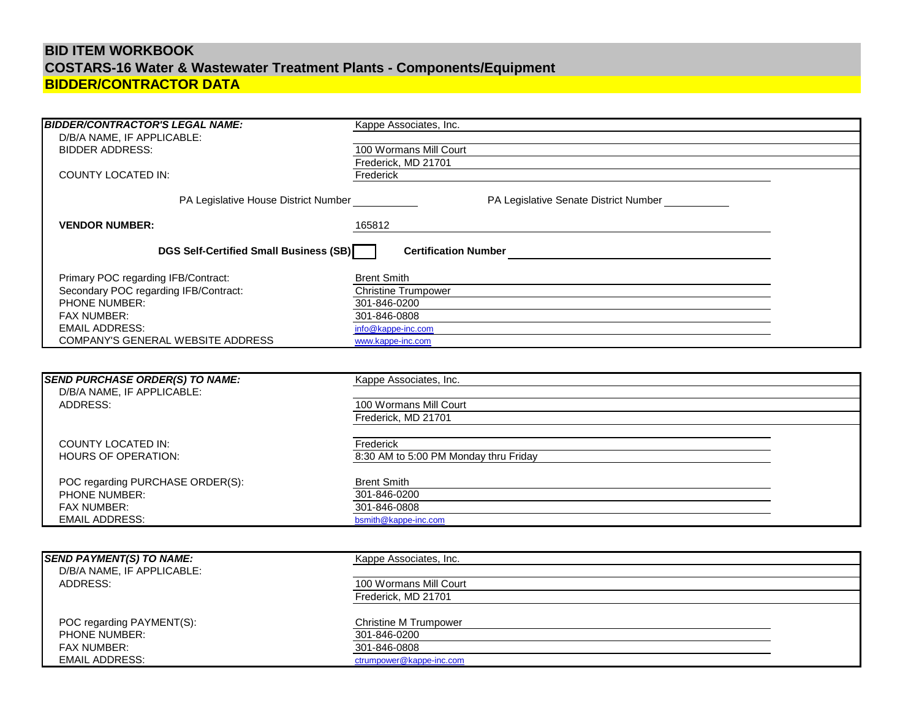# BID ITEM WORKBOOK

## COSTARS-16 Water & Wastewater Treatment Plants - Components/Equipment

## BIDDER/CONTRACTOR DATA

| | |
|---|---|
| ***BIDDER/CONTRACTOR'S LEGAL NAME:*** | Kappe Associates, Inc. |
| D/B/A NAME, IF APPLICABLE: | |
| BIDDER ADDRESS: | 100 Wormans Mill Court |
| | Frederick, MD 21701 |
| COUNTY LOCATED IN: | Frederick |
| PA Legislative House District Number ______ | PA Legislative Senate District Number ______ |
| **VENDOR NUMBER:** | 165812 |
| **DGS Self-Certified Small Business (SB)** ☐ | **Certification Number** ______ |
| Primary POC regarding IFB/Contract: | Brent Smith |
| Secondary POC regarding IFB/Contract: | Christine Trumpower |
| PHONE NUMBER: | 301-846-0200 |
| FAX NUMBER: | 301-846-0808 |
| EMAIL ADDRESS: | info@kappe-inc.com |
| COMPANY'S GENERAL WEBSITE ADDRESS | www.kappe-inc.com |

| | |
|---|---|
| ***SEND PURCHASE ORDER(S) TO NAME:*** | Kappe Associates, Inc. |
| D/B/A NAME, IF APPLICABLE: | |
| ADDRESS: | 100 Wormans Mill Court |
| | Frederick, MD 21701 |
| COUNTY LOCATED IN: | Frederick |
| HOURS OF OPERATION: | 8:30 AM to 5:00 PM Monday thru Friday |
| POC regarding PURCHASE ORDER(S): | Brent Smith |
| PHONE NUMBER: | 301-846-0200 |
| FAX NUMBER: | 301-846-0808 |
| EMAIL ADDRESS: | bsmith@kappe-inc.com |

| | |
|---|---|
| ***SEND PAYMENT(S) TO NAME:*** | Kappe Associates, Inc. |
| D/B/A NAME, IF APPLICABLE: | |
| ADDRESS: | 100 Wormans Mill Court |
| | Frederick, MD 21701 |
| POC regarding PAYMENT(S): | Christine M Trumpower |
| PHONE NUMBER: | 301-846-0200 |
| FAX NUMBER: | 301-846-0808 |
| EMAIL ADDRESS: | ctrumpower@kappe-inc.com |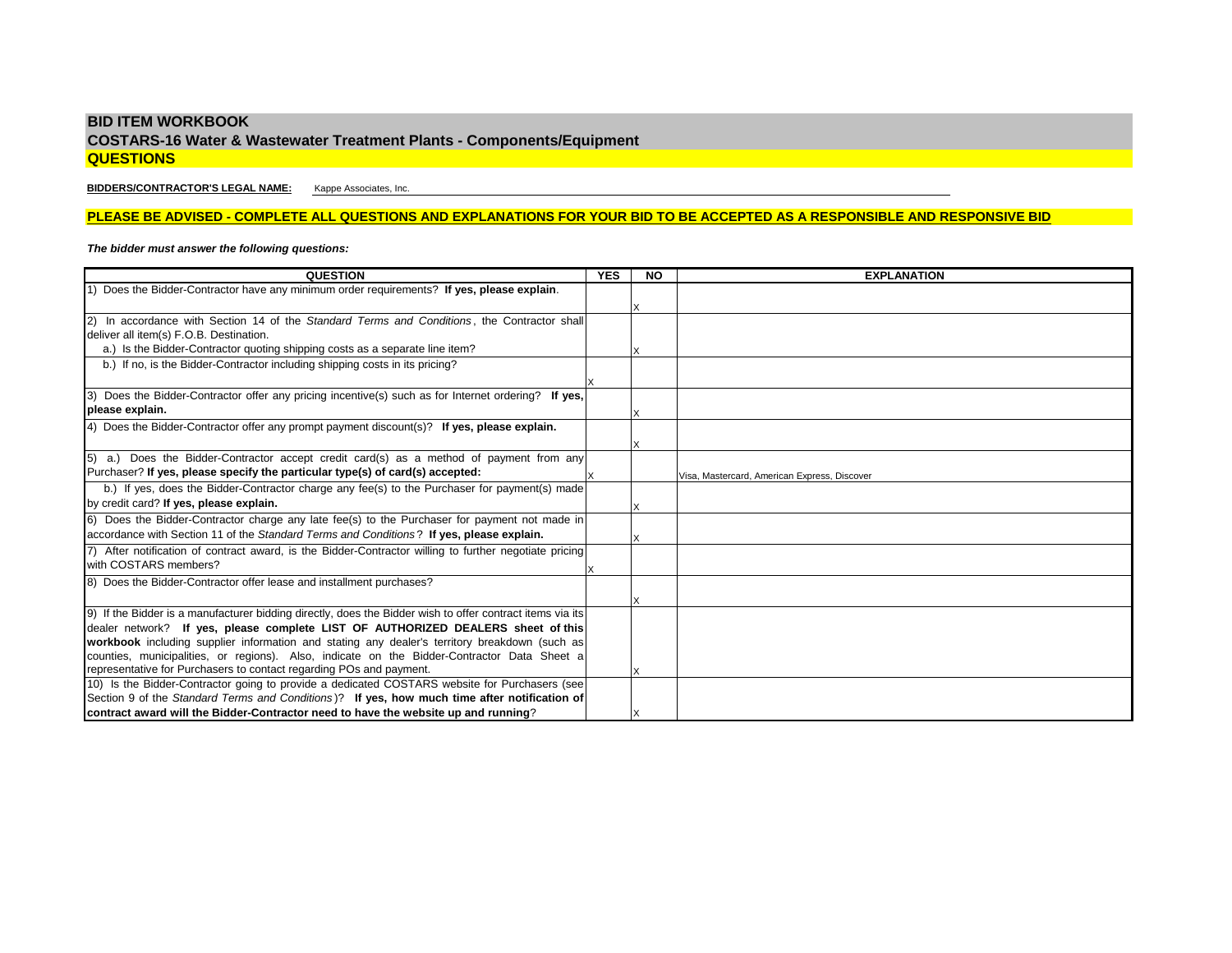# BID ITEM WORKBOOK

## COSTARS-16 Water & Wastewater Treatment Plants - Components/Equipment

## QUESTIONS

**BIDDERS/CONTRACTOR'S LEGAL NAME:** Kappe Associates, Inc.

**PLEASE BE ADVISED - COMPLETE ALL QUESTIONS AND EXPLANATIONS FOR YOUR BID TO BE ACCEPTED AS A RESPONSIBLE AND RESPONSIVE BID**

***The bidder must answer the following questions:***

| QUESTION | YES | NO | EXPLANATION |
|---|---|---|---|
| 1) Does the Bidder-Contractor have any minimum order requirements? **If yes, please explain**. | | X | |
| 2) In accordance with Section 14 of the *Standard Terms and Conditions*, the Contractor shall deliver all item(s) F.O.B. Destination.<br>a.) Is the Bidder-Contractor quoting shipping costs as a separate line item? | | X | |
| b.) If no, is the Bidder-Contractor including shipping costs in its pricing? | X | | |
| 3) Does the Bidder-Contractor offer any pricing incentive(s) such as for Internet ordering? **If yes, please explain.** | | X | |
| 4) Does the Bidder-Contractor offer any prompt payment discount(s)? **If yes, please explain.** | | X | |
| 5) a.) Does the Bidder-Contractor accept credit card(s) as a method of payment from any Purchaser? **If yes, please specify the particular type(s) of card(s) accepted:** | X | | Visa, Mastercard, American Express, Discover |
| b.) If yes, does the Bidder-Contractor charge any fee(s) to the Purchaser for payment(s) made by credit card? **If yes, please explain.** | | X | |
| 6) Does the Bidder-Contractor charge any late fee(s) to the Purchaser for payment not made in accordance with Section 11 of the *Standard Terms and Conditions*? **If yes, please explain.** | | X | |
| 7) After notification of contract award, is the Bidder-Contractor willing to further negotiate pricing with COSTARS members? | X | | |
| 8) Does the Bidder-Contractor offer lease and installment purchases? | | X | |
| 9) If the Bidder is a manufacturer bidding directly, does the Bidder wish to offer contract items via its dealer network? **If yes, please complete LIST OF AUTHORIZED DEALERS sheet of this workbook** including supplier information and stating any dealer's territory breakdown (such as counties, municipalities, or regions). Also, indicate on the Bidder-Contractor Data Sheet a representative for Purchasers to contact regarding POs and payment. | | X | |
| 10) Is the Bidder-Contractor going to provide a dedicated COSTARS website for Purchasers (see Section 9 of the *Standard Terms and Conditions*)? **If yes, how much time after notification of contract award will the Bidder-Contractor need to have the website up and running**? | | X | |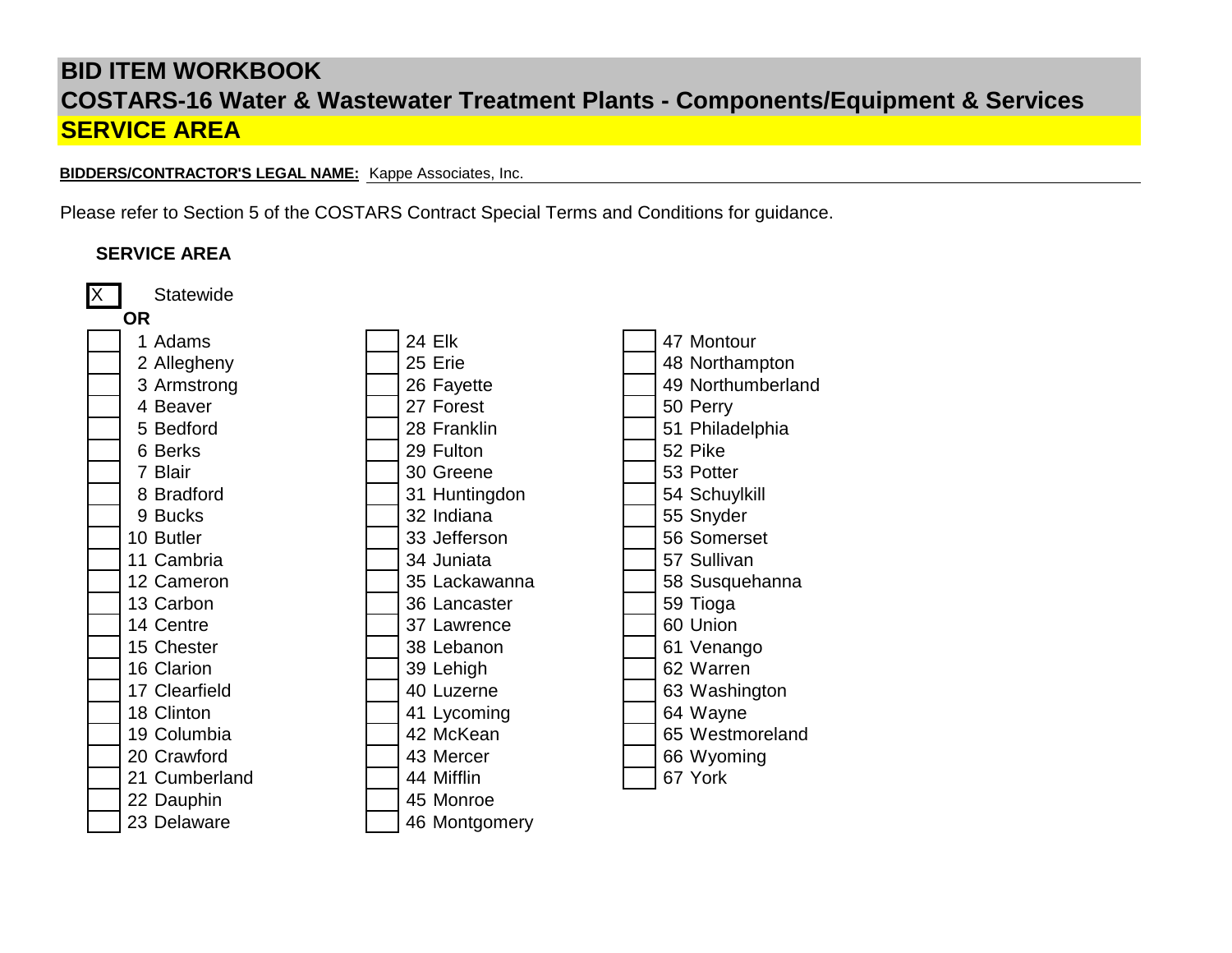# BID ITEM WORKBOOK

## COSTARS-16 Water & Wastewater Treatment Plants - Components/Equipment & Services

## SERVICE AREA

**BIDDERS/CONTRACTOR'S LEGAL NAME:** Kappe Associates, Inc.

Please refer to Section 5 of the COSTARS Contract Special Terms and Conditions for guidance.

**SERVICE AREA**

[X] Statewide

**OR**

| | | | | | |
|---|---|---|---|---|---|
| [ ] | 1 Adams | [ ] | 24 Elk | [ ] | 47 Montour |
| [ ] | 2 Allegheny | [ ] | 25 Erie | [ ] | 48 Northampton |
| [ ] | 3 Armstrong | [ ] | 26 Fayette | [ ] | 49 Northumberland |
| [ ] | 4 Beaver | [ ] | 27 Forest | [ ] | 50 Perry |
| [ ] | 5 Bedford | [ ] | 28 Franklin | [ ] | 51 Philadelphia |
| [ ] | 6 Berks | [ ] | 29 Fulton | [ ] | 52 Pike |
| [ ] | 7 Blair | [ ] | 30 Greene | [ ] | 53 Potter |
| [ ] | 8 Bradford | [ ] | 31 Huntingdon | [ ] | 54 Schuylkill |
| [ ] | 9 Bucks | [ ] | 32 Indiana | [ ] | 55 Snyder |
| [ ] | 10 Butler | [ ] | 33 Jefferson | [ ] | 56 Somerset |
| [ ] | 11 Cambria | [ ] | 34 Juniata | [ ] | 57 Sullivan |
| [ ] | 12 Cameron | [ ] | 35 Lackawanna | [ ] | 58 Susquehanna |
| [ ] | 13 Carbon | [ ] | 36 Lancaster | [ ] | 59 Tioga |
| [ ] | 14 Centre | [ ] | 37 Lawrence | [ ] | 60 Union |
| [ ] | 15 Chester | [ ] | 38 Lebanon | [ ] | 61 Venango |
| [ ] | 16 Clarion | [ ] | 39 Lehigh | [ ] | 62 Warren |
| [ ] | 17 Clearfield | [ ] | 40 Luzerne | [ ] | 63 Washington |
| [ ] | 18 Clinton | [ ] | 41 Lycoming | [ ] | 64 Wayne |
| [ ] | 19 Columbia | [ ] | 42 McKean | [ ] | 65 Westmoreland |
| [ ] | 20 Crawford | [ ] | 43 Mercer | [ ] | 66 Wyoming |
| [ ] | 21 Cumberland | [ ] | 44 Mifflin | [ ] | 67 York |
| [ ] | 22 Dauphin | [ ] | 45 Monroe | | |
| [ ] | 23 Delaware | [ ] | 46 Montgomery | | |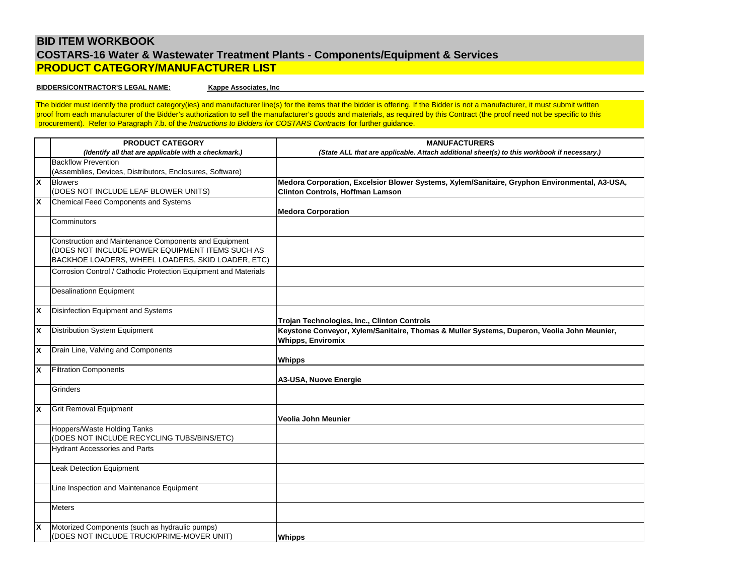# BID ITEM WORKBOOK

## COSTARS-16 Water & Wastewater Treatment Plants - Components/Equipment & Services

## PRODUCT CATEGORY/MANUFACTURER LIST

**BIDDERS/CONTRACTOR'S LEGAL NAME:** **Kappe Associates, Inc**

The bidder must identify the product category(ies) and manufacturer line(s) for the items that the bidder is offering. If the Bidder is not a manufacturer, it must submit written proof from each manufacturer of the Bidder's authorization to sell the manufacturer's goods and materials, as required by this Contract (the proof need not be specific to this procurement). Refer to Paragraph 7.b. of the *Instructions to Bidders for COSTARS Contracts* for further guidance.

| | **PRODUCT CATEGORY**<br>***(Identify all that are applicable with a checkmark.)*** | **MANUFACTURERS**<br>***(State ALL that are applicable. Attach additional sheet(s) to this workbook if necessary.)*** |
|---|---|---|
| | Backflow Prevention<br>(Assemblies, Devices, Distributors, Enclosures, Software) | |
| X | Blowers<br>(DOES NOT INCLUDE LEAF BLOWER UNITS) | **Medora Corporation, Excelsior Blower Systems, Xylem/Sanitaire, Gryphon Environmental, A3-USA, Clinton Controls, Hoffman Lamson** |
| X | Chemical Feed Components and Systems | **Medora Corporation** |
| | Comminutors | |
| | Construction and Maintenance Components and Equipment<br>(DOES NOT INCLUDE POWER EQUIPMENT ITEMS SUCH AS BACKHOE LOADERS, WHEEL LOADERS, SKID LOADER, ETC) | |
| | Corrosion Control / Cathodic Protection Equipment and Materials | |
| | Desalinationn Equipment | |
| X | Disinfection Equipment and Systems | **Trojan Technologies, Inc., Clinton Controls** |
| X | Distribution System Equipment | **Keystone Conveyor, Xylem/Sanitaire, Thomas & Muller Systems, Duperon, Veolia John Meunier, Whipps, Enviromix** |
| X | Drain Line, Valving and Components | **Whipps** |
| X | Filtration Components | **A3-USA, Nuove Energie** |
| | Grinders | |
| X | Grit Removal Equipment | **Veolia John Meunier** |
| | Hoppers/Waste Holding Tanks<br>(DOES NOT INCLUDE RECYCLING TUBS/BINS/ETC) | |
| | Hydrant Accessories and Parts | |
| | Leak Detection Equipment | |
| | Line Inspection and Maintenance Equipment | |
| | Meters | |
| X | Motorized Components (such as hydraulic pumps)<br>(DOES NOT INCLUDE TRUCK/PRIME-MOVER UNIT) | **Whipps** |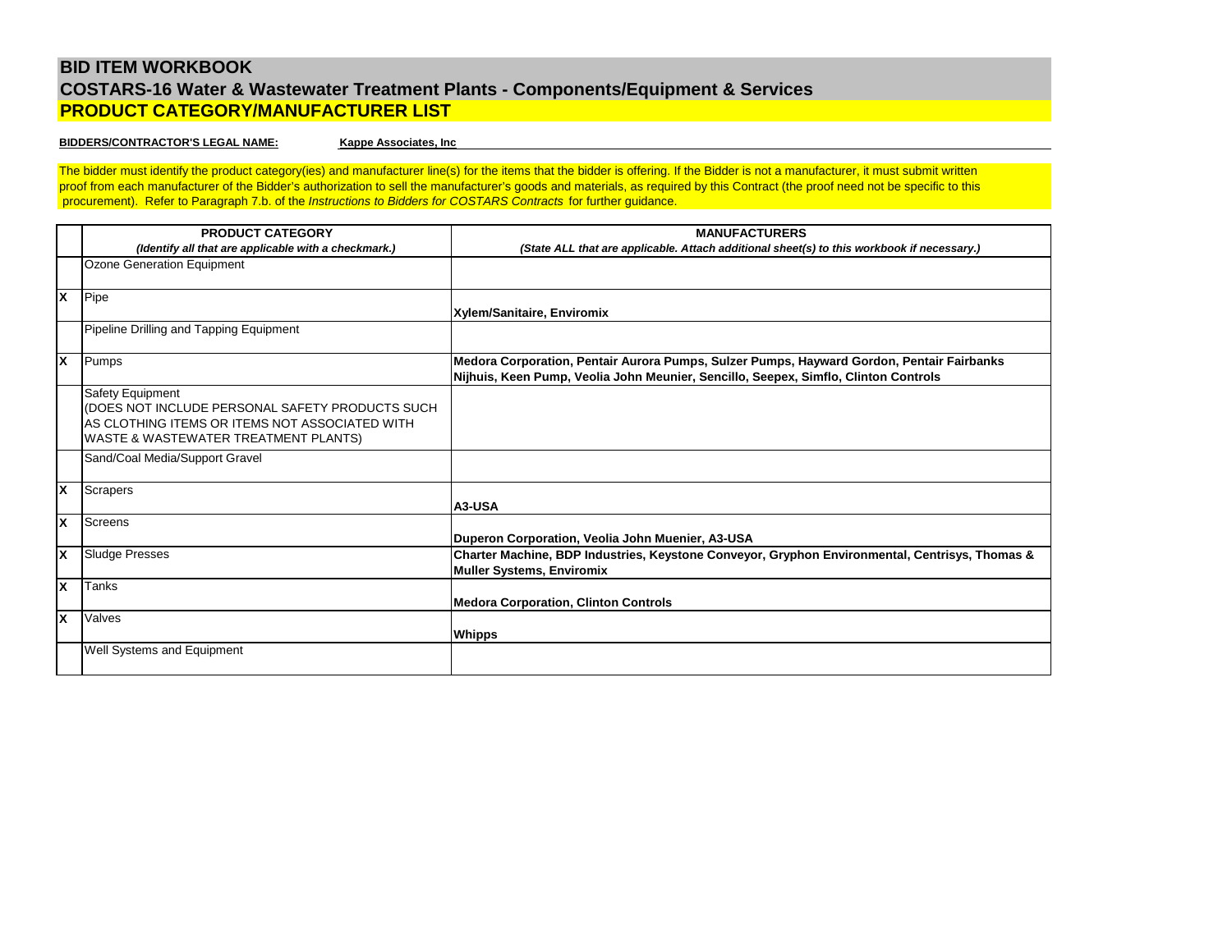# BID ITEM WORKBOOK

## COSTARS-16 Water & Wastewater Treatment Plants - Components/Equipment & Services

## PRODUCT CATEGORY/MANUFACTURER LIST

**BIDDERS/CONTRACTOR'S LEGAL NAME:** **Kappe Associates, Inc**

The bidder must identify the product category(ies) and manufacturer line(s) for the items that the bidder is offering. If the Bidder is not a manufacturer, it must submit written proof from each manufacturer of the Bidder's authorization to sell the manufacturer's goods and materials, as required by this Contract (the proof need not be specific to this procurement). Refer to Paragraph 7.b. of the *Instructions to Bidders for COSTARS Contracts* for further guidance.

| | **PRODUCT CATEGORY** *(Identify all that are applicable with a checkmark.)* | **MANUFACTURERS** *(State ALL that are applicable. Attach additional sheet(s) to this workbook if necessary.)* |
|---|---|---|
| | Ozone Generation Equipment | |
| X | Pipe | **Xylem/Sanitaire, Enviromix** |
| | Pipeline Drilling and Tapping Equipment | |
| X | Pumps | **Medora Corporation, Pentair Aurora Pumps, Sulzer Pumps, Hayward Gordon, Pentair Fairbanks Nijhuis, Keen Pump, Veolia John Meunier, Sencillo, Seepex, Simflo, Clinton Controls** |
| | Safety Equipment (DOES NOT INCLUDE PERSONAL SAFETY PRODUCTS SUCH AS CLOTHING ITEMS OR ITEMS NOT ASSOCIATED WITH WASTE & WASTEWATER TREATMENT PLANTS) | |
| | Sand/Coal Media/Support Gravel | |
| X | Scrapers | **A3-USA** |
| X | Screens | **Duperon Corporation, Veolia John Muenier, A3-USA** |
| X | Sludge Presses | **Charter Machine, BDP Industries, Keystone Conveyor, Gryphon Environmental, Centrisys, Thomas & Muller Systems, Enviromix** |
| X | Tanks | **Medora Corporation, Clinton Controls** |
| X | Valves | **Whipps** |
| | Well Systems and Equipment | |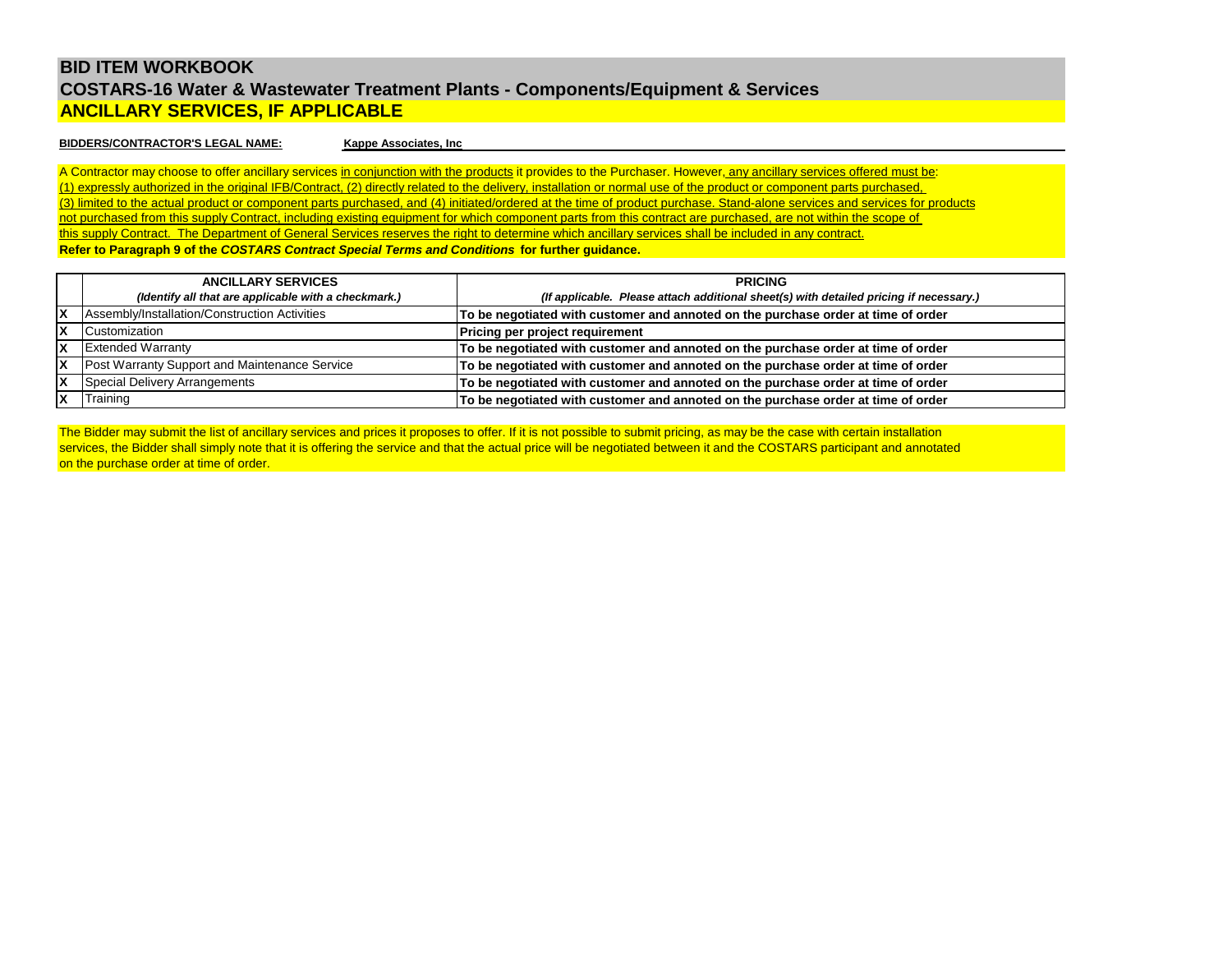# BID ITEM WORKBOOK

## COSTARS-16 Water & Wastewater Treatment Plants - Components/Equipment & Services

## ANCILLARY SERVICES, IF APPLICABLE

**BIDDERS/CONTRACTOR'S LEGAL NAME:** **Kappe Associates, Inc**

A Contractor may choose to offer ancillary services in conjunction with the products it provides to the Purchaser. However, any ancillary services offered must be: (1) expressly authorized in the original IFB/Contract, (2) directly related to the delivery, installation or normal use of the product or component parts purchased, (3) limited to the actual product or component parts purchased, and (4) initiated/ordered at the time of product purchase. Stand-alone services and services for products not purchased from this supply Contract, including existing equipment for which component parts from this contract are purchased, are not within the scope of this supply Contract. The Department of General Services reserves the right to determine which ancillary services shall be included in any contract.

**Refer to Paragraph 9 of the *COSTARS Contract Special Terms and Conditions* for further guidance.**

| | **ANCILLARY SERVICES** *(Identify all that are applicable with a checkmark.)* | **PRICING** *(If applicable. Please attach additional sheet(s) with detailed pricing if necessary.)* |
|---|---|---|
| X | Assembly/Installation/Construction Activities | **To be negotiated with customer and annoted on the purchase order at time of order** |
| X | Customization | **Pricing per project requirement** |
| X | Extended Warranty | **To be negotiated with customer and annoted on the purchase order at time of order** |
| X | Post Warranty Support and Maintenance Service | **To be negotiated with customer and annoted on the purchase order at time of order** |
| X | Special Delivery Arrangements | **To be negotiated with customer and annoted on the purchase order at time of order** |
| X | Training | **To be negotiated with customer and annoted on the purchase order at time of order** |

The Bidder may submit the list of ancillary services and prices it proposes to offer. If it is not possible to submit pricing, as may be the case with certain installation services, the Bidder shall simply note that it is offering the service and that the actual price will be negotiated between it and the COSTARS participant and annotated on the purchase order at time of order.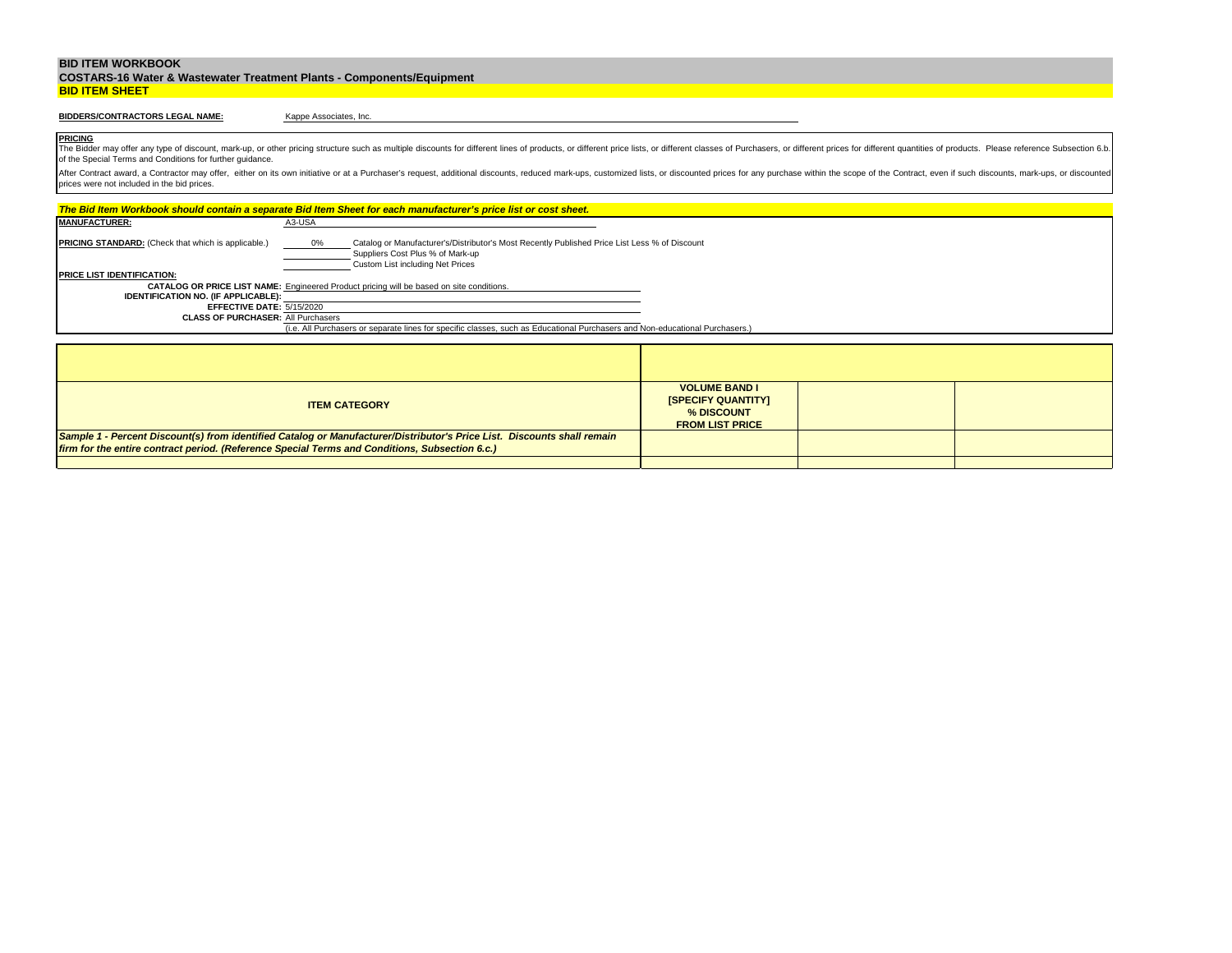# BID ITEM WORKBOOK

## COSTARS-16 Water & Wastewater Treatment Plants - Components/Equipment

## BID ITEM SHEET

**BIDDERS/CONTRACTORS LEGAL NAME:** Kappe Associates, Inc.

**PRICING**

The Bidder may offer any type of discount, mark-up, or other pricing structure such as multiple discounts for different lines of products, or different price lists, or different classes of Purchasers, or different prices for different quantities of products. Please reference Subsection 6.b. of the Special Terms and Conditions for further guidance.

After Contract award, a Contractor may offer, either on its own initiative or at a Purchaser's request, additional discounts, reduced mark-ups, customized lists, or discounted prices for any purchase within the scope of the Contract, even if such discounts, mark-ups, or discounted prices were not included in the bid prices.

***The Bid Item Workbook should contain a separate Bid Item Sheet for each manufacturer's price list or cost sheet.***

**MANUFACTURER:** A3-USA

**PRICING STANDARD:** (Check that which is applicable.)

- 0% Catalog or Manufacturer's/Distributor's Most Recently Published Price List Less % of Discount
- ____ Suppliers Cost Plus % of Mark-up
- ____ Custom List including Net Prices

**PRICE LIST IDENTIFICATION:**

**CATALOG OR PRICE LIST NAME:** Engineered Product pricing will be based on site conditions.

**IDENTIFICATION NO. (IF APPLICABLE):**

**EFFECTIVE DATE:** 5/15/2020

**CLASS OF PURCHASER:** All Purchasers

(i.e. All Purchasers or separate lines for specific classes, such as Educational Purchasers and Non-educational Purchasers.)

| ITEM CATEGORY | VOLUME BAND I [SPECIFY QUANTITY] % DISCOUNT FROM LIST PRICE | | |
|---|---|---|---|
| ***Sample 1 - Percent Discount(s) from identified Catalog or Manufacturer/Distributor's Price List. Discounts shall remain firm for the entire contract period. (Reference Special Terms and Conditions, Subsection 6.c.)*** | | | |
| | | | |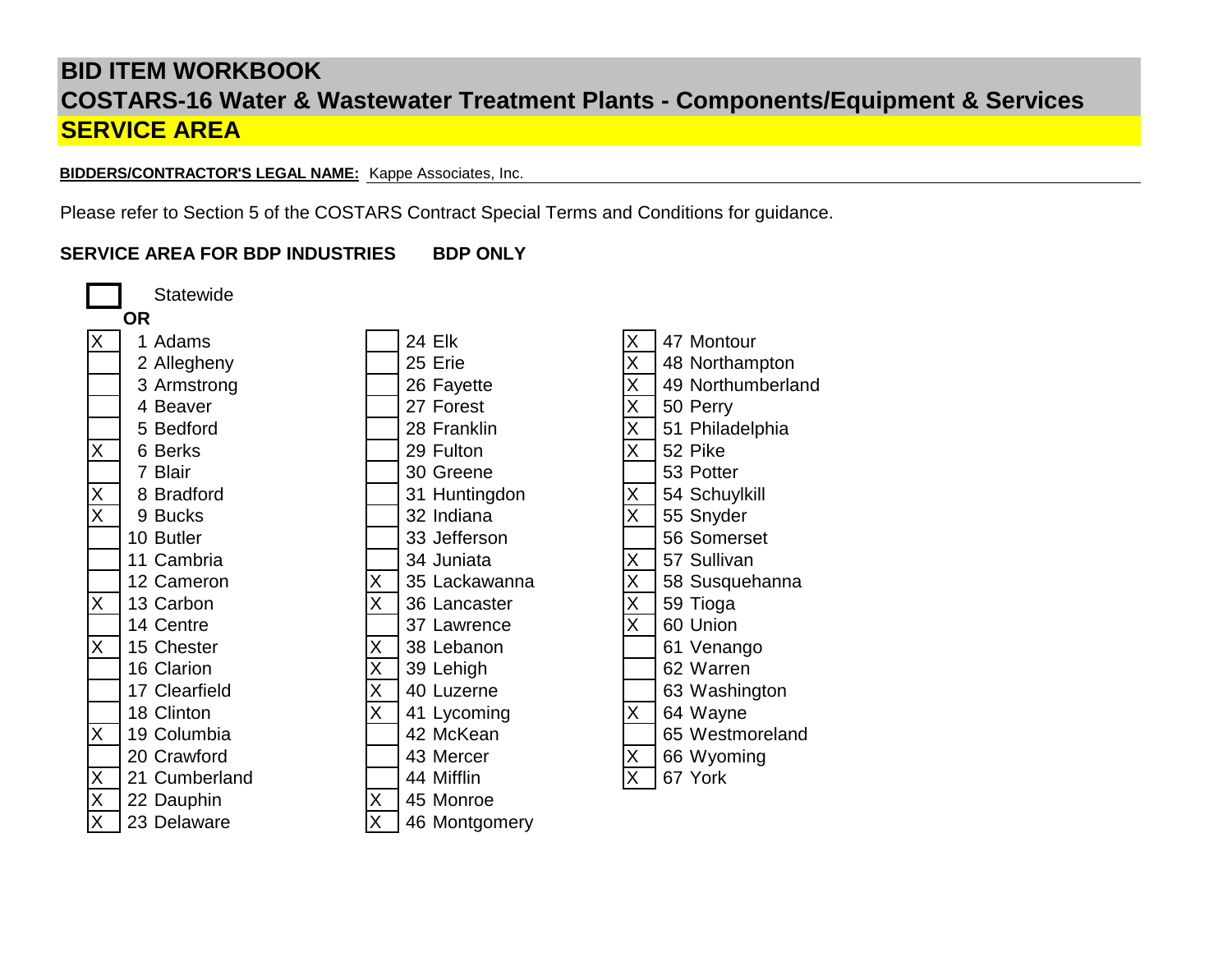# BID ITEM WORKBOOK

## COSTARS-16 Water & Wastewater Treatment Plants - Components/Equipment & Services

## SERVICE AREA

**BIDDERS/CONTRACTOR'S LEGAL NAME:** Kappe Associates, Inc.

Please refer to Section 5 of the COSTARS Contract Special Terms and Conditions for guidance.

**SERVICE AREA FOR BDP INDUSTRIES** **BDP ONLY**

[ ] Statewide

**OR**

| | County | | County | | County |
|---|---|---|---|---|---|
| X | 1 Adams | | 24 Elk | X | 47 Montour |
| | 2 Allegheny | | 25 Erie | X | 48 Northampton |
| | 3 Armstrong | | 26 Fayette | X | 49 Northumberland |
| | 4 Beaver | | 27 Forest | X | 50 Perry |
| | 5 Bedford | | 28 Franklin | X | 51 Philadelphia |
| X | 6 Berks | | 29 Fulton | X | 52 Pike |
| | 7 Blair | | 30 Greene | | 53 Potter |
| X | 8 Bradford | | 31 Huntingdon | X | 54 Schuylkill |
| X | 9 Bucks | | 32 Indiana | X | 55 Snyder |
| | 10 Butler | | 33 Jefferson | | 56 Somerset |
| | 11 Cambria | | 34 Juniata | X | 57 Sullivan |
| | 12 Cameron | X | 35 Lackawanna | X | 58 Susquehanna |
| X | 13 Carbon | X | 36 Lancaster | X | 59 Tioga |
| | 14 Centre | | 37 Lawrence | X | 60 Union |
| X | 15 Chester | X | 38 Lebanon | | 61 Venango |
| | 16 Clarion | X | 39 Lehigh | | 62 Warren |
| | 17 Clearfield | X | 40 Luzerne | | 63 Washington |
| | 18 Clinton | X | 41 Lycoming | X | 64 Wayne |
| X | 19 Columbia | | 42 McKean | | 65 Westmoreland |
| | 20 Crawford | | 43 Mercer | X | 66 Wyoming |
| X | 21 Cumberland | | 44 Mifflin | X | 67 York |
| X | 22 Dauphin | X | 45 Monroe | | |
| X | 23 Delaware | X | 46 Montgomery | | |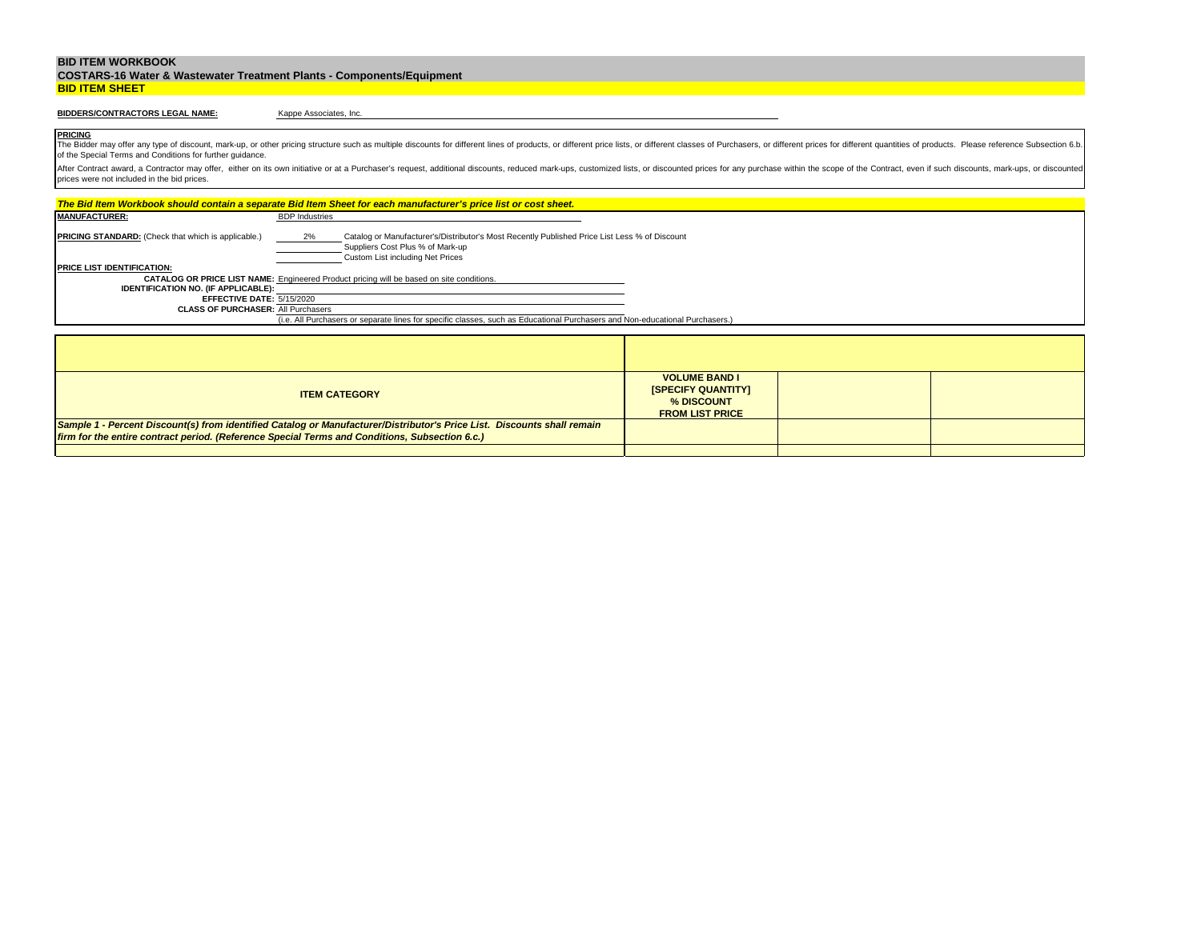## BID ITEM WORKBOOK

**COSTARS-16 Water & Wastewater Treatment Plants - Components/Equipment**

**BID ITEM SHEET**

**BIDDERS/CONTRACTORS LEGAL NAME:** Kappe Associates, Inc.

**PRICING**

The Bidder may offer any type of discount, mark-up, or other pricing structure such as multiple discounts for different lines of products, or different price lists, or different classes of Purchasers, or different prices for different quantities of products. Please reference Subsection 6.b. of the Special Terms and Conditions for further guidance.

After Contract award, a Contractor may offer, either on its own initiative or at a Purchaser's request, additional discounts, reduced mark-ups, customized lists, or discounted prices for any purchase within the scope of the Contract, even if such discounts, mark-ups, or discounted prices were not included in the bid prices.

***The Bid Item Workbook should contain a separate Bid Item Sheet for each manufacturer's price list or cost sheet.***

**MANUFACTURER:** BDP Industries

**PRICING STANDARD:** (Check that which is applicable.)

- 2% Catalog or Manufacturer's/Distributor's Most Recently Published Price List Less % of Discount
- ____ Suppliers Cost Plus % of Mark-up
- ____ Custom List including Net Prices

**PRICE LIST IDENTIFICATION:**

**CATALOG OR PRICE LIST NAME:** Engineered Product pricing will be based on site conditions.

**IDENTIFICATION NO. (IF APPLICABLE):**

**EFFECTIVE DATE:** 5/15/2020

**CLASS OF PURCHASER:** All Purchasers

(i.e. All Purchasers or separate lines for specific classes, such as Educational Purchasers and Non-educational Purchasers.)

| ITEM CATEGORY | VOLUME BAND I [SPECIFY QUANTITY] % DISCOUNT FROM LIST PRICE | | |
|---|---|---|---|
| ***Sample 1 - Percent Discount(s) from identified Catalog or Manufacturer/Distributor's Price List. Discounts shall remain firm for the entire contract period. (Reference Special Terms and Conditions, Subsection 6.c.)*** | | | |
| | | | |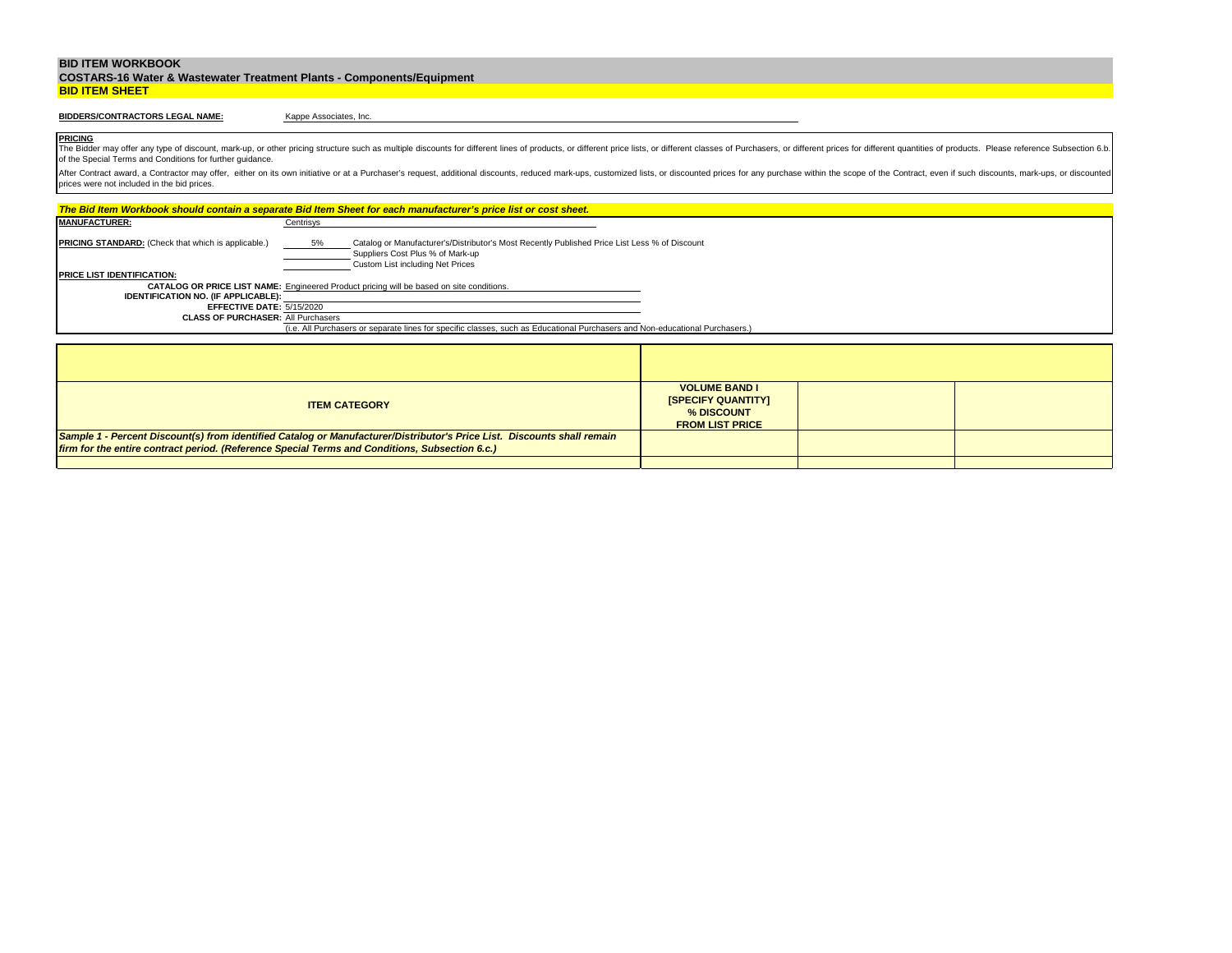## BID ITEM WORKBOOK

**COSTARS-16 Water & Wastewater Treatment Plants - Components/Equipment**

**BID ITEM SHEET**

**BIDDERS/CONTRACTORS LEGAL NAME:** Kappe Associates, Inc.

**PRICING**

The Bidder may offer any type of discount, mark-up, or other pricing structure such as multiple discounts for different lines of products, or different price lists, or different classes of Purchasers, or different prices for different quantities of products. Please reference Subsection 6.b. of the Special Terms and Conditions for further guidance.

After Contract award, a Contractor may offer, either on its own initiative or at a Purchaser's request, additional discounts, reduced mark-ups, customized lists, or discounted prices for any purchase within the scope of the Contract, even if such discounts, mark-ups, or discounted prices were not included in the bid prices.

***The Bid Item Workbook should contain a separate Bid Item Sheet for each manufacturer's price list or cost sheet.***

**MANUFACTURER:** Centrisys

**PRICING STANDARD:** (Check that which is applicable.)

- 5% Catalog or Manufacturer's/Distributor's Most Recently Published Price List Less % of Discount
- ____ Suppliers Cost Plus % of Mark-up
- ____ Custom List including Net Prices

**PRICE LIST IDENTIFICATION:**

**CATALOG OR PRICE LIST NAME:** Engineered Product pricing will be based on site conditions.

**IDENTIFICATION NO. (IF APPLICABLE):**

**EFFECTIVE DATE:** 5/15/2020

**CLASS OF PURCHASER:** All Purchasers

(i.e. All Purchasers or separate lines for specific classes, such as Educational Purchasers and Non-educational Purchasers.)

| ITEM CATEGORY | VOLUME BAND I [SPECIFY QUANTITY] % DISCOUNT FROM LIST PRICE | | |
|---|---|---|---|
| ***Sample 1 - Percent Discount(s) from identified Catalog or Manufacturer/Distributor's Price List. Discounts shall remain firm for the entire contract period. (Reference Special Terms and Conditions, Subsection 6.c.)*** | | | |
| | | | |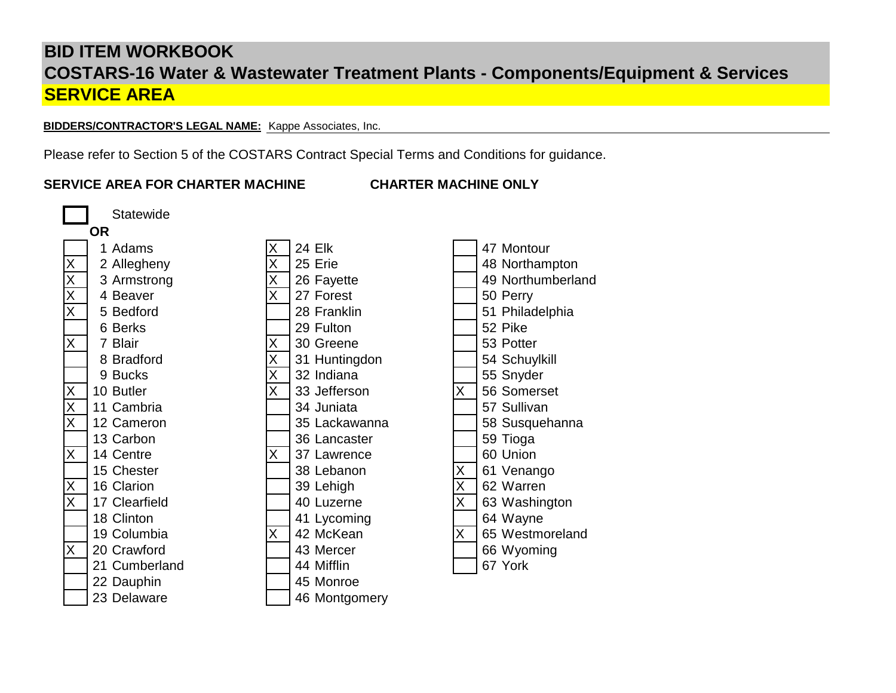# BID ITEM WORKBOOK

## COSTARS-16 Water & Wastewater Treatment Plants - Components/Equipment & Services

## SERVICE AREA

**BIDDERS/CONTRACTOR'S LEGAL NAME:** Kappe Associates, Inc.

Please refer to Section 5 of the COSTARS Contract Special Terms and Conditions for guidance.

**SERVICE AREA FOR CHARTER MACHINE** **CHARTER MACHINE ONLY**

[ ] Statewide

**OR**

| | County | | County | | County |
|---|---|---|---|---|---|
| | 1 Adams | X | 24 Elk | | 47 Montour |
| X | 2 Allegheny | X | 25 Erie | | 48 Northampton |
| X | 3 Armstrong | X | 26 Fayette | | 49 Northumberland |
| X | 4 Beaver | X | 27 Forest | | 50 Perry |
| X | 5 Bedford | | 28 Franklin | | 51 Philadelphia |
| | 6 Berks | | 29 Fulton | | 52 Pike |
| X | 7 Blair | X | 30 Greene | | 53 Potter |
| | 8 Bradford | X | 31 Huntingdon | | 54 Schuylkill |
| | 9 Bucks | X | 32 Indiana | | 55 Snyder |
| X | 10 Butler | X | 33 Jefferson | X | 56 Somerset |
| X | 11 Cambria | | 34 Juniata | | 57 Sullivan |
| X | 12 Cameron | | 35 Lackawanna | | 58 Susquehanna |
| | 13 Carbon | | 36 Lancaster | | 59 Tioga |
| X | 14 Centre | X | 37 Lawrence | | 60 Union |
| | 15 Chester | | 38 Lebanon | X | 61 Venango |
| X | 16 Clarion | | 39 Lehigh | X | 62 Warren |
| X | 17 Clearfield | | 40 Luzerne | X | 63 Washington |
| | 18 Clinton | | 41 Lycoming | | 64 Wayne |
| | 19 Columbia | X | 42 McKean | X | 65 Westmoreland |
| X | 20 Crawford | | 43 Mercer | | 66 Wyoming |
| | 21 Cumberland | | 44 Mifflin | | 67 York |
| | 22 Dauphin | | 45 Monroe | | |
| | 23 Delaware | | 46 Montgomery | | |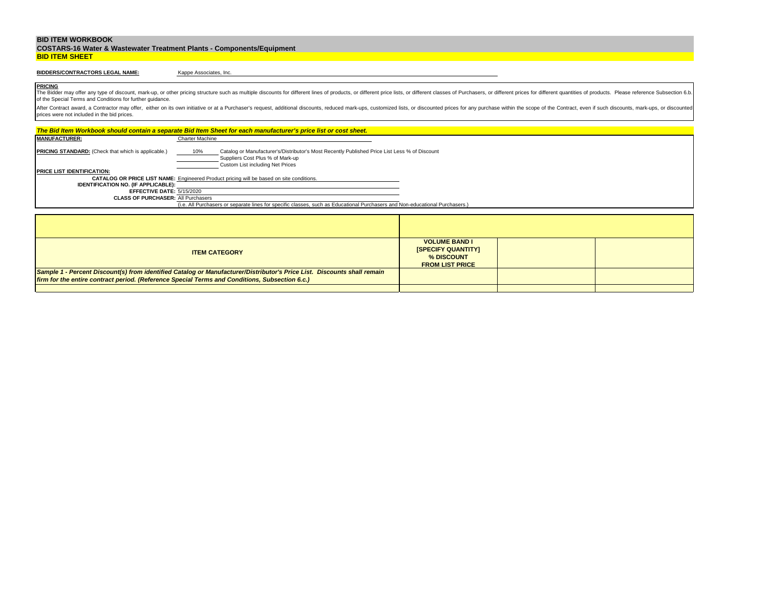# BID ITEM WORKBOOK

## COSTARS-16 Water & Wastewater Treatment Plants - Components/Equipment

### BID ITEM SHEET

**BIDDERS/CONTRACTORS LEGAL NAME:** Kappe Associates, Inc.

**PRICING**

The Bidder may offer any type of discount, mark-up, or other pricing structure such as multiple discounts for different lines of products, or different price lists, or different classes of Purchasers, or different prices for different quantities of products. Please reference Subsection 6.b. of the Special Terms and Conditions for further guidance.

After Contract award, a Contractor may offer, either on its own initiative or at a Purchaser's request, additional discounts, reduced mark-ups, customized lists, or discounted prices for any purchase within the scope of the Contract, even if such discounts, mark-ups, or discounted prices were not included in the bid prices.

***The Bid Item Workbook should contain a separate Bid Item Sheet for each manufacturer's price list or cost sheet.***

**MANUFACTURER:** Charter Machine

**PRICING STANDARD:** (Check that which is applicable.)

- 10% Catalog or Manufacturer's/Distributor's Most Recently Published Price List Less % of Discount
- ______ Suppliers Cost Plus % of Mark-up
- ______ Custom List including Net Prices

**PRICE LIST IDENTIFICATION:**

**CATALOG OR PRICE LIST NAME:** Engineered Product pricing will be based on site conditions.

**IDENTIFICATION NO. (IF APPLICABLE):**

**EFFECTIVE DATE:** 5/15/2020

**CLASS OF PURCHASER:** All Purchasers

(i.e. All Purchasers or separate lines for specific classes, such as Educational Purchasers and Non-educational Purchasers.)

| ITEM CATEGORY | VOLUME BAND I [SPECIFY QUANTITY] % DISCOUNT FROM LIST PRICE | | |
|---|---|---|---|
| ***Sample 1 - Percent Discount(s) from identified Catalog or Manufacturer/Distributor's Price List. Discounts shall remain firm for the entire contract period. (Reference Special Terms and Conditions, Subsection 6.c.)*** | | | |
| | | | |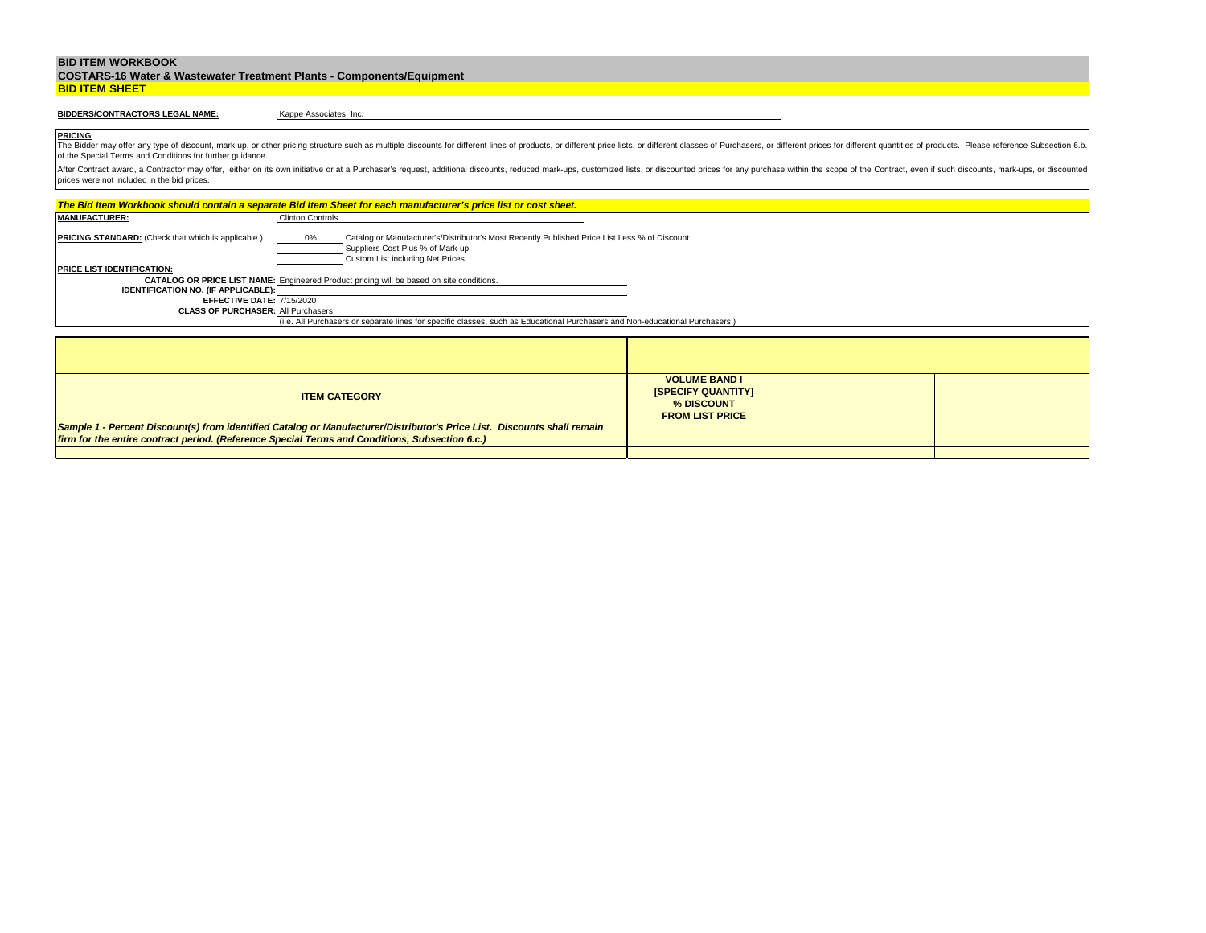**BID ITEM WORKBOOK**

**COSTARS-16 Water & Wastewater Treatment Plants - Components/Equipment**

**BID ITEM SHEET**

**BIDDERS/CONTRACTORS LEGAL NAME:** Kappe Associates, Inc.

**PRICING**

The Bidder may offer any type of discount, mark-up, or other pricing structure such as multiple discounts for different lines of products, or different price lists, or different classes of Purchasers, or different prices for different quantities of products. Please reference Subsection 6.b. of the Special Terms and Conditions for further guidance.

After Contract award, a Contractor may offer, either on its own initiative or at a Purchaser's request, additional discounts, reduced mark-ups, customized lists, or discounted prices for any purchase within the scope of the Contract, even if such discounts, mark-ups, or discounted prices were not included in the bid prices.

***The Bid Item Workbook should contain a separate Bid Item Sheet for each manufacturer's price list or cost sheet.***

**MANUFACTURER:** Clinton Controls

**PRICING STANDARD:** (Check that which is applicable.)

- 0% Catalog or Manufacturer's/Distributor's Most Recently Published Price List Less % of Discount
- ____ Suppliers Cost Plus % of Mark-up
- ____ Custom List including Net Prices

**PRICE LIST IDENTIFICATION:**

**CATALOG OR PRICE LIST NAME:** Engineered Product pricing will be based on site conditions.

**IDENTIFICATION NO. (IF APPLICABLE):**

**EFFECTIVE DATE:** 7/15/2020

**CLASS OF PURCHASER:** All Purchasers

(i.e. All Purchasers or separate lines for specific classes, such as Educational Purchasers and Non-educational Purchasers.)

| ITEM CATEGORY | VOLUME BAND I [SPECIFY QUANTITY] % DISCOUNT FROM LIST PRICE | | |
|---|---|---|---|
| ***Sample 1 - Percent Discount(s) from identified Catalog or Manufacturer/Distributor's Price List. Discounts shall remain firm for the entire contract period. (Reference Special Terms and Conditions, Subsection 6.c.)*** | | | |
| | | | |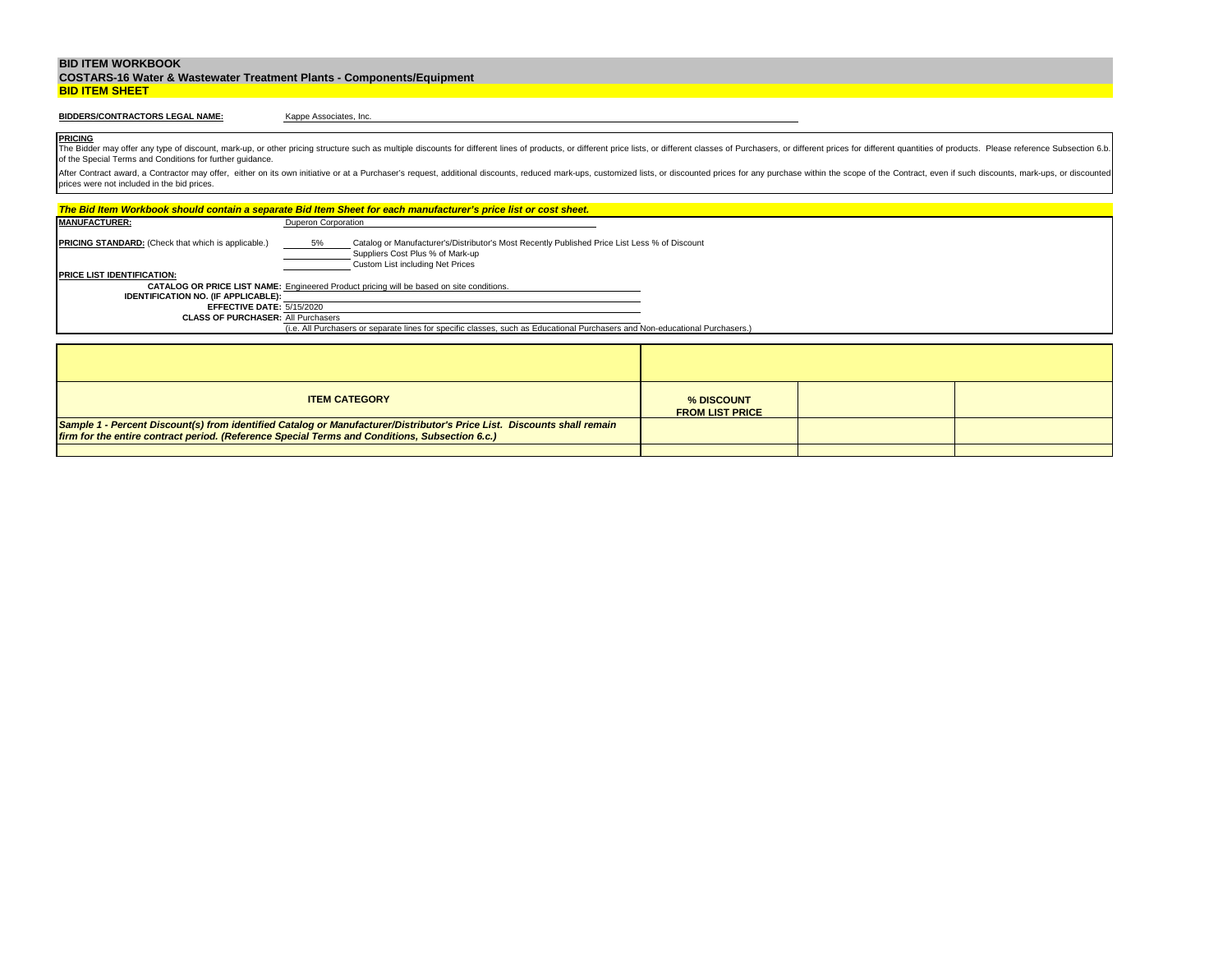**BID ITEM WORKBOOK**

**COSTARS-16 Water & Wastewater Treatment Plants - Components/Equipment**

**BID ITEM SHEET**

**BIDDERS/CONTRACTORS LEGAL NAME:** Kappe Associates, Inc.

**PRICING**

The Bidder may offer any type of discount, mark-up, or other pricing structure such as multiple discounts for different lines of products, or different price lists, or different classes of Purchasers, or different prices for different quantities of products. Please reference Subsection 6.b. of the Special Terms and Conditions for further guidance.

After Contract award, a Contractor may offer, either on its own initiative or at a Purchaser's request, additional discounts, reduced mark-ups, customized lists, or discounted prices for any purchase within the scope of the Contract, even if such discounts, mark-ups, or discounted prices were not included in the bid prices.

***The Bid Item Workbook should contain a separate Bid Item Sheet for each manufacturer's price list or cost sheet.***

**MANUFACTURER:** Duperon Corporation

**PRICING STANDARD:** (Check that which is applicable.)

- 5% Catalog or Manufacturer's/Distributor's Most Recently Published Price List Less % of Discount
- ____ Suppliers Cost Plus % of Mark-up
- ____ Custom List including Net Prices

**PRICE LIST IDENTIFICATION:**

**CATALOG OR PRICE LIST NAME:** Engineered Product pricing will be based on site conditions.

**IDENTIFICATION NO. (IF APPLICABLE):**

**EFFECTIVE DATE:** 5/15/2020

**CLASS OF PURCHASER:** All Purchasers

(i.e. All Purchasers or separate lines for specific classes, such as Educational Purchasers and Non-educational Purchasers.)

| **ITEM CATEGORY** | **% DISCOUNT FROM LIST PRICE** | | |
|---|---|---|---|
| ***Sample 1 - Percent Discount(s) from identified Catalog or Manufacturer/Distributor's Price List. Discounts shall remain firm for the entire contract period. (Reference Special Terms and Conditions, Subsection 6.c.)*** | | | |
| | | | |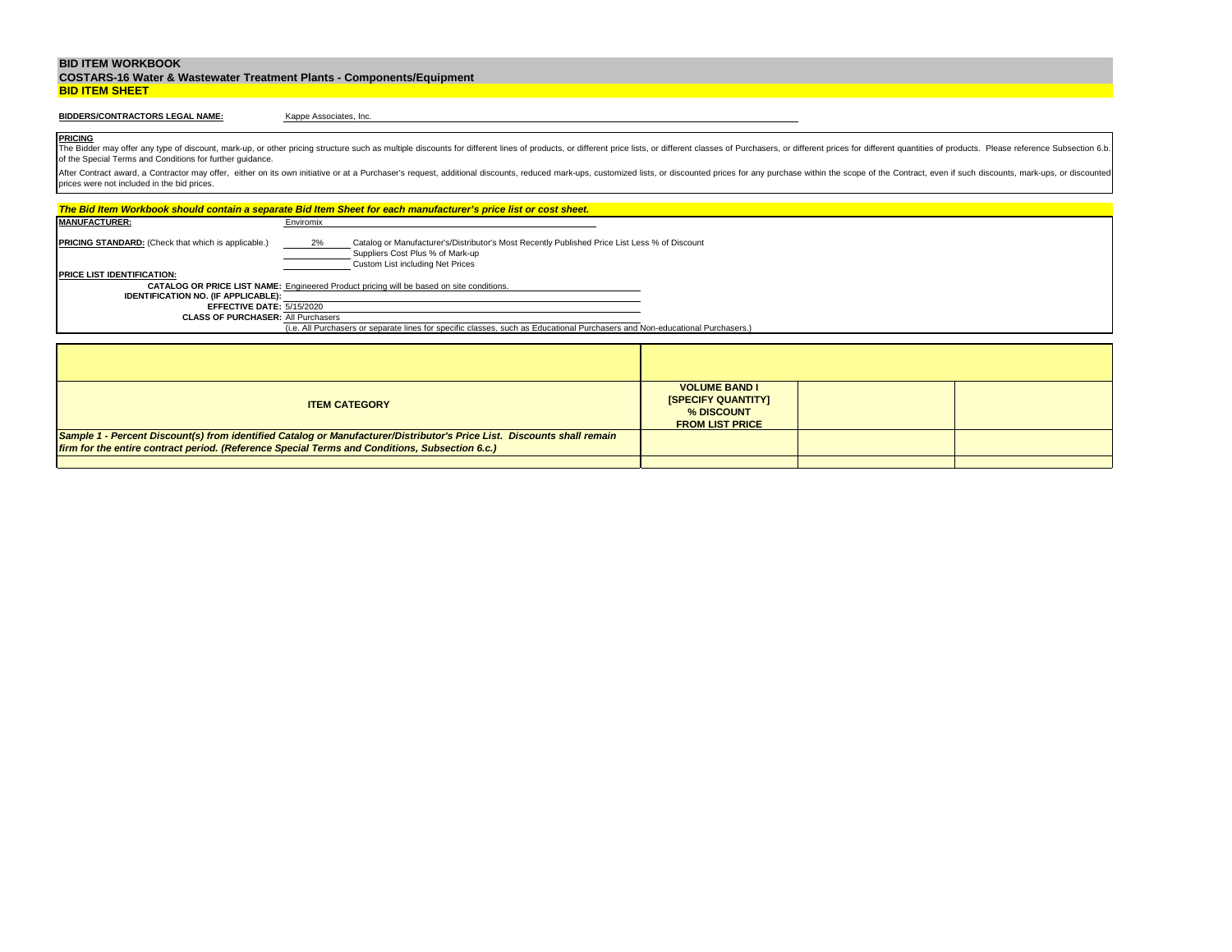## BID ITEM WORKBOOK

**COSTARS-16 Water & Wastewater Treatment Plants - Components/Equipment**

**BID ITEM SHEET**

**BIDDERS/CONTRACTORS LEGAL NAME:** Kappe Associates, Inc.

**PRICING**

The Bidder may offer any type of discount, mark-up, or other pricing structure such as multiple discounts for different lines of products, or different price lists, or different classes of Purchasers, or different prices for different quantities of products. Please reference Subsection 6.b. of the Special Terms and Conditions for further guidance.

After Contract award, a Contractor may offer, either on its own initiative or at a Purchaser's request, additional discounts, reduced mark-ups, customized lists, or discounted prices for any purchase within the scope of the Contract, even if such discounts, mark-ups, or discounted prices were not included in the bid prices.

***The Bid Item Workbook should contain a separate Bid Item Sheet for each manufacturer's price list or cost sheet.***

**MANUFACTURER:** Enviromix

**PRICING STANDARD:** (Check that which is applicable.)

- 2% Catalog or Manufacturer's/Distributor's Most Recently Published Price List Less % of Discount
- ______ Suppliers Cost Plus % of Mark-up
- ______ Custom List including Net Prices

**PRICE LIST IDENTIFICATION:**

**CATALOG OR PRICE LIST NAME:** Engineered Product pricing will be based on site conditions.

**IDENTIFICATION NO. (IF APPLICABLE):**

**EFFECTIVE DATE:** 5/15/2020

**CLASS OF PURCHASER:** All Purchasers

(i.e. All Purchasers or separate lines for specific classes, such as Educational Purchasers and Non-educational Purchasers.)

| ITEM CATEGORY | VOLUME BAND I [SPECIFY QUANTITY] % DISCOUNT FROM LIST PRICE | | |
|---|---|---|---|
| ***Sample 1 - Percent Discount(s) from identified Catalog or Manufacturer/Distributor's Price List. Discounts shall remain firm for the entire contract period. (Reference Special Terms and Conditions, Subsection 6.c.)*** | | | |
| | | | |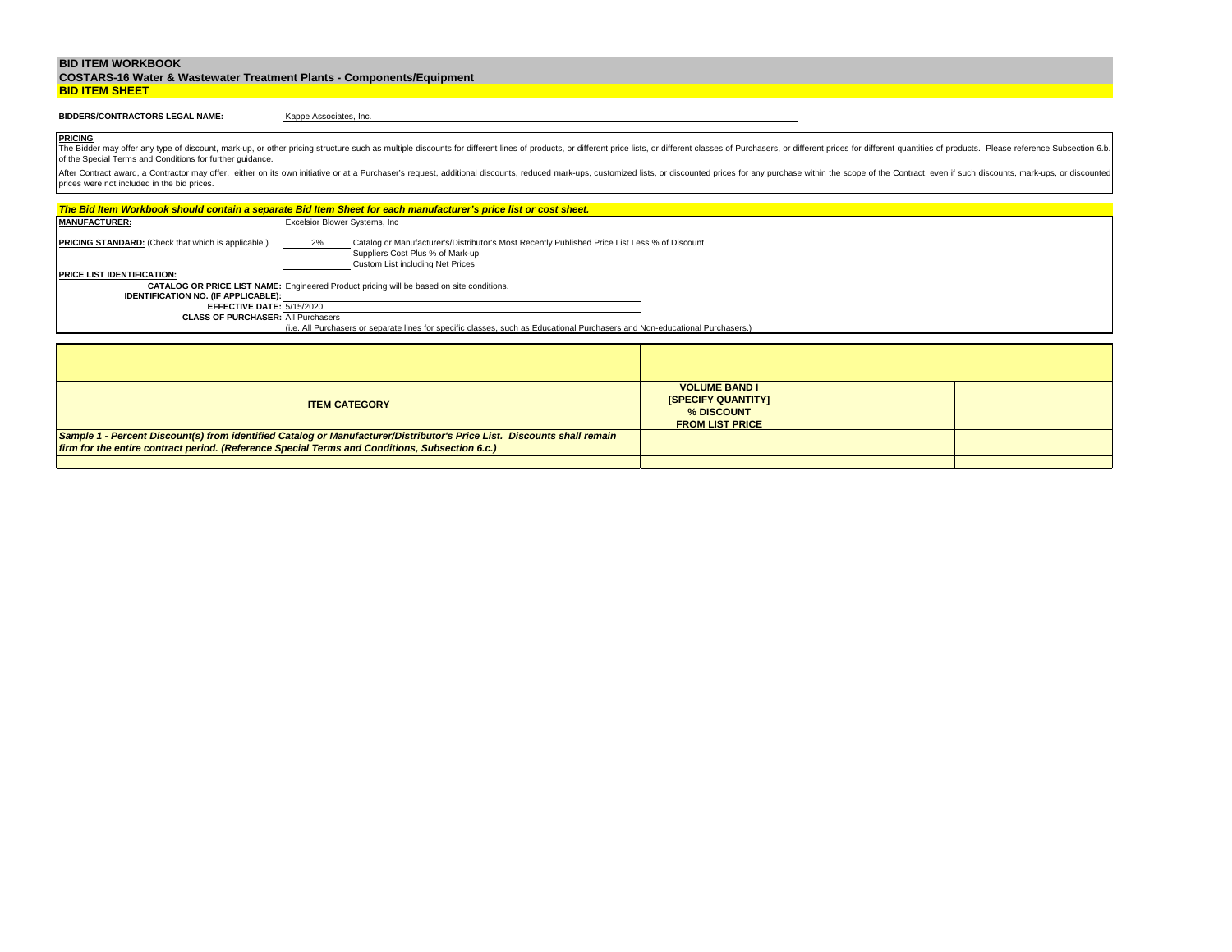# BID ITEM WORKBOOK

## COSTARS-16 Water & Wastewater Treatment Plants - Components/Equipment

### BID ITEM SHEET

**BIDDERS/CONTRACTORS LEGAL NAME:** Kappe Associates, Inc.

**PRICING**

The Bidder may offer any type of discount, mark-up, or other pricing structure such as multiple discounts for different lines of products, or different price lists, or different classes of Purchasers, or different prices for different quantities of products. Please reference Subsection 6.b. of the Special Terms and Conditions for further guidance.

After Contract award, a Contractor may offer, either on its own initiative or at a Purchaser's request, additional discounts, reduced mark-ups, customized lists, or discounted prices for any purchase within the scope of the Contract, even if such discounts, mark-ups, or discounted prices were not included in the bid prices.

***The Bid Item Workbook should contain a separate Bid Item Sheet for each manufacturer's price list or cost sheet.***

**MANUFACTURER:** Excelsior Blower Systems, Inc

**PRICING STANDARD:** (Check that which is applicable.)

- 2% Catalog or Manufacturer's/Distributor's Most Recently Published Price List Less % of Discount
- ____ Suppliers Cost Plus % of Mark-up
- ____ Custom List including Net Prices

**PRICE LIST IDENTIFICATION:**

**CATALOG OR PRICE LIST NAME:** Engineered Product pricing will be based on site conditions.

**IDENTIFICATION NO. (IF APPLICABLE):**

**EFFECTIVE DATE:** 5/15/2020

**CLASS OF PURCHASER:** All Purchasers

(i.e. All Purchasers or separate lines for specific classes, such as Educational Purchasers and Non-educational Purchasers.)

| ITEM CATEGORY | VOLUME BAND I [SPECIFY QUANTITY] % DISCOUNT FROM LIST PRICE | | |
|---|---|---|---|
| ***Sample 1 - Percent Discount(s) from identified Catalog or Manufacturer/Distributor's Price List. Discounts shall remain firm for the entire contract period. (Reference Special Terms and Conditions, Subsection 6.c.)*** | | | |
| | | | |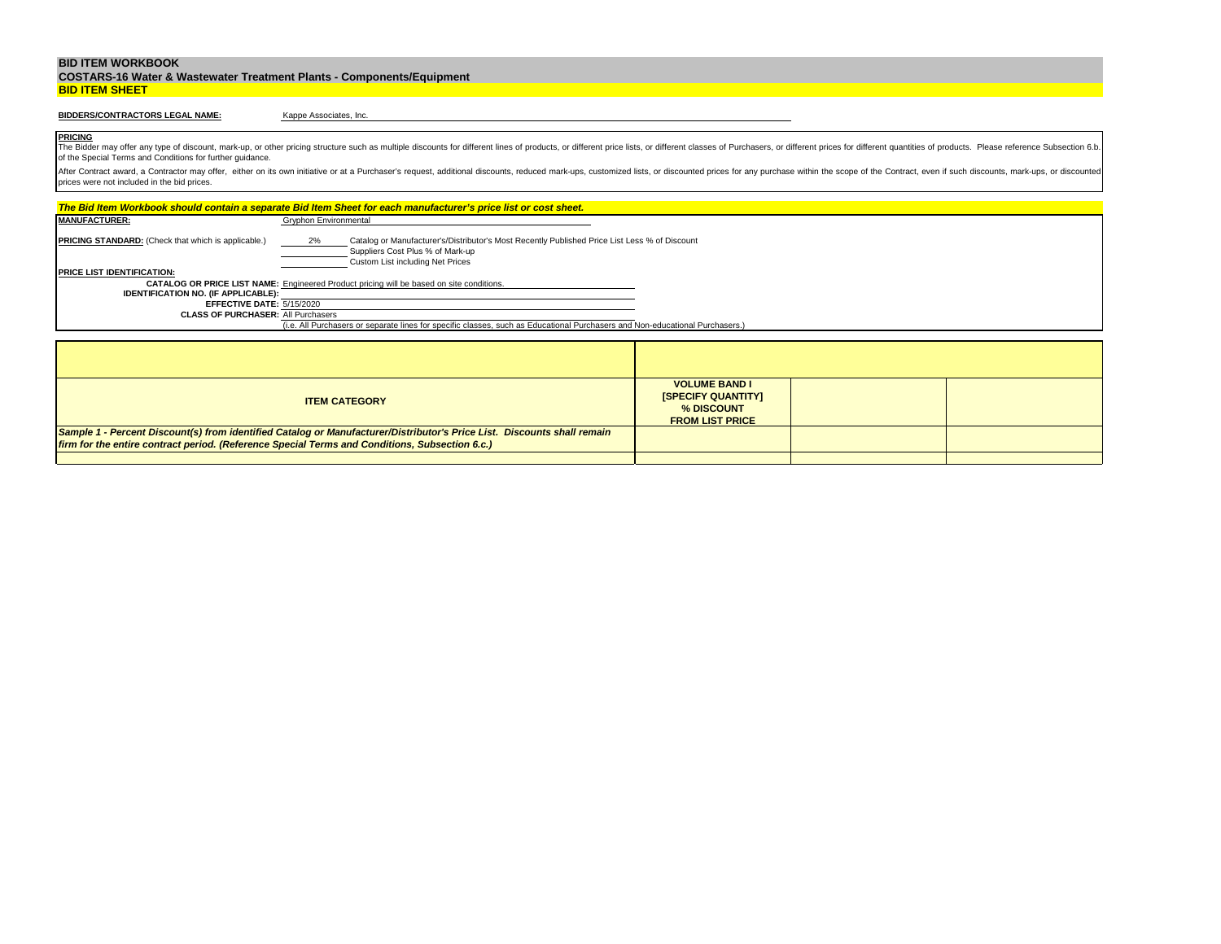# BID ITEM WORKBOOK

## COSTARS-16 Water & Wastewater Treatment Plants - Components/Equipment

## BID ITEM SHEET

**BIDDERS/CONTRACTORS LEGAL NAME:** Kappe Associates, Inc.

**PRICING**

The Bidder may offer any type of discount, mark-up, or other pricing structure such as multiple discounts for different lines of products, or different price lists, or different classes of Purchasers, or different prices for different quantities of products. Please reference Subsection 6.b. of the Special Terms and Conditions for further guidance.

After Contract award, a Contractor may offer, either on its own initiative or at a Purchaser's request, additional discounts, reduced mark-ups, customized lists, or discounted prices for any purchase within the scope of the Contract, even if such discounts, mark-ups, or discounted prices were not included in the bid prices.

***The Bid Item Workbook should contain a separate Bid Item Sheet for each manufacturer's price list or cost sheet.***

**MANUFACTURER:** Gryphon Environmental

**PRICING STANDARD:** (Check that which is applicable.)

- 2% Catalog or Manufacturer's/Distributor's Most Recently Published Price List Less % of Discount
- ____ Suppliers Cost Plus % of Mark-up
- ____ Custom List including Net Prices

**PRICE LIST IDENTIFICATION:**

**CATALOG OR PRICE LIST NAME:** Engineered Product pricing will be based on site conditions.

**IDENTIFICATION NO. (IF APPLICABLE):**

**EFFECTIVE DATE:** 5/15/2020

**CLASS OF PURCHASER:** All Purchasers

(i.e. All Purchasers or separate lines for specific classes, such as Educational Purchasers and Non-educational Purchasers.)

| ITEM CATEGORY | VOLUME BAND I [SPECIFY QUANTITY] % DISCOUNT FROM LIST PRICE | | |
|---|---|---|---|
| ***Sample 1 - Percent Discount(s) from identified Catalog or Manufacturer/Distributor's Price List. Discounts shall remain firm for the entire contract period. (Reference Special Terms and Conditions, Subsection 6.c.)*** | | | |
| | | | |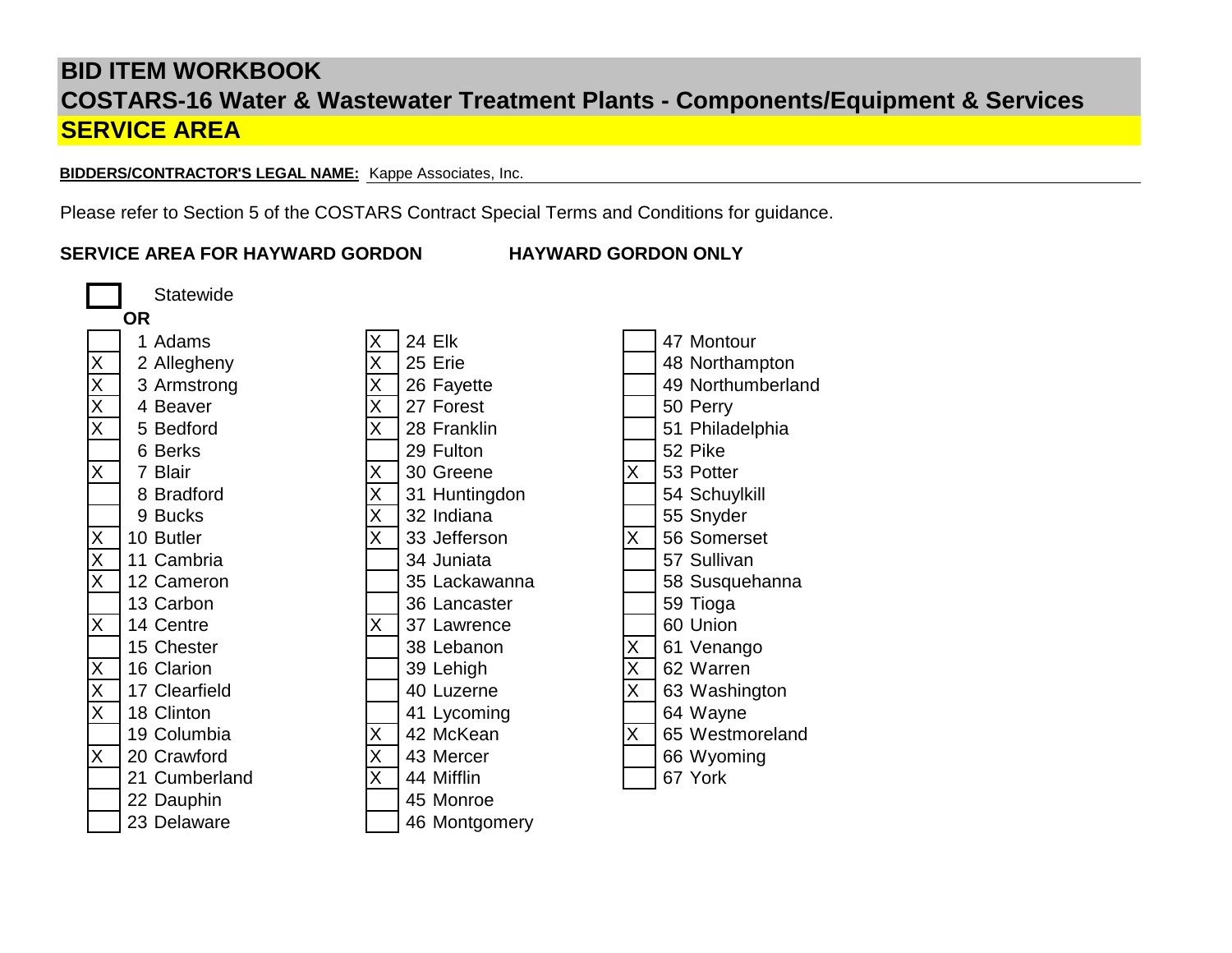# BID ITEM WORKBOOK

## COSTARS-16 Water & Wastewater Treatment Plants - Components/Equipment & Services

## SERVICE AREA

**BIDDERS/CONTRACTOR'S LEGAL NAME:** Kappe Associates, Inc.

Please refer to Section 5 of the COSTARS Contract Special Terms and Conditions for guidance.

**SERVICE AREA FOR HAYWARD GORDON** **HAYWARD GORDON ONLY**

[ ] Statewide

**OR**

| | County | | County | | County |
|---|---|---|---|---|---|
| | 1 Adams | X | 24 Elk | | 47 Montour |
| X | 2 Allegheny | X | 25 Erie | | 48 Northampton |
| X | 3 Armstrong | X | 26 Fayette | | 49 Northumberland |
| X | 4 Beaver | X | 27 Forest | | 50 Perry |
| X | 5 Bedford | X | 28 Franklin | | 51 Philadelphia |
| | 6 Berks | | 29 Fulton | | 52 Pike |
| X | 7 Blair | X | 30 Greene | X | 53 Potter |
| | 8 Bradford | X | 31 Huntingdon | | 54 Schuylkill |
| | 9 Bucks | X | 32 Indiana | | 55 Snyder |
| X | 10 Butler | X | 33 Jefferson | X | 56 Somerset |
| X | 11 Cambria | | 34 Juniata | | 57 Sullivan |
| X | 12 Cameron | | 35 Lackawanna | | 58 Susquehanna |
| | 13 Carbon | | 36 Lancaster | | 59 Tioga |
| X | 14 Centre | X | 37 Lawrence | | 60 Union |
| | 15 Chester | | 38 Lebanon | X | 61 Venango |
| X | 16 Clarion | | 39 Lehigh | X | 62 Warren |
| X | 17 Clearfield | | 40 Luzerne | X | 63 Washington |
| X | 18 Clinton | | 41 Lycoming | | 64 Wayne |
| | 19 Columbia | X | 42 McKean | X | 65 Westmoreland |
| X | 20 Crawford | X | 43 Mercer | | 66 Wyoming |
| | 21 Cumberland | X | 44 Mifflin | | 67 York |
| | 22 Dauphin | | 45 Monroe | | |
| | 23 Delaware | | 46 Montgomery | | |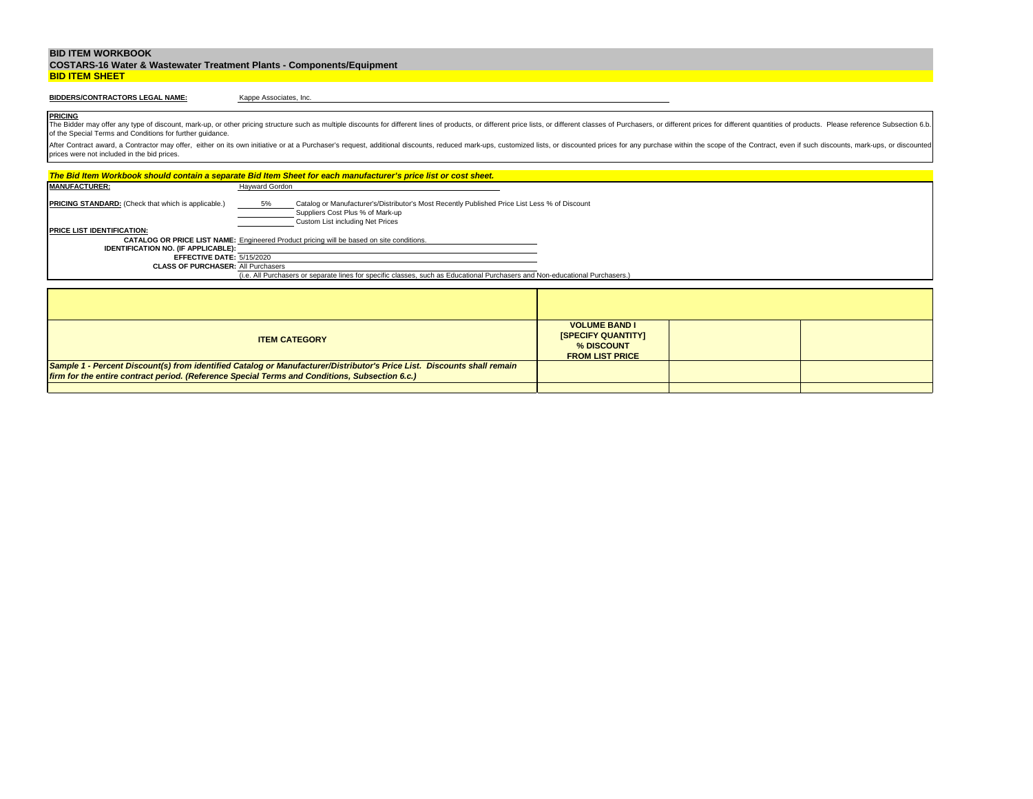**BID ITEM WORKBOOK**

**COSTARS-16 Water & Wastewater Treatment Plants - Components/Equipment**

**BID ITEM SHEET**

**BIDDERS/CONTRACTORS LEGAL NAME:** Kappe Associates, Inc.

**PRICING**

The Bidder may offer any type of discount, mark-up, or other pricing structure such as multiple discounts for different lines of products, or different price lists, or different classes of Purchasers, or different prices for different quantities of products. Please reference Subsection 6.b. of the Special Terms and Conditions for further guidance.

After Contract award, a Contractor may offer, either on its own initiative or at a Purchaser's request, additional discounts, reduced mark-ups, customized lists, or discounted prices for any purchase within the scope of the Contract, even if such discounts, mark-ups, or discounted prices were not included in the bid prices.

***The Bid Item Workbook should contain a separate Bid Item Sheet for each manufacturer's price list or cost sheet.***

**MANUFACTURER:** Hayward Gordon

**PRICING STANDARD:** (Check that which is applicable.)
- 5% Catalog or Manufacturer's/Distributor's Most Recently Published Price List Less % of Discount
- ____ Suppliers Cost Plus % of Mark-up
- ____ Custom List including Net Prices

**PRICE LIST IDENTIFICATION:**

**CATALOG OR PRICE LIST NAME:** Engineered Product pricing will be based on site conditions.

**IDENTIFICATION NO. (IF APPLICABLE):**

**EFFECTIVE DATE:** 5/15/2020

**CLASS OF PURCHASER:** All Purchasers

(i.e. All Purchasers or separate lines for specific classes, such as Educational Purchasers and Non-educational Purchasers.)

| **ITEM CATEGORY** | **VOLUME BAND I [SPECIFY QUANTITY] % DISCOUNT FROM LIST PRICE** | | |
|---|---|---|---|
| ***Sample 1 - Percent Discount(s) from identified Catalog or Manufacturer/Distributor's Price List. Discounts shall remain firm for the entire contract period. (Reference Special Terms and Conditions, Subsection 6.c.)*** | | | |
| | | | |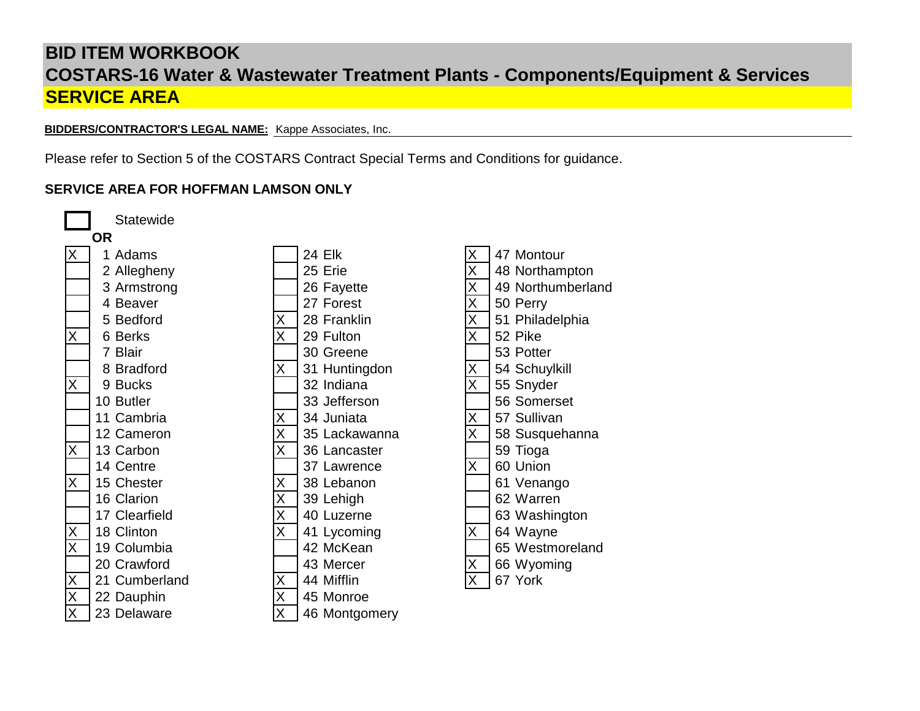# BID ITEM WORKBOOK

## COSTARS-16 Water & Wastewater Treatment Plants - Components/Equipment & Services

## SERVICE AREA

**BIDDERS/CONTRACTOR'S LEGAL NAME:** Kappe Associates, Inc.

Please refer to Section 5 of the COSTARS Contract Special Terms and Conditions for guidance.

**SERVICE AREA FOR HOFFMAN LAMSON ONLY**

| | |
|---|---|
| [ ] | Statewide |

**OR**

| | County | | County | | County |
|---|---|---|---|---|---|
| X | 1 Adams | | 24 Elk | X | 47 Montour |
| | 2 Allegheny | | 25 Erie | X | 48 Northampton |
| | 3 Armstrong | | 26 Fayette | X | 49 Northumberland |
| | 4 Beaver | | 27 Forest | X | 50 Perry |
| | 5 Bedford | X | 28 Franklin | X | 51 Philadelphia |
| X | 6 Berks | X | 29 Fulton | X | 52 Pike |
| | 7 Blair | | 30 Greene | | 53 Potter |
| | 8 Bradford | X | 31 Huntingdon | X | 54 Schuylkill |
| X | 9 Bucks | | 32 Indiana | X | 55 Snyder |
| | 10 Butler | | 33 Jefferson | | 56 Somerset |
| | 11 Cambria | X | 34 Juniata | X | 57 Sullivan |
| | 12 Cameron | X | 35 Lackawanna | X | 58 Susquehanna |
| X | 13 Carbon | X | 36 Lancaster | | 59 Tioga |
| | 14 Centre | | 37 Lawrence | X | 60 Union |
| X | 15 Chester | X | 38 Lebanon | | 61 Venango |
| | 16 Clarion | X | 39 Lehigh | | 62 Warren |
| | 17 Clearfield | X | 40 Luzerne | | 63 Washington |
| X | 18 Clinton | X | 41 Lycoming | X | 64 Wayne |
| X | 19 Columbia | | 42 McKean | | 65 Westmoreland |
| | 20 Crawford | | 43 Mercer | X | 66 Wyoming |
| X | 21 Cumberland | X | 44 Mifflin | X | 67 York |
| X | 22 Dauphin | X | 45 Monroe | | |
| X | 23 Delaware | X | 46 Montgomery | | |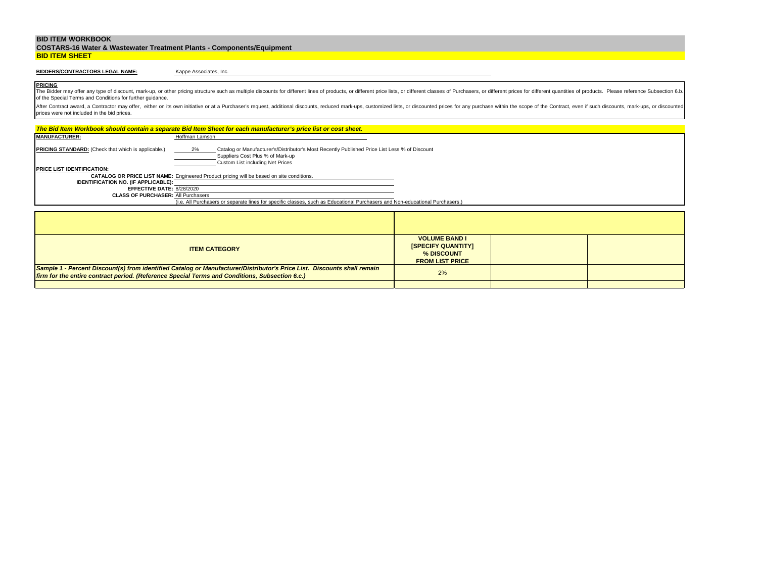# BID ITEM WORKBOOK

## COSTARS-16 Water & Wastewater Treatment Plants - Components/Equipment

### BID ITEM SHEET

**BIDDERS/CONTRACTORS LEGAL NAME:** Kappe Associates, Inc.

**PRICING**

The Bidder may offer any type of discount, mark-up, or other pricing structure such as multiple discounts for different lines of products, or different price lists, or different classes of Purchasers, or different prices for different quantities of products. Please reference Subsection 6.b. of the Special Terms and Conditions for further guidance.

After Contract award, a Contractor may offer, either on its own initiative or at a Purchaser's request, additional discounts, reduced mark-ups, customized lists, or discounted prices for any purchase within the scope of the Contract, even if such discounts, mark-ups, or discounted prices were not included in the bid prices.

***The Bid Item Workbook should contain a separate Bid Item Sheet for each manufacturer's price list or cost sheet.***

**MANUFACTURER:** Hoffman Lamson

**PRICING STANDARD:** (Check that which is applicable.)

2% Catalog or Manufacturer's/Distributor's Most Recently Published Price List Less % of Discount

Suppliers Cost Plus % of Mark-up

Custom List including Net Prices

**PRICE LIST IDENTIFICATION:**

**CATALOG OR PRICE LIST NAME:** Engineered Product pricing will be based on site conditions.

**IDENTIFICATION NO. (IF APPLICABLE):**

**EFFECTIVE DATE:** 8/28/2020

**CLASS OF PURCHASER:** All Purchasers

(i.e. All Purchasers or separate lines for specific classes, such as Educational Purchasers and Non-educational Purchasers.)

| ITEM CATEGORY | VOLUME BAND I [SPECIFY QUANTITY] % DISCOUNT FROM LIST PRICE | | |
|---|---|---|---|
| *Sample 1 - Percent Discount(s) from identified Catalog or Manufacturer/Distributor's Price List. Discounts shall remain firm for the entire contract period. (Reference Special Terms and Conditions, Subsection 6.c.)* | 2% | | |
| | | | |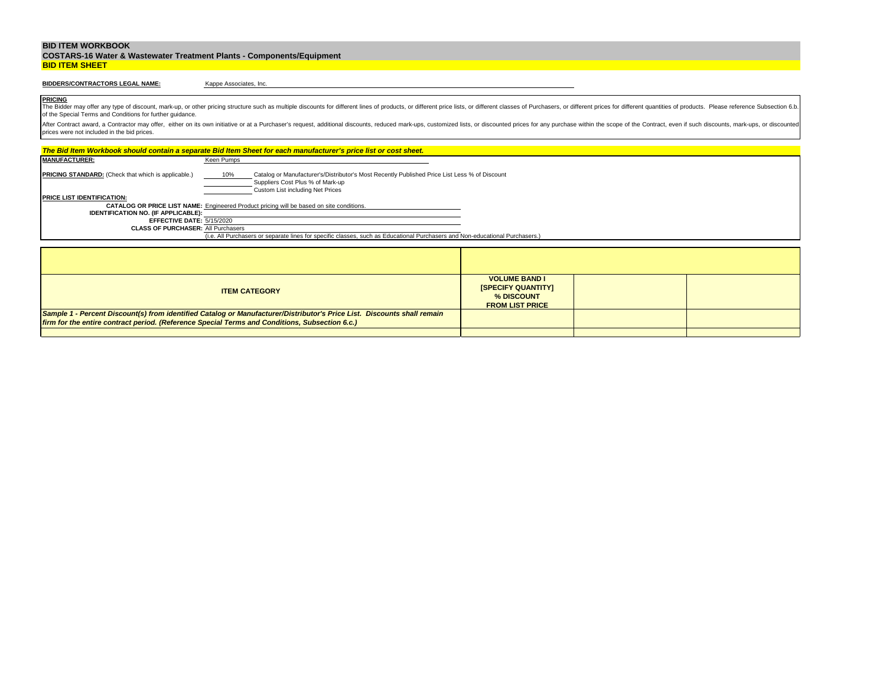## BID ITEM WORKBOOK

**COSTARS-16 Water & Wastewater Treatment Plants - Components/Equipment**

**BID ITEM SHEET**

**BIDDERS/CONTRACTORS LEGAL NAME:** Kappe Associates, Inc.

**PRICING**

The Bidder may offer any type of discount, mark-up, or other pricing structure such as multiple discounts for different lines of products, or different price lists, or different classes of Purchasers, or different prices for different quantities of products. Please reference Subsection 6.b. of the Special Terms and Conditions for further guidance.

After Contract award, a Contractor may offer, either on its own initiative or at a Purchaser's request, additional discounts, reduced mark-ups, customized lists, or discounted prices for any purchase within the scope of the Contract, even if such discounts, mark-ups, or discounted prices were not included in the bid prices.

***The Bid Item Workbook should contain a separate Bid Item Sheet for each manufacturer's price list or cost sheet.***

**MANUFACTURER:** Keen Pumps

**PRICING STANDARD:** (Check that which is applicable.)
- 10% Catalog or Manufacturer's/Distributor's Most Recently Published Price List Less % of Discount
- ______ Suppliers Cost Plus % of Mark-up
- ______ Custom List including Net Prices

**PRICE LIST IDENTIFICATION:**

**CATALOG OR PRICE LIST NAME:** Engineered Product pricing will be based on site conditions.

**IDENTIFICATION NO. (IF APPLICABLE):**

**EFFECTIVE DATE:** 5/15/2020

**CLASS OF PURCHASER:** All Purchasers

(i.e. All Purchasers or separate lines for specific classes, such as Educational Purchasers and Non-educational Purchasers.)

| **ITEM CATEGORY** | **VOLUME BAND I [SPECIFY QUANTITY] % DISCOUNT FROM LIST PRICE** | | |
|---|---|---|---|
| ***Sample 1 - Percent Discount(s) from identified Catalog or Manufacturer/Distributor's Price List. Discounts shall remain firm for the entire contract period. (Reference Special Terms and Conditions, Subsection 6.c.)*** | | | |
| | | | |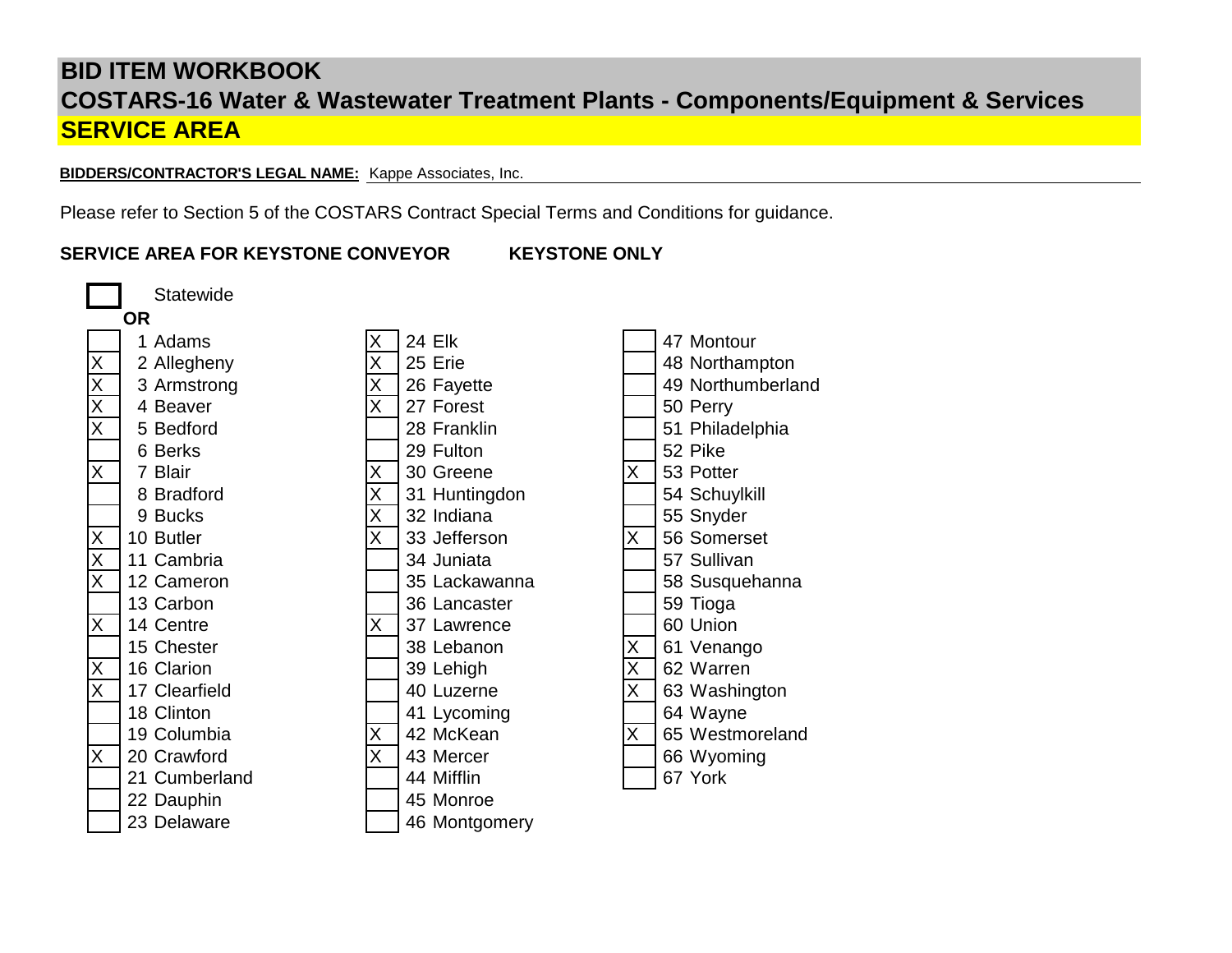# BID ITEM WORKBOOK

## COSTARS-16 Water & Wastewater Treatment Plants - Components/Equipment & Services

## SERVICE AREA

**BIDDERS/CONTRACTOR'S LEGAL NAME:** Kappe Associates, Inc.

Please refer to Section 5 of the COSTARS Contract Special Terms and Conditions for guidance.

**SERVICE AREA FOR KEYSTONE CONVEYOR** **KEYSTONE ONLY**

[ ] Statewide

**OR**

| | County | | County | | County |
|---|---|---|---|---|---|
| | 1 Adams | X | 24 Elk | | 47 Montour |
| X | 2 Allegheny | X | 25 Erie | | 48 Northampton |
| X | 3 Armstrong | X | 26 Fayette | | 49 Northumberland |
| X | 4 Beaver | X | 27 Forest | | 50 Perry |
| X | 5 Bedford | | 28 Franklin | | 51 Philadelphia |
| | 6 Berks | | 29 Fulton | | 52 Pike |
| X | 7 Blair | X | 30 Greene | X | 53 Potter |
| | 8 Bradford | X | 31 Huntingdon | | 54 Schuylkill |
| | 9 Bucks | X | 32 Indiana | | 55 Snyder |
| X | 10 Butler | X | 33 Jefferson | X | 56 Somerset |
| X | 11 Cambria | | 34 Juniata | | 57 Sullivan |
| X | 12 Cameron | | 35 Lackawanna | | 58 Susquehanna |
| | 13 Carbon | | 36 Lancaster | | 59 Tioga |
| X | 14 Centre | X | 37 Lawrence | | 60 Union |
| | 15 Chester | | 38 Lebanon | X | 61 Venango |
| X | 16 Clarion | | 39 Lehigh | X | 62 Warren |
| X | 17 Clearfield | | 40 Luzerne | X | 63 Washington |
| | 18 Clinton | | 41 Lycoming | | 64 Wayne |
| | 19 Columbia | X | 42 McKean | X | 65 Westmoreland |
| X | 20 Crawford | X | 43 Mercer | | 66 Wyoming |
| | 21 Cumberland | | 44 Mifflin | | 67 York |
| | 22 Dauphin | | 45 Monroe | | |
| | 23 Delaware | | 46 Montgomery | | |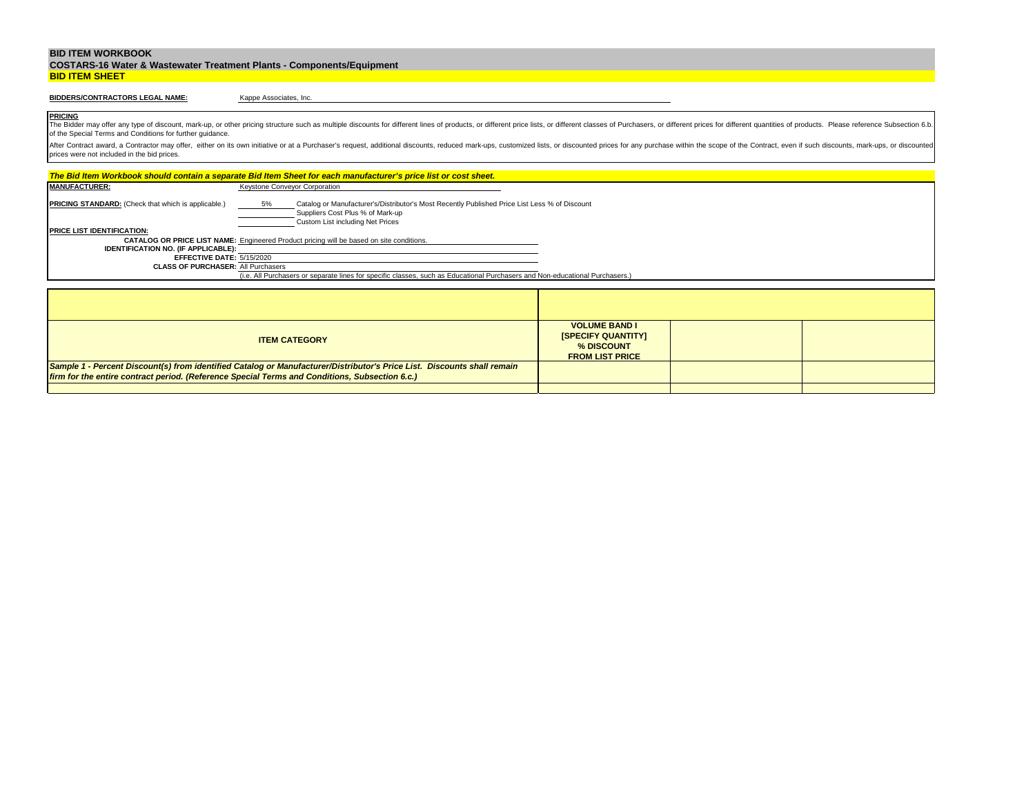**BID ITEM WORKBOOK**

**COSTARS-16 Water & Wastewater Treatment Plants - Components/Equipment**

**BID ITEM SHEET**

**BIDDERS/CONTRACTORS LEGAL NAME:** Kappe Associates, Inc.

**PRICING**

The Bidder may offer any type of discount, mark-up, or other pricing structure such as multiple discounts for different lines of products, or different price lists, or different classes of Purchasers, or different prices for different quantities of products. Please reference Subsection 6.b. of the Special Terms and Conditions for further guidance.

After Contract award, a Contractor may offer, either on its own initiative or at a Purchaser's request, additional discounts, reduced mark-ups, customized lists, or discounted prices for any purchase within the scope of the Contract, even if such discounts, mark-ups, or discounted prices were not included in the bid prices.

***The Bid Item Workbook should contain a separate Bid Item Sheet for each manufacturer's price list or cost sheet.***

**MANUFACTURER:** Keystone Conveyor Corporation

**PRICING STANDARD:** (Check that which is applicable.)

- 5% Catalog or Manufacturer's/Distributor's Most Recently Published Price List Less % of Discount
- ____ Suppliers Cost Plus % of Mark-up
- ____ Custom List including Net Prices

**PRICE LIST IDENTIFICATION:**

**CATALOG OR PRICE LIST NAME:** Engineered Product pricing will be based on site conditions.

**IDENTIFICATION NO. (IF APPLICABLE):**

**EFFECTIVE DATE:** 5/15/2020

**CLASS OF PURCHASER:** All Purchasers

(i.e. All Purchasers or separate lines for specific classes, such as Educational Purchasers and Non-educational Purchasers.)

| ITEM CATEGORY | VOLUME BAND I [SPECIFY QUANTITY] % DISCOUNT FROM LIST PRICE | | |
|---|---|---|---|
| ***Sample 1 - Percent Discount(s) from identified Catalog or Manufacturer/Distributor's Price List. Discounts shall remain firm for the entire contract period. (Reference Special Terms and Conditions, Subsection 6.c.)*** | | | |
| | | | |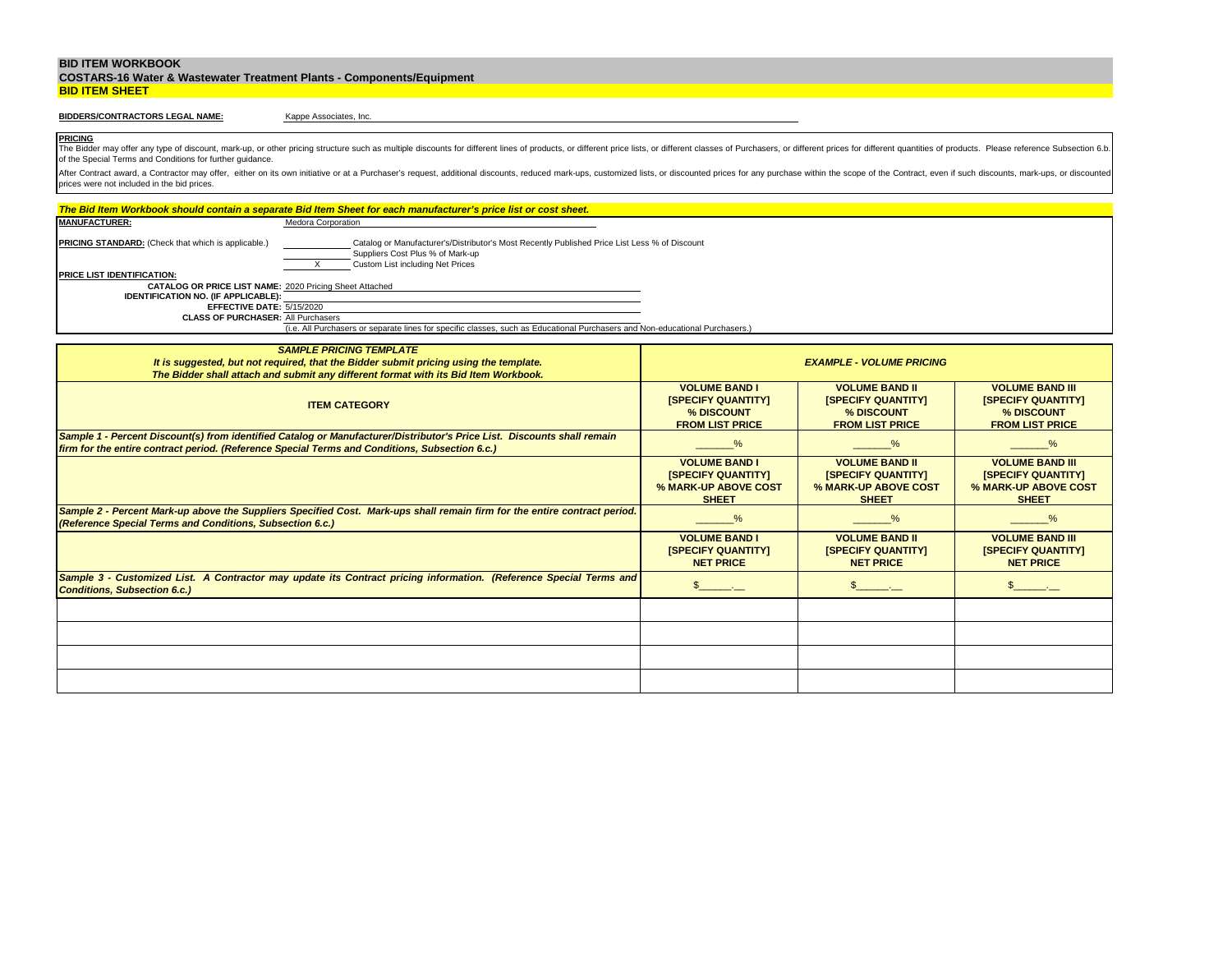# BID ITEM WORKBOOK

## COSTARS-16 Water & Wastewater Treatment Plants - Components/Equipment

## BID ITEM SHEET

**BIDDERS/CONTRACTORS LEGAL NAME:** Kappe Associates, Inc.

**PRICING**

The Bidder may offer any type of discount, mark-up, or other pricing structure such as multiple discounts for different lines of products, or different price lists, or different classes of Purchasers, or different prices for different quantities of products. Please reference Subsection 6.b. of the Special Terms and Conditions for further guidance.

After Contract award, a Contractor may offer, either on its own initiative or at a Purchaser's request, additional discounts, reduced mark-ups, customized lists, or discounted prices for any purchase within the scope of the Contract, even if such discounts, mark-ups, or discounted prices were not included in the bid prices.

***The Bid Item Workbook should contain a separate Bid Item Sheet for each manufacturer's price list or cost sheet.***

**MANUFACTURER:** Medora Corporation

**PRICING STANDARD:** (Check that which is applicable.)

- ___ Catalog or Manufacturer's/Distributor's Most Recently Published Price List Less % of Discount
- ___ Suppliers Cost Plus % of Mark-up
- X Custom List including Net Prices

**PRICE LIST IDENTIFICATION:**

**CATALOG OR PRICE LIST NAME:** 2020 Pricing Sheet Attached
**IDENTIFICATION NO. (IF APPLICABLE):**
**EFFECTIVE DATE:** 5/15/2020
**CLASS OF PURCHASER:** All Purchasers
(i.e. All Purchasers or separate lines for specific classes, such as Educational Purchasers and Non-educational Purchasers.)

| ***SAMPLE PRICING TEMPLATE*** ***It is suggested, but not required, that the Bidder submit pricing using the template. The Bidder shall attach and submit any different format with its Bid Item Workbook.*** | ***EXAMPLE - VOLUME PRICING*** | | |
|---|---|---|---|
| **ITEM CATEGORY** | **VOLUME BAND I [SPECIFY QUANTITY] % DISCOUNT FROM LIST PRICE** | **VOLUME BAND II [SPECIFY QUANTITY] % DISCOUNT FROM LIST PRICE** | **VOLUME BAND III [SPECIFY QUANTITY] % DISCOUNT FROM LIST PRICE** |
| ***Sample 1 - Percent Discount(s) from identified Catalog or Manufacturer/Distributor's Price List. Discounts shall remain firm for the entire contract period. (Reference Special Terms and Conditions, Subsection 6.c.)*** | ______% | ______% | ______% |
| | **VOLUME BAND I [SPECIFY QUANTITY] % MARK-UP ABOVE COST SHEET** | **VOLUME BAND II [SPECIFY QUANTITY] % MARK-UP ABOVE COST SHEET** | **VOLUME BAND III [SPECIFY QUANTITY] % MARK-UP ABOVE COST SHEET** |
| ***Sample 2 - Percent Mark-up above the Suppliers Specified Cost. Mark-ups shall remain firm for the entire contract period. (Reference Special Terms and Conditions, Subsection 6.c.)*** | ______% | ______% | ______% |
| | **VOLUME BAND I [SPECIFY QUANTITY] NET PRICE** | **VOLUME BAND II [SPECIFY QUANTITY] NET PRICE** | **VOLUME BAND III [SPECIFY QUANTITY] NET PRICE** |
| ***Sample 3 - Customized List. A Contractor may update its Contract pricing information. (Reference Special Terms and Conditions, Subsection 6.c.)*** | $_____.__ | $_____.__ | $_____.__ |
| | | | |
| | | | |
| | | | |
| | | | |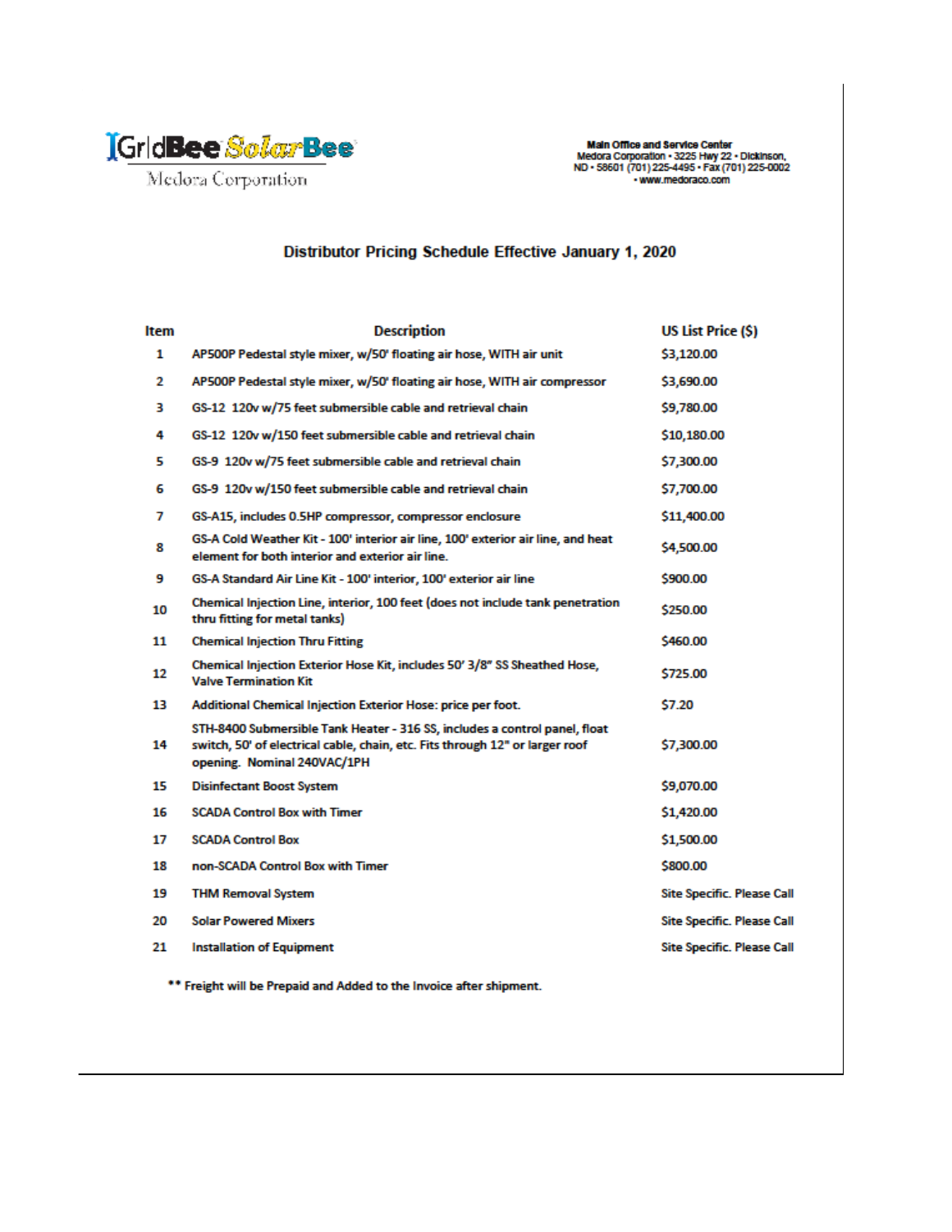GridBee SolarBee

Medora Corporation

**Main Office and Service Center**
Medora Corporation • 3225 Hwy 22 • Dickinson, ND • 58601 (701) 225-4495 • Fax (701) 225-0002 • www.medoraco.com

## Distributor Pricing Schedule Effective January 1, 2020

| Item | Description | US List Price ($) |
|---|---|---|
| 1 | AP500P Pedestal style mixer, w/50' floating air hose, WITH air unit | $3,120.00 |
| 2 | AP500P Pedestal style mixer, w/50' floating air hose, WITH air compressor | $3,690.00 |
| 3 | GS-12 120v w/75 feet submersible cable and retrieval chain | $9,780.00 |
| 4 | GS-12 120v w/150 feet submersible cable and retrieval chain | $10,180.00 |
| 5 | GS-9 120v w/75 feet submersible cable and retrieval chain | $7,300.00 |
| 6 | GS-9 120v w/150 feet submersible cable and retrieval chain | $7,700.00 |
| 7 | GS-A15, includes 0.5HP compressor, compressor enclosure | $11,400.00 |
| 8 | GS-A Cold Weather Kit - 100' interior air line, 100' exterior air line, and heat element for both interior and exterior air line. | $4,500.00 |
| 9 | GS-A Standard Air Line Kit - 100' interior, 100' exterior air line | $900.00 |
| 10 | Chemical Injection Line, interior, 100 feet (does not include tank penetration thru fitting for metal tanks) | $250.00 |
| 11 | Chemical Injection Thru Fitting | $460.00 |
| 12 | Chemical Injection Exterior Hose Kit, includes 50' 3/8" SS Sheathed Hose, Valve Termination Kit | $725.00 |
| 13 | Additional Chemical Injection Exterior Hose: price per foot. | $7.20 |
| 14 | STH-8400 Submersible Tank Heater - 316 SS, includes a control panel, float switch, 50' of electrical cable, chain, etc. Fits through 12" or larger roof opening. Nominal 240VAC/1PH | $7,300.00 |
| 15 | Disinfectant Boost System | $9,070.00 |
| 16 | SCADA Control Box with Timer | $1,420.00 |
| 17 | SCADA Control Box | $1,500.00 |
| 18 | non-SCADA Control Box with Timer | $800.00 |
| 19 | THM Removal System | Site Specific. Please Call |
| 20 | Solar Powered Mixers | Site Specific. Please Call |
| 21 | Installation of Equipment | Site Specific. Please Call |

** Freight will be Prepaid and Added to the Invoice after shipment.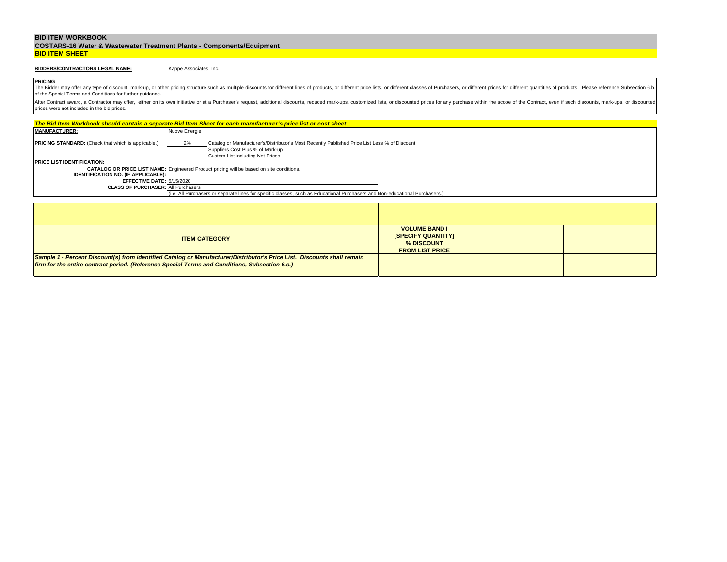**BID ITEM WORKBOOK**

**COSTARS-16 Water & Wastewater Treatment Plants - Components/Equipment**

**BID ITEM SHEET**

**BIDDERS/CONTRACTORS LEGAL NAME:** Kappe Associates, Inc.

**PRICING**

The Bidder may offer any type of discount, mark-up, or other pricing structure such as multiple discounts for different lines of products, or different price lists, or different classes of Purchasers, or different prices for different quantities of products. Please reference Subsection 6.b. of the Special Terms and Conditions for further guidance.

After Contract award, a Contractor may offer, either on its own initiative or at a Purchaser's request, additional discounts, reduced mark-ups, customized lists, or discounted prices for any purchase within the scope of the Contract, even if such discounts, mark-ups, or discounted prices were not included in the bid prices.

***The Bid Item Workbook should contain a separate Bid Item Sheet for each manufacturer's price list or cost sheet.***

**MANUFACTURER:** Nuove Energie

**PRICING STANDARD:** (Check that which is applicable.)

- 2% Catalog or Manufacturer's/Distributor's Most Recently Published Price List Less % of Discount
- ______ Suppliers Cost Plus % of Mark-up
- ______ Custom List including Net Prices

**PRICE LIST IDENTIFICATION:**

**CATALOG OR PRICE LIST NAME:** Engineered Product pricing will be based on site conditions.

**IDENTIFICATION NO. (IF APPLICABLE):**

**EFFECTIVE DATE:** 5/15/2020

**CLASS OF PURCHASER:** All Purchasers

(i.e. All Purchasers or separate lines for specific classes, such as Educational Purchasers and Non-educational Purchasers.)

| ITEM CATEGORY | VOLUME BAND I [SPECIFY QUANTITY] % DISCOUNT FROM LIST PRICE | | |
|---|---|---|---|
| ***Sample 1 - Percent Discount(s) from identified Catalog or Manufacturer/Distributor's Price List. Discounts shall remain firm for the entire contract period. (Reference Special Terms and Conditions, Subsection 6.c.)*** | | | |
| | | | |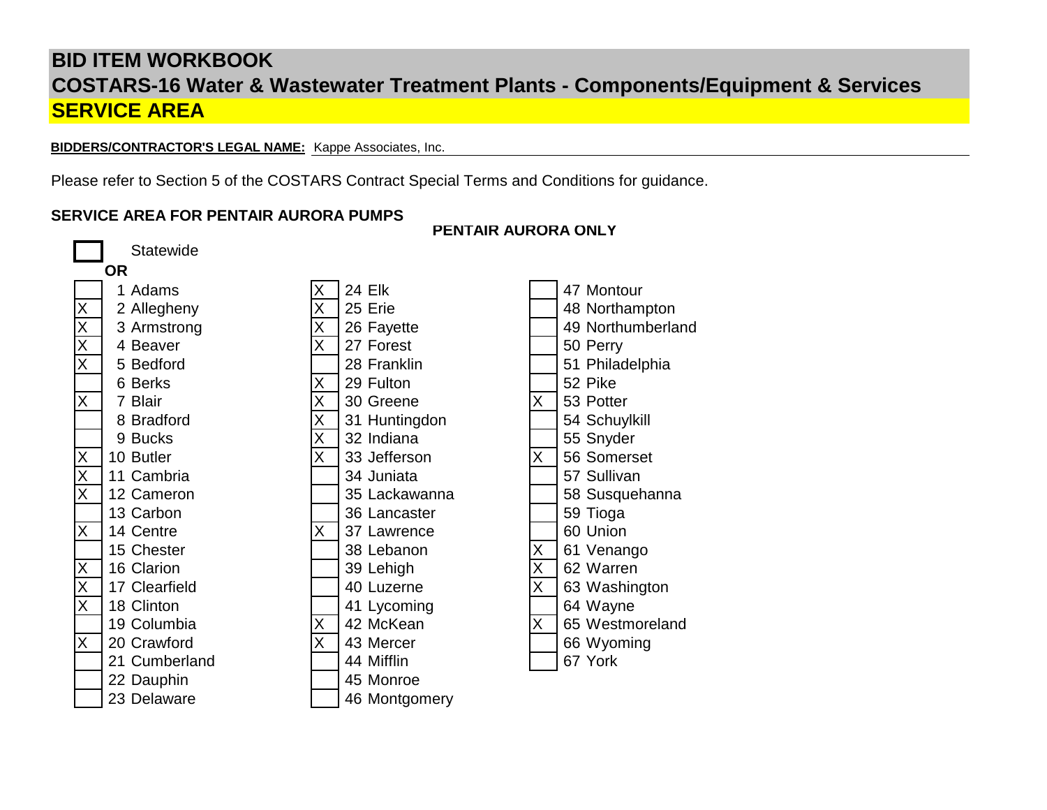# BID ITEM WORKBOOK

## COSTARS-16 Water & Wastewater Treatment Plants - Components/Equipment & Services

## SERVICE AREA

**BIDDERS/CONTRACTOR'S LEGAL NAME:** Kappe Associates, Inc.

Please refer to Section 5 of the COSTARS Contract Special Terms and Conditions for guidance.

**SERVICE AREA FOR PENTAIR AURORA PUMPS**

**PENTAIR AURORA ONLY**

| | Statewide |
|---|---|

**OR**

| | County | | County | | County |
|---|---|---|---|---|---|
| | 1 Adams | X | 24 Elk | | 47 Montour |
| X | 2 Allegheny | X | 25 Erie | | 48 Northampton |
| X | 3 Armstrong | X | 26 Fayette | | 49 Northumberland |
| X | 4 Beaver | X | 27 Forest | | 50 Perry |
| X | 5 Bedford | | 28 Franklin | | 51 Philadelphia |
| | 6 Berks | X | 29 Fulton | | 52 Pike |
| X | 7 Blair | X | 30 Greene | X | 53 Potter |
| | 8 Bradford | X | 31 Huntingdon | | 54 Schuylkill |
| | 9 Bucks | X | 32 Indiana | | 55 Snyder |
| X | 10 Butler | X | 33 Jefferson | X | 56 Somerset |
| X | 11 Cambria | | 34 Juniata | | 57 Sullivan |
| X | 12 Cameron | | 35 Lackawanna | | 58 Susquehanna |
| | 13 Carbon | | 36 Lancaster | | 59 Tioga |
| X | 14 Centre | X | 37 Lawrence | | 60 Union |
| | 15 Chester | | 38 Lebanon | X | 61 Venango |
| X | 16 Clarion | | 39 Lehigh | X | 62 Warren |
| X | 17 Clearfield | | 40 Luzerne | X | 63 Washington |
| X | 18 Clinton | | 41 Lycoming | | 64 Wayne |
| | 19 Columbia | X | 42 McKean | X | 65 Westmoreland |
| X | 20 Crawford | X | 43 Mercer | | 66 Wyoming |
| | 21 Cumberland | | 44 Mifflin | | 67 York |
| | 22 Dauphin | | 45 Monroe | | |
| | 23 Delaware | | 46 Montgomery | | |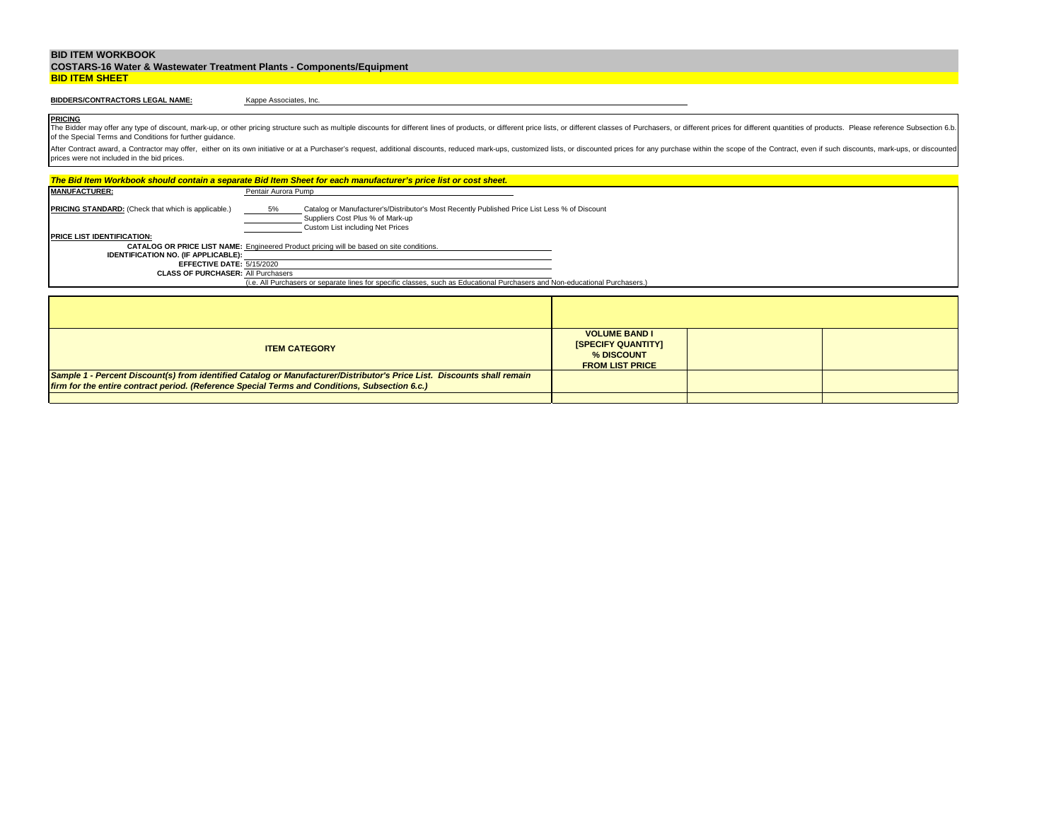# BID ITEM WORKBOOK

## COSTARS-16 Water & Wastewater Treatment Plants - Components/Equipment

## BID ITEM SHEET

**BIDDERS/CONTRACTORS LEGAL NAME:** Kappe Associates, Inc.

**PRICING**

The Bidder may offer any type of discount, mark-up, or other pricing structure such as multiple discounts for different lines of products, or different price lists, or different classes of Purchasers, or different prices for different quantities of products. Please reference Subsection 6.b. of the Special Terms and Conditions for further guidance.

After Contract award, a Contractor may offer, either on its own initiative or at a Purchaser's request, additional discounts, reduced mark-ups, customized lists, or discounted prices for any purchase within the scope of the Contract, even if such discounts, mark-ups, or discounted prices were not included in the bid prices.

***The Bid Item Workbook should contain a separate Bid Item Sheet for each manufacturer's price list or cost sheet.***

**MANUFACTURER:** Pentair Aurora Pump

**PRICING STANDARD:** (Check that which is applicable.)

- 5% Catalog or Manufacturer's/Distributor's Most Recently Published Price List Less % of Discount
- ____ Suppliers Cost Plus % of Mark-up
- ____ Custom List including Net Prices

**PRICE LIST IDENTIFICATION:**

**CATALOG OR PRICE LIST NAME:** Engineered Product pricing will be based on site conditions.

**IDENTIFICATION NO. (IF APPLICABLE):**

**EFFECTIVE DATE:** 5/15/2020

**CLASS OF PURCHASER:** All Purchasers

(i.e. All Purchasers or separate lines for specific classes, such as Educational Purchasers and Non-educational Purchasers.)

| ITEM CATEGORY | VOLUME BAND I [SPECIFY QUANTITY] % DISCOUNT FROM LIST PRICE | | |
|---|---|---|---|
| ***Sample 1 - Percent Discount(s) from identified Catalog or Manufacturer/Distributor's Price List. Discounts shall remain firm for the entire contract period. (Reference Special Terms and Conditions, Subsection 6.c.)*** | | | |
| | | | |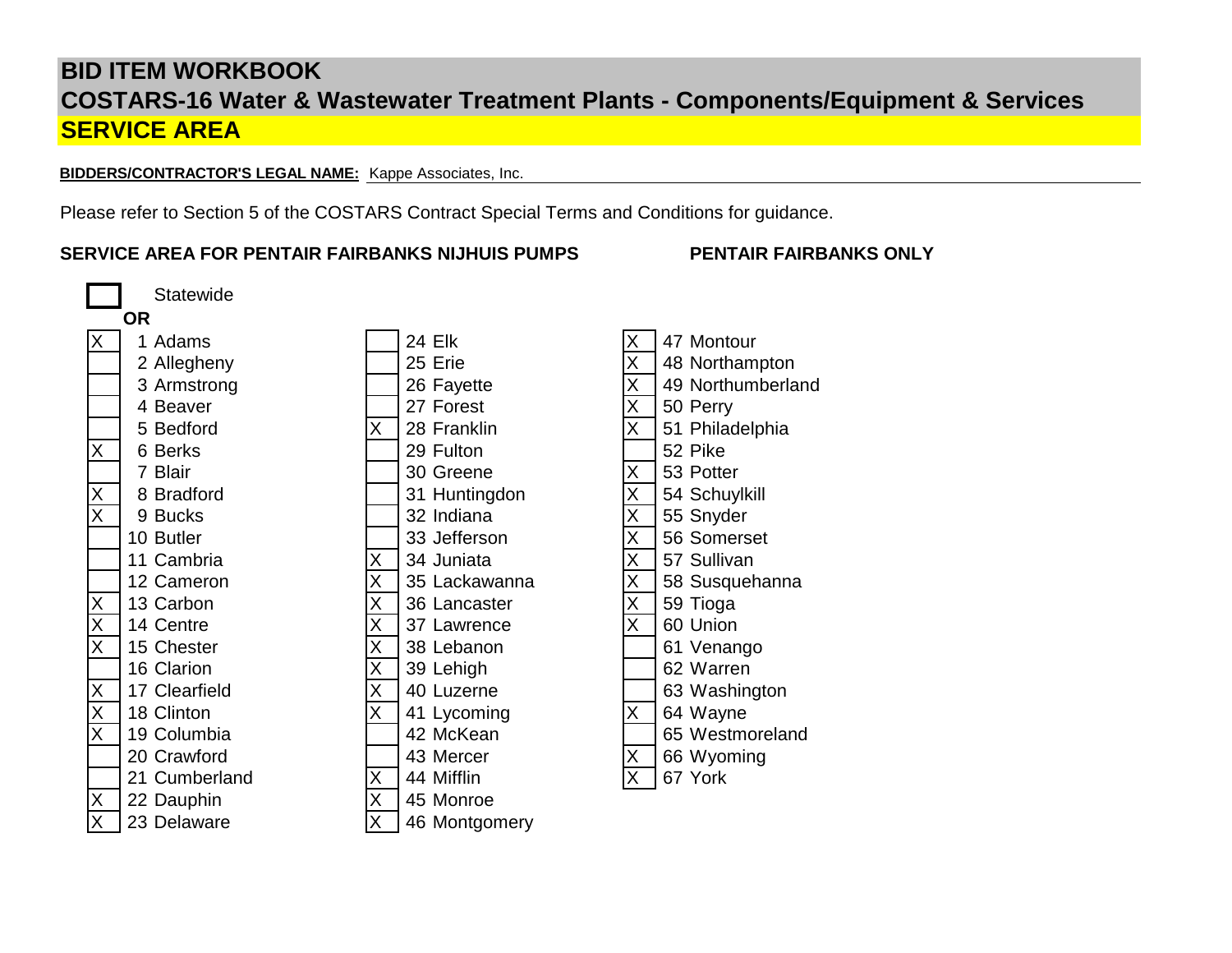# BID ITEM WORKBOOK

## COSTARS-16 Water & Wastewater Treatment Plants - Components/Equipment & Services

## SERVICE AREA

**BIDDERS/CONTRACTOR'S LEGAL NAME:** Kappe Associates, Inc.

Please refer to Section 5 of the COSTARS Contract Special Terms and Conditions for guidance.

**SERVICE AREA FOR PENTAIR FAIRBANKS NIJHUIS PUMPS** **PENTAIR FAIRBANKS ONLY**

[ ] Statewide

**OR**

| | County | | County | | County |
|---|---|---|---|---|---|
| X | 1 Adams | | 24 Elk | X | 47 Montour |
| | 2 Allegheny | | 25 Erie | X | 48 Northampton |
| | 3 Armstrong | | 26 Fayette | X | 49 Northumberland |
| | 4 Beaver | | 27 Forest | X | 50 Perry |
| | 5 Bedford | X | 28 Franklin | X | 51 Philadelphia |
| X | 6 Berks | | 29 Fulton | | 52 Pike |
| | 7 Blair | | 30 Greene | X | 53 Potter |
| X | 8 Bradford | | 31 Huntingdon | X | 54 Schuylkill |
| X | 9 Bucks | | 32 Indiana | X | 55 Snyder |
| | 10 Butler | | 33 Jefferson | X | 56 Somerset |
| | 11 Cambria | X | 34 Juniata | X | 57 Sullivan |
| | 12 Cameron | X | 35 Lackawanna | X | 58 Susquehanna |
| X | 13 Carbon | X | 36 Lancaster | X | 59 Tioga |
| X | 14 Centre | X | 37 Lawrence | X | 60 Union |
| X | 15 Chester | X | 38 Lebanon | | 61 Venango |
| | 16 Clarion | X | 39 Lehigh | | 62 Warren |
| X | 17 Clearfield | X | 40 Luzerne | | 63 Washington |
| X | 18 Clinton | X | 41 Lycoming | X | 64 Wayne |
| X | 19 Columbia | | 42 McKean | | 65 Westmoreland |
| | 20 Crawford | | 43 Mercer | X | 66 Wyoming |
| | 21 Cumberland | X | 44 Mifflin | X | 67 York |
| X | 22 Dauphin | X | 45 Monroe | | |
| X | 23 Delaware | X | 46 Montgomery | | |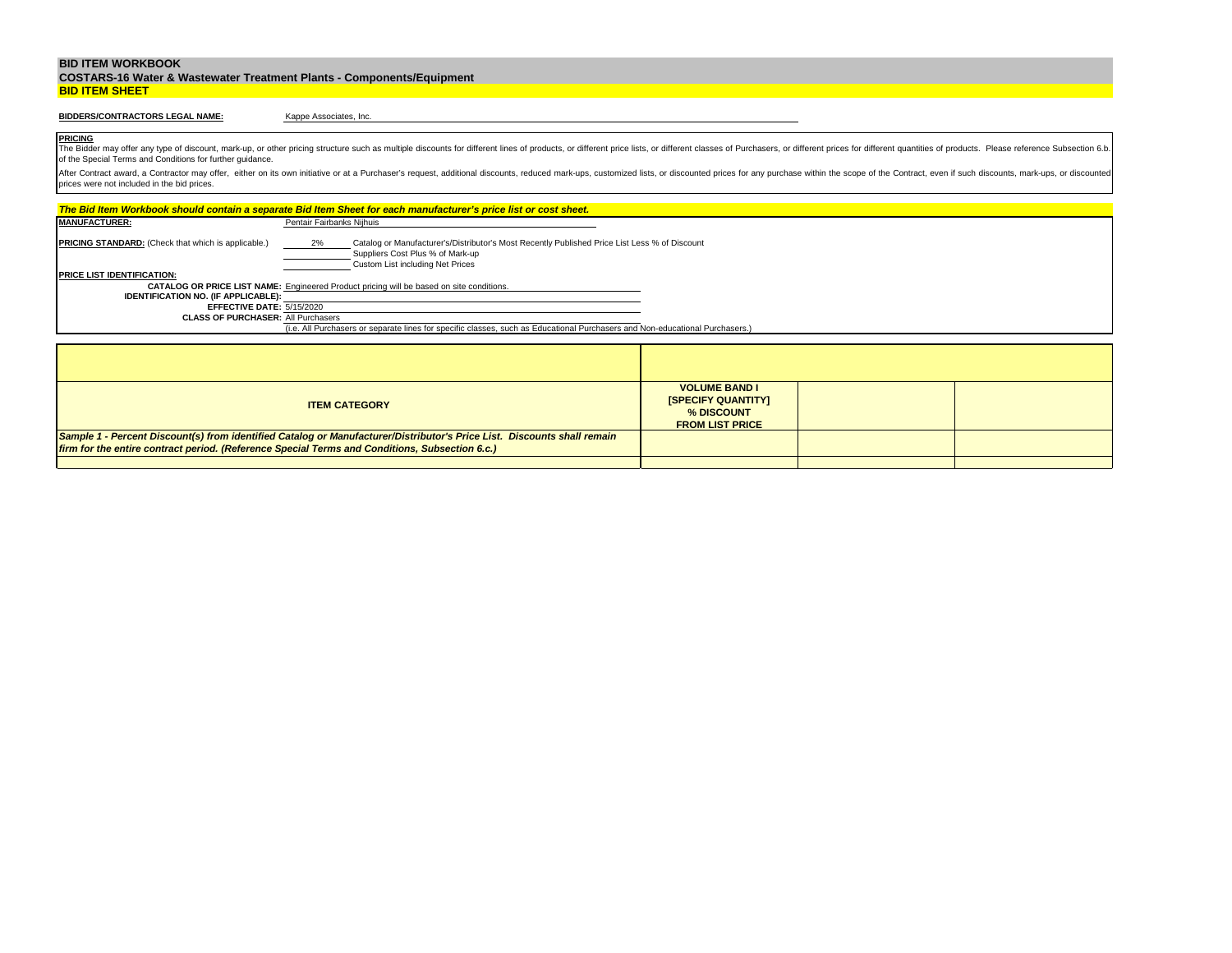# BID ITEM WORKBOOK

## COSTARS-16 Water & Wastewater Treatment Plants - Components/Equipment

## BID ITEM SHEET

**BIDDERS/CONTRACTORS LEGAL NAME:** Kappe Associates, Inc.

**PRICING**

The Bidder may offer any type of discount, mark-up, or other pricing structure such as multiple discounts for different lines of products, or different price lists, or different classes of Purchasers, or different prices for different quantities of products. Please reference Subsection 6.b. of the Special Terms and Conditions for further guidance.

After Contract award, a Contractor may offer, either on its own initiative or at a Purchaser's request, additional discounts, reduced mark-ups, customized lists, or discounted prices for any purchase within the scope of the Contract, even if such discounts, mark-ups, or discounted prices were not included in the bid prices.

***The Bid Item Workbook should contain a separate Bid Item Sheet for each manufacturer's price list or cost sheet.***

**MANUFACTURER:** Pentair Fairbanks Nijhuis

**PRICING STANDARD:** (Check that which is applicable.)

- 2% Catalog or Manufacturer's/Distributor's Most Recently Published Price List Less % of Discount
- ____ Suppliers Cost Plus % of Mark-up
- ____ Custom List including Net Prices

**PRICE LIST IDENTIFICATION:**

**CATALOG OR PRICE LIST NAME:** Engineered Product pricing will be based on site conditions.

**IDENTIFICATION NO. (IF APPLICABLE):**

**EFFECTIVE DATE:** 5/15/2020

**CLASS OF PURCHASER:** All Purchasers

(i.e. All Purchasers or separate lines for specific classes, such as Educational Purchasers and Non-educational Purchasers.)

| ITEM CATEGORY | VOLUME BAND I [SPECIFY QUANTITY] % DISCOUNT FROM LIST PRICE | | |
|---|---|---|---|
| ***Sample 1 - Percent Discount(s) from identified Catalog or Manufacturer/Distributor's Price List. Discounts shall remain firm for the entire contract period. (Reference Special Terms and Conditions, Subsection 6.c.)*** | | | |
| | | | |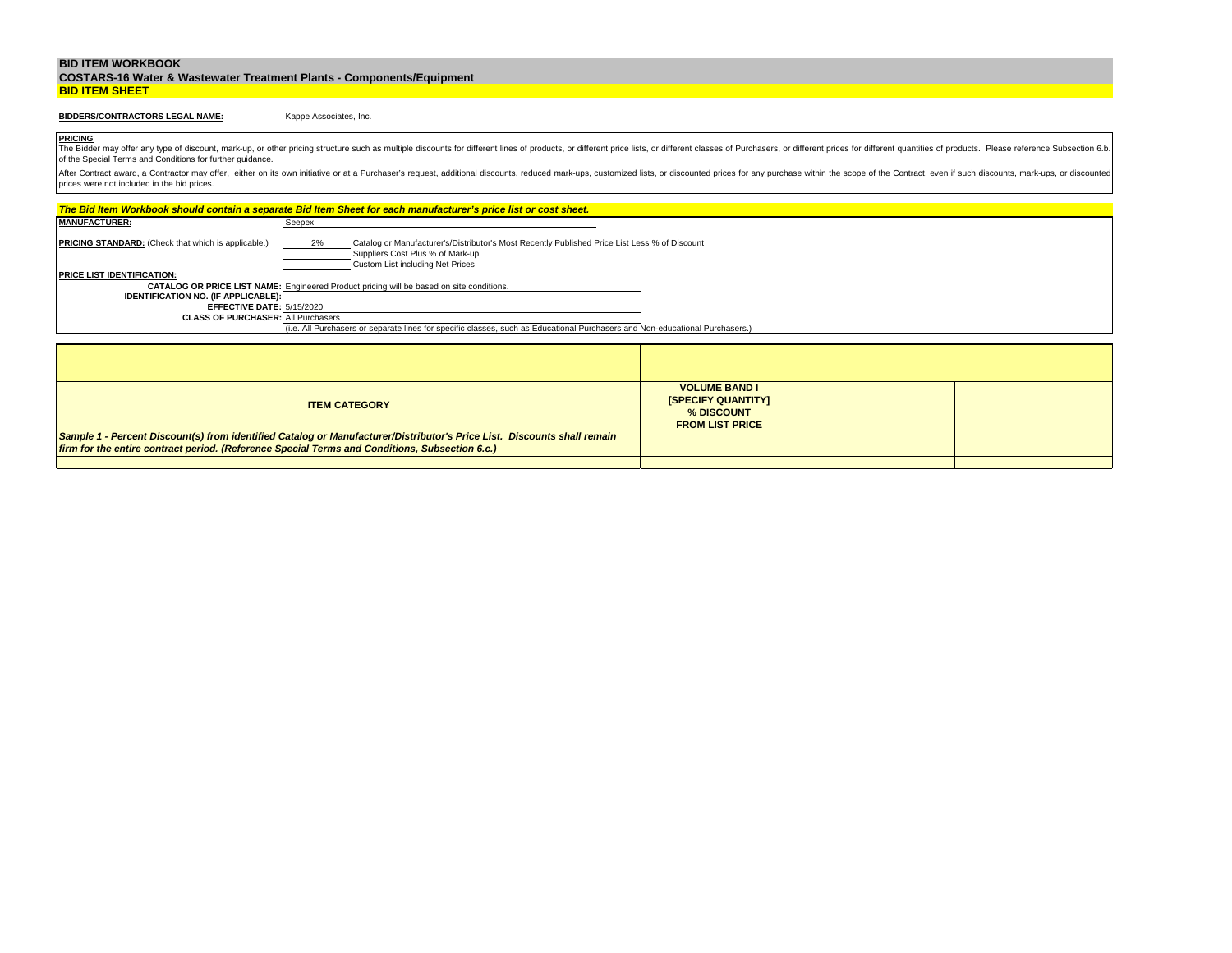**BID ITEM WORKBOOK**

**COSTARS-16 Water & Wastewater Treatment Plants - Components/Equipment**

**BID ITEM SHEET**

**BIDDERS/CONTRACTORS LEGAL NAME:** Kappe Associates, Inc.

**PRICING**

The Bidder may offer any type of discount, mark-up, or other pricing structure such as multiple discounts for different lines of products, or different price lists, or different classes of Purchasers, or different prices for different quantities of products. Please reference Subsection 6.b. of the Special Terms and Conditions for further guidance.

After Contract award, a Contractor may offer, either on its own initiative or at a Purchaser's request, additional discounts, reduced mark-ups, customized lists, or discounted prices for any purchase within the scope of the Contract, even if such discounts, mark-ups, or discounted prices were not included in the bid prices.

***The Bid Item Workbook should contain a separate Bid Item Sheet for each manufacturer's price list or cost sheet.***

**MANUFACTURER:** Seepex

**PRICING STANDARD:** (Check that which is applicable.)

- 2% Catalog or Manufacturer's/Distributor's Most Recently Published Price List Less % of Discount
- ____ Suppliers Cost Plus % of Mark-up
- ____ Custom List including Net Prices

**PRICE LIST IDENTIFICATION:**

**CATALOG OR PRICE LIST NAME:** Engineered Product pricing will be based on site conditions.

**IDENTIFICATION NO. (IF APPLICABLE):**

**EFFECTIVE DATE:** 5/15/2020

**CLASS OF PURCHASER:** All Purchasers

(i.e. All Purchasers or separate lines for specific classes, such as Educational Purchasers and Non-educational Purchasers.)

| **ITEM CATEGORY** | **VOLUME BAND I [SPECIFY QUANTITY] % DISCOUNT FROM LIST PRICE** | | |
|---|---|---|---|
| ***Sample 1 - Percent Discount(s) from identified Catalog or Manufacturer/Distributor's Price List. Discounts shall remain firm for the entire contract period. (Reference Special Terms and Conditions, Subsection 6.c.)*** | | | |
| | | | |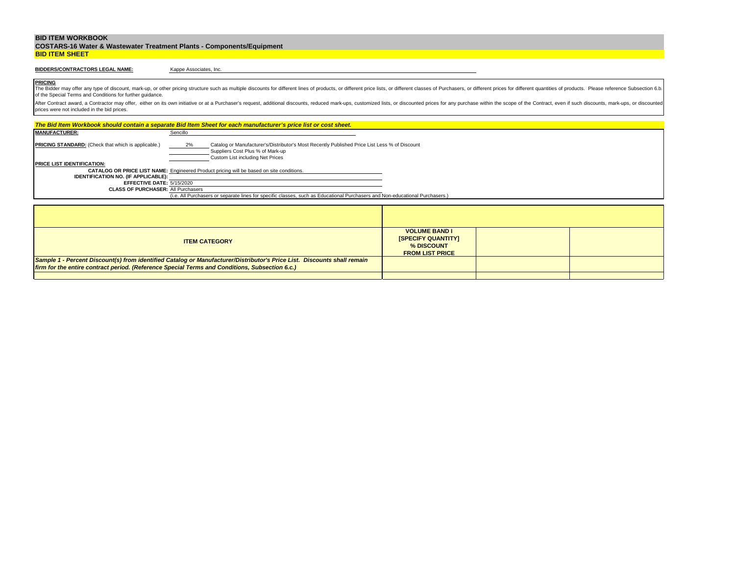# BID ITEM WORKBOOK

## COSTARS-16 Water & Wastewater Treatment Plants - Components/Equipment

## BID ITEM SHEET

**BIDDERS/CONTRACTORS LEGAL NAME:** Kappe Associates, Inc.

**PRICING**

The Bidder may offer any type of discount, mark-up, or other pricing structure such as multiple discounts for different lines of products, or different price lists, or different classes of Purchasers, or different prices for different quantities of products. Please reference Subsection 6.b. of the Special Terms and Conditions for further guidance.

After Contract award, a Contractor may offer, either on its own initiative or at a Purchaser's request, additional discounts, reduced mark-ups, customized lists, or discounted prices for any purchase within the scope of the Contract, even if such discounts, mark-ups, or discounted prices were not included in the bid prices.

***The Bid Item Workbook should contain a separate Bid Item Sheet for each manufacturer's price list or cost sheet.***

**MANUFACTURER:** Sencillo

**PRICING STANDARD:** (Check that which is applicable.)

- 2% Catalog or Manufacturer's/Distributor's Most Recently Published Price List Less % of Discount
- ______ Suppliers Cost Plus % of Mark-up
- ______ Custom List including Net Prices

**PRICE LIST IDENTIFICATION:**

**CATALOG OR PRICE LIST NAME:** Engineered Product pricing will be based on site conditions.

**IDENTIFICATION NO. (IF APPLICABLE):**

**EFFECTIVE DATE:** 5/15/2020

**CLASS OF PURCHASER:** All Purchasers

(i.e. All Purchasers or separate lines for specific classes, such as Educational Purchasers and Non-educational Purchasers.)

| ITEM CATEGORY | VOLUME BAND I [SPECIFY QUANTITY] % DISCOUNT FROM LIST PRICE | | |
|---|---|---|---|
| *Sample 1 - Percent Discount(s) from identified Catalog or Manufacturer/Distributor's Price List. Discounts shall remain firm for the entire contract period. (Reference Special Terms and Conditions, Subsection 6.c.)* | | | |
| | | | |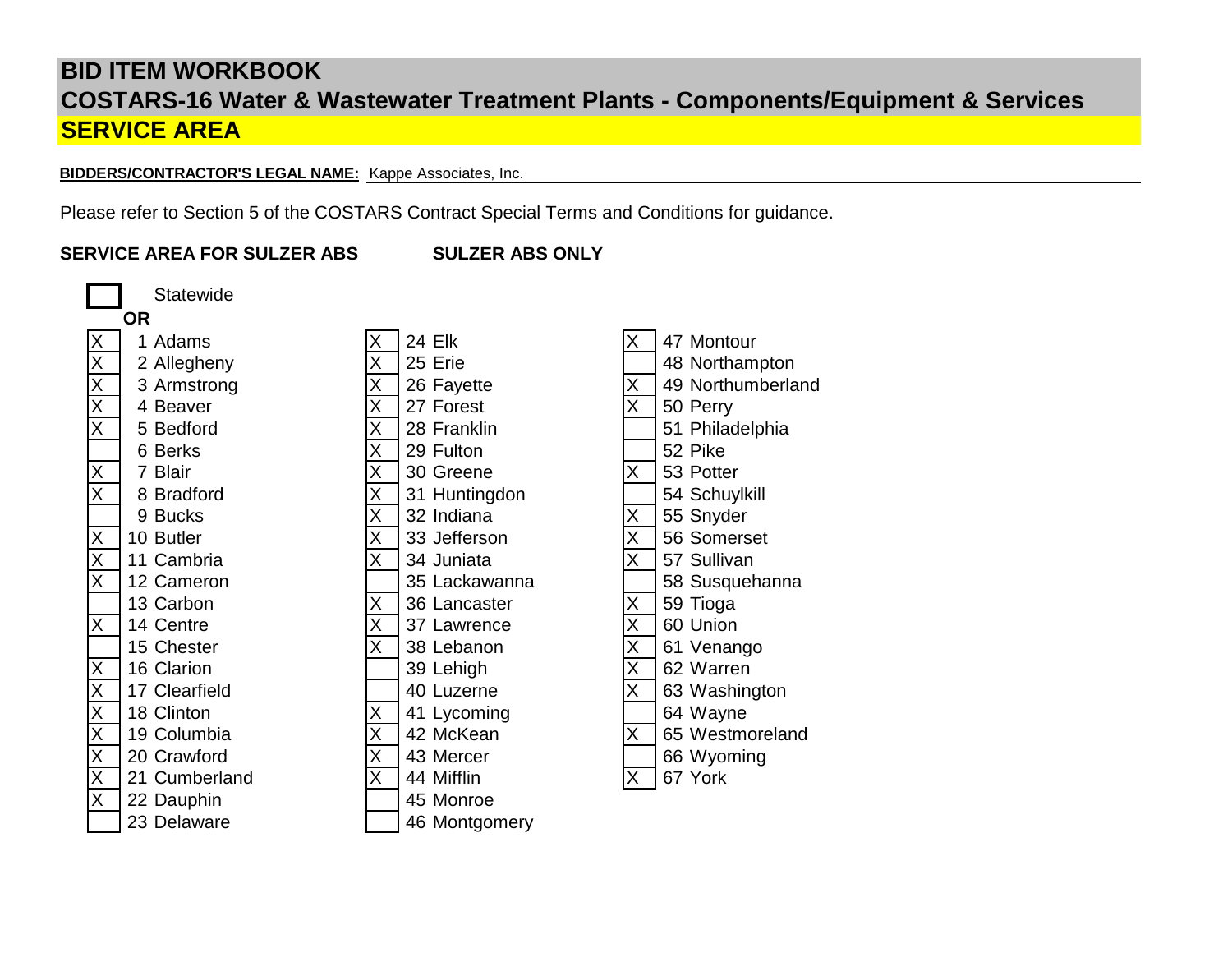# BID ITEM WORKBOOK

## COSTARS-16 Water & Wastewater Treatment Plants - Components/Equipment & Services

## SERVICE AREA

**BIDDERS/CONTRACTOR'S LEGAL NAME:** Kappe Associates, Inc.

Please refer to Section 5 of the COSTARS Contract Special Terms and Conditions for guidance.

**SERVICE AREA FOR SULZER ABS** **SULZER ABS ONLY**

[ ] Statewide

**OR**

| | County | | County | | County |
|---|---|---|---|---|---|
| X | 1 Adams | X | 24 Elk | X | 47 Montour |
| X | 2 Allegheny | X | 25 Erie | | 48 Northampton |
| X | 3 Armstrong | X | 26 Fayette | X | 49 Northumberland |
| X | 4 Beaver | X | 27 Forest | X | 50 Perry |
| X | 5 Bedford | X | 28 Franklin | | 51 Philadelphia |
| | 6 Berks | X | 29 Fulton | | 52 Pike |
| X | 7 Blair | X | 30 Greene | X | 53 Potter |
| X | 8 Bradford | X | 31 Huntingdon | | 54 Schuylkill |
| | 9 Bucks | X | 32 Indiana | X | 55 Snyder |
| X | 10 Butler | X | 33 Jefferson | X | 56 Somerset |
| X | 11 Cambria | X | 34 Juniata | X | 57 Sullivan |
| X | 12 Cameron | | 35 Lackawanna | | 58 Susquehanna |
| | 13 Carbon | X | 36 Lancaster | X | 59 Tioga |
| X | 14 Centre | X | 37 Lawrence | X | 60 Union |
| | 15 Chester | X | 38 Lebanon | X | 61 Venango |
| X | 16 Clarion | | 39 Lehigh | X | 62 Warren |
| X | 17 Clearfield | | 40 Luzerne | X | 63 Washington |
| X | 18 Clinton | X | 41 Lycoming | | 64 Wayne |
| X | 19 Columbia | X | 42 McKean | X | 65 Westmoreland |
| X | 20 Crawford | X | 43 Mercer | | 66 Wyoming |
| X | 21 Cumberland | X | 44 Mifflin | X | 67 York |
| X | 22 Dauphin | | 45 Monroe | | |
| | 23 Delaware | | 46 Montgomery | | |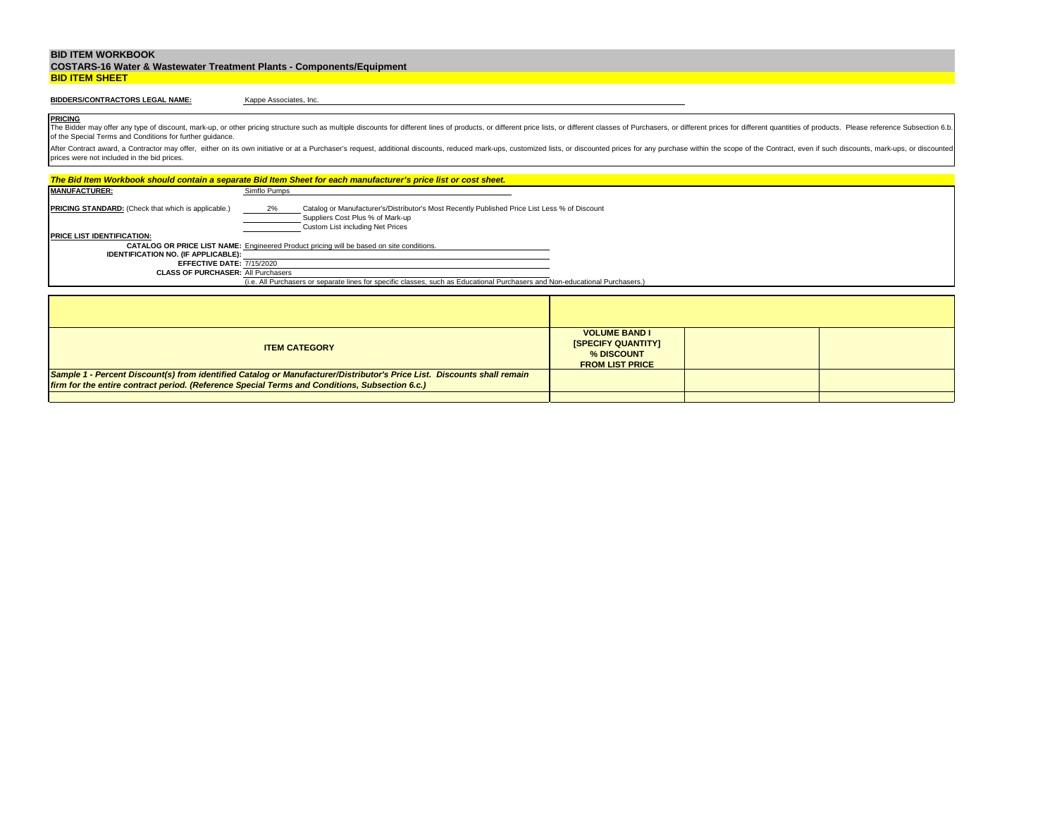**BID ITEM WORKBOOK**
**COSTARS-16 Water & Wastewater Treatment Plants - Components/Equipment**
**BID ITEM SHEET**

**BIDDERS/CONTRACTORS LEGAL NAME:** Kappe Associates, Inc.

**PRICING**

The Bidder may offer any type of discount, mark-up, or other pricing structure such as multiple discounts for different lines of products, or different price lists, or different classes of Purchasers, or different prices for different quantities of products. Please reference Subsection 6.b. of the Special Terms and Conditions for further guidance.

After Contract award, a Contractor may offer, either on its own initiative or at a Purchaser's request, additional discounts, reduced mark-ups, customized lists, or discounted prices for any purchase within the scope of the Contract, even if such discounts, mark-ups, or discounted prices were not included in the bid prices.

***The Bid Item Workbook should contain a separate Bid Item Sheet for each manufacturer's price list or cost sheet.***

**MANUFACTURER:** Simflo Pumps

**PRICING STANDARD:** (Check that which is applicable.)
- 2% Catalog or Manufacturer's/Distributor's Most Recently Published Price List Less % of Discount
- ____ Suppliers Cost Plus % of Mark-up
- ____ Custom List including Net Prices

**PRICE LIST IDENTIFICATION:**

**CATALOG OR PRICE LIST NAME:** Engineered Product pricing will be based on site conditions.
**IDENTIFICATION NO. (IF APPLICABLE):**
**EFFECTIVE DATE:** 7/15/2020
**CLASS OF PURCHASER:** All Purchasers
(i.e. All Purchasers or separate lines for specific classes, such as Educational Purchasers and Non-educational Purchasers.)

| ITEM CATEGORY | VOLUME BAND I [SPECIFY QUANTITY] % DISCOUNT FROM LIST PRICE | | |
|---|---|---|---|
| ***Sample 1 - Percent Discount(s) from identified Catalog or Manufacturer/Distributor's Price List. Discounts shall remain firm for the entire contract period. (Reference Special Terms and Conditions, Subsection 6.c.)*** | | | |
| | | | |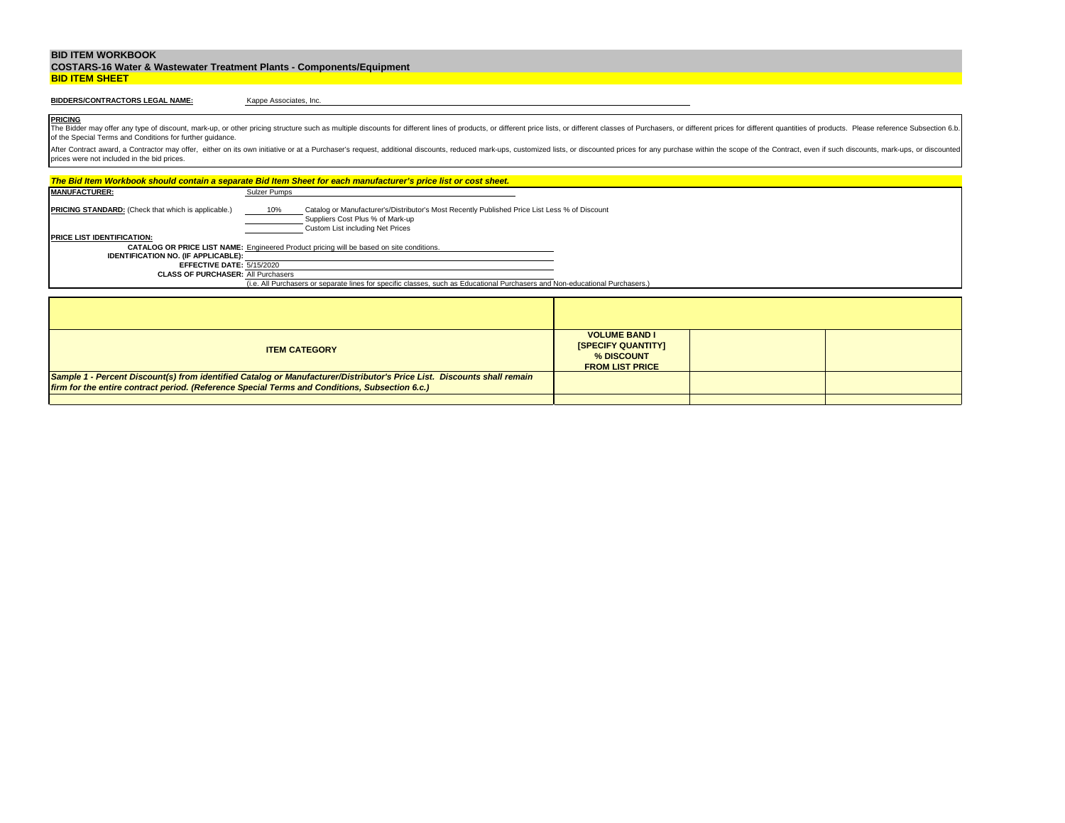## BID ITEM WORKBOOK

### COSTARS-16 Water & Wastewater Treatment Plants - Components/Equipment

### BID ITEM SHEET

**BIDDERS/CONTRACTORS LEGAL NAME:** Kappe Associates, Inc.

**PRICING**

The Bidder may offer any type of discount, mark-up, or other pricing structure such as multiple discounts for different lines of products, or different price lists, or different classes of Purchasers, or different prices for different quantities of products. Please reference Subsection 6.b. of the Special Terms and Conditions for further guidance.

After Contract award, a Contractor may offer, either on its own initiative or at a Purchaser's request, additional discounts, reduced mark-ups, customized lists, or discounted prices for any purchase within the scope of the Contract, even if such discounts, mark-ups, or discounted prices were not included in the bid prices.

***The Bid Item Workbook should contain a separate Bid Item Sheet for each manufacturer's price list or cost sheet.***

**MANUFACTURER:** Sulzer Pumps

**PRICING STANDARD:** (Check that which is applicable.)

- 10% Catalog or Manufacturer's/Distributor's Most Recently Published Price List Less % of Discount
- ____ Suppliers Cost Plus % of Mark-up
- ____ Custom List including Net Prices

**PRICE LIST IDENTIFICATION:**

**CATALOG OR PRICE LIST NAME:** Engineered Product pricing will be based on site conditions.

**IDENTIFICATION NO. (IF APPLICABLE):**

**EFFECTIVE DATE:** 5/15/2020

**CLASS OF PURCHASER:** All Purchasers

(i.e. All Purchasers or separate lines for specific classes, such as Educational Purchasers and Non-educational Purchasers.)

| ITEM CATEGORY | VOLUME BAND I [SPECIFY QUANTITY] % DISCOUNT FROM LIST PRICE | | |
|---|---|---|---|
| ***Sample 1 - Percent Discount(s) from identified Catalog or Manufacturer/Distributor's Price List. Discounts shall remain firm for the entire contract period. (Reference Special Terms and Conditions, Subsection 6.c.)*** | | | |
| | | | |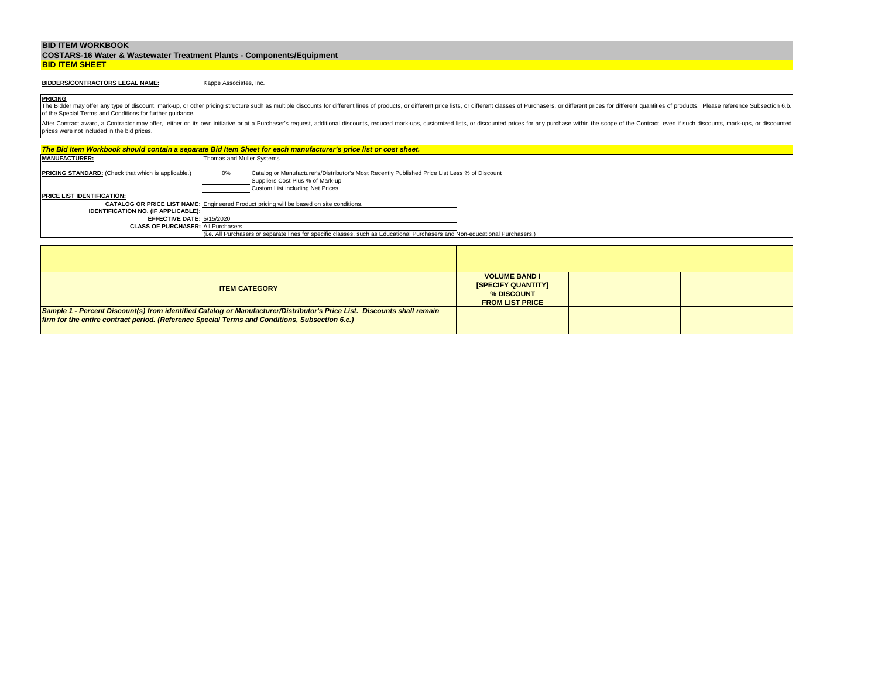# BID ITEM WORKBOOK

## COSTARS-16 Water & Wastewater Treatment Plants - Components/Equipment

## BID ITEM SHEET

**BIDDERS/CONTRACTORS LEGAL NAME:** Kappe Associates, Inc.

**PRICING**

The Bidder may offer any type of discount, mark-up, or other pricing structure such as multiple discounts for different lines of products, or different price lists, or different classes of Purchasers, or different prices for different quantities of products. Please reference Subsection 6.b. of the Special Terms and Conditions for further guidance.

After Contract award, a Contractor may offer, either on its own initiative or at a Purchaser's request, additional discounts, reduced mark-ups, customized lists, or discounted prices for any purchase within the scope of the Contract, even if such discounts, mark-ups, or discounted prices were not included in the bid prices.

***The Bid Item Workbook should contain a separate Bid Item Sheet for each manufacturer's price list or cost sheet.***

**MANUFACTURER:** Thomas and Muller Systems

**PRICING STANDARD:** (Check that which is applicable.)

- 0% Catalog or Manufacturer's/Distributor's Most Recently Published Price List Less % of Discount
- ____ Suppliers Cost Plus % of Mark-up
- ____ Custom List including Net Prices

**PRICE LIST IDENTIFICATION:**

**CATALOG OR PRICE LIST NAME:** Engineered Product pricing will be based on site conditions.

**IDENTIFICATION NO. (IF APPLICABLE):**

**EFFECTIVE DATE:** 5/15/2020

**CLASS OF PURCHASER:** All Purchasers

(i.e. All Purchasers or separate lines for specific classes, such as Educational Purchasers and Non-educational Purchasers.)

| ITEM CATEGORY | VOLUME BAND I [SPECIFY QUANTITY] % DISCOUNT FROM LIST PRICE | | |
|---|---|---|---|
| ***Sample 1 - Percent Discount(s) from identified Catalog or Manufacturer/Distributor's Price List. Discounts shall remain firm for the entire contract period. (Reference Special Terms and Conditions, Subsection 6.c.)*** | | | |
| | | | |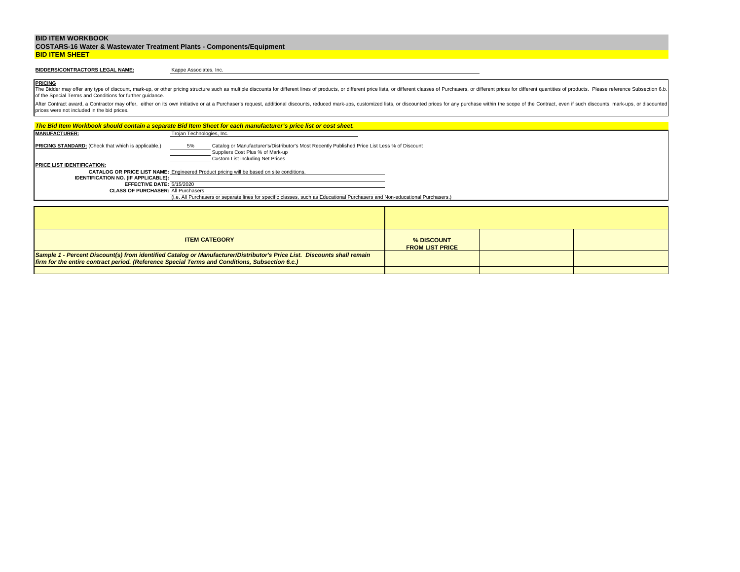**BID ITEM WORKBOOK**

**COSTARS-16 Water & Wastewater Treatment Plants - Components/Equipment**

**BID ITEM SHEET**

**BIDDERS/CONTRACTORS LEGAL NAME:** Kappe Associates, Inc.

**PRICING**

The Bidder may offer any type of discount, mark-up, or other pricing structure such as multiple discounts for different lines of products, or different price lists, or different classes of Purchasers, or different prices for different quantities of products. Please reference Subsection 6.b. of the Special Terms and Conditions for further guidance.

After Contract award, a Contractor may offer, either on its own initiative or at a Purchaser's request, additional discounts, reduced mark-ups, customized lists, or discounted prices for any purchase within the scope of the Contract, even if such discounts, mark-ups, or discounted prices were not included in the bid prices.

***The Bid Item Workbook should contain a separate Bid Item Sheet for each manufacturer's price list or cost sheet.***

**MANUFACTURER:** Trojan Technologies, Inc.

**PRICING STANDARD:** (Check that which is applicable.)

- 5% Catalog or Manufacturer's/Distributor's Most Recently Published Price List Less % of Discount
- ______ Suppliers Cost Plus % of Mark-up
- ______ Custom List including Net Prices

**PRICE LIST IDENTIFICATION:**

**CATALOG OR PRICE LIST NAME:** Engineered Product pricing will be based on site conditions.

**IDENTIFICATION NO. (IF APPLICABLE):**

**EFFECTIVE DATE:** 5/15/2020

**CLASS OF PURCHASER:** All Purchasers

(i.e. All Purchasers or separate lines for specific classes, such as Educational Purchasers and Non-educational Purchasers.)

| ITEM CATEGORY | % DISCOUNT FROM LIST PRICE | | |
|---|---|---|---|
| ***Sample 1 - Percent Discount(s) from identified Catalog or Manufacturer/Distributor's Price List. Discounts shall remain firm for the entire contract period. (Reference Special Terms and Conditions, Subsection 6.c.)*** | | | |
| | | | |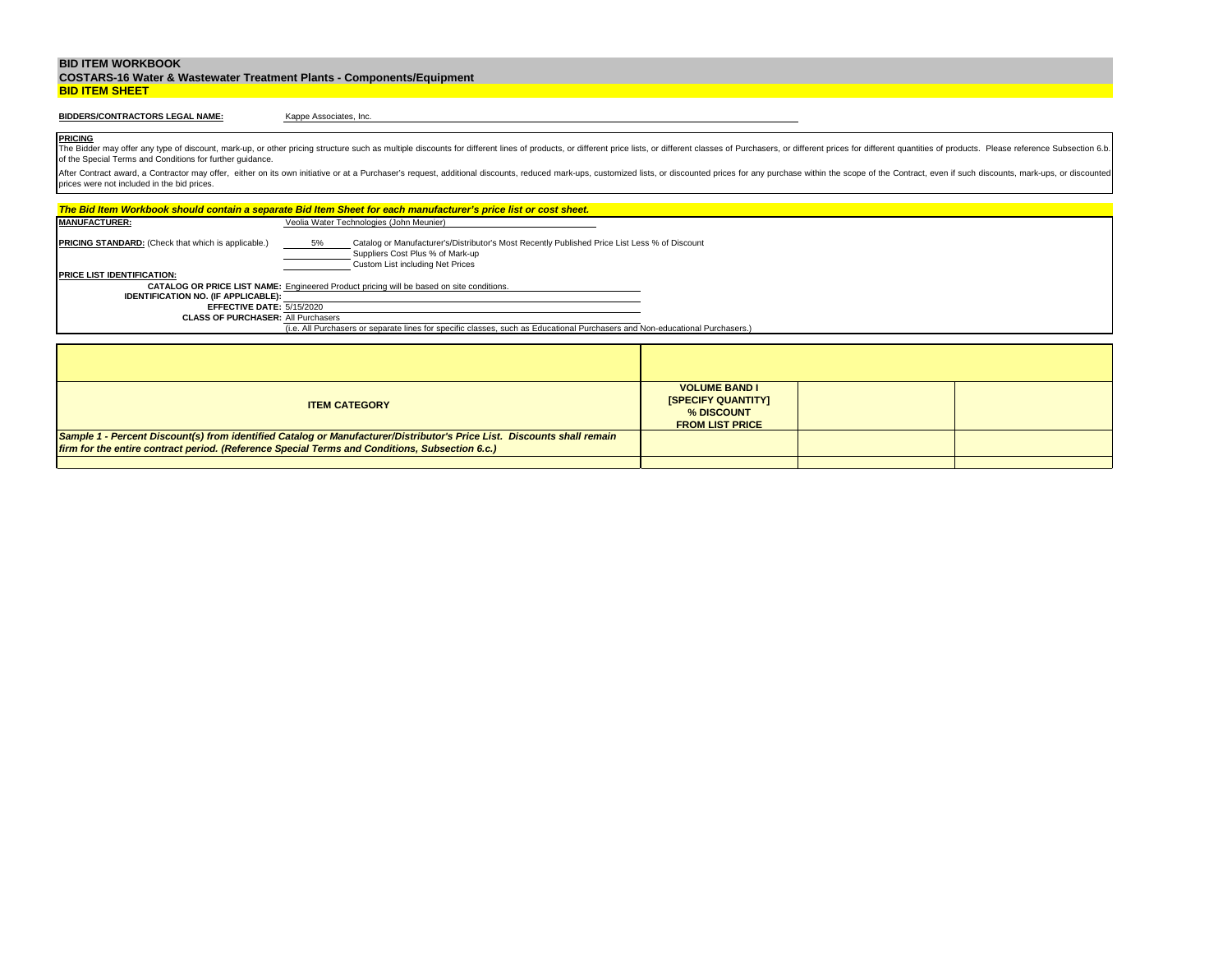# BID ITEM WORKBOOK

## COSTARS-16 Water & Wastewater Treatment Plants - Components/Equipment

## BID ITEM SHEET

**BIDDERS/CONTRACTORS LEGAL NAME:** Kappe Associates, Inc.

**PRICING**

The Bidder may offer any type of discount, mark-up, or other pricing structure such as multiple discounts for different lines of products, or different price lists, or different classes of Purchasers, or different prices for different quantities of products. Please reference Subsection 6.b. of the Special Terms and Conditions for further guidance.

After Contract award, a Contractor may offer, either on its own initiative or at a Purchaser's request, additional discounts, reduced mark-ups, customized lists, or discounted prices for any purchase within the scope of the Contract, even if such discounts, mark-ups, or discounted prices were not included in the bid prices.

***The Bid Item Workbook should contain a separate Bid Item Sheet for each manufacturer's price list or cost sheet.***

**MANUFACTURER:** Veolia Water Technologies (John Meunier)

**PRICING STANDARD:** (Check that which is applicable.)

- 5% Catalog or Manufacturer's/Distributor's Most Recently Published Price List Less % of Discount
- ___ Suppliers Cost Plus % of Mark-up
- ___ Custom List including Net Prices

**PRICE LIST IDENTIFICATION:**

**CATALOG OR PRICE LIST NAME:** Engineered Product pricing will be based on site conditions.

**IDENTIFICATION NO. (IF APPLICABLE):**

**EFFECTIVE DATE:** 5/15/2020

**CLASS OF PURCHASER:** All Purchasers

(i.e. All Purchasers or separate lines for specific classes, such as Educational Purchasers and Non-educational Purchasers.)

| ITEM CATEGORY | VOLUME BAND I [SPECIFY QUANTITY] % DISCOUNT FROM LIST PRICE | | |
|---|---|---|---|
| *Sample 1 - Percent Discount(s) from identified Catalog or Manufacturer/Distributor's Price List. Discounts shall remain firm for the entire contract period. (Reference Special Terms and Conditions, Subsection 6.c.)* | | | |
| | | | |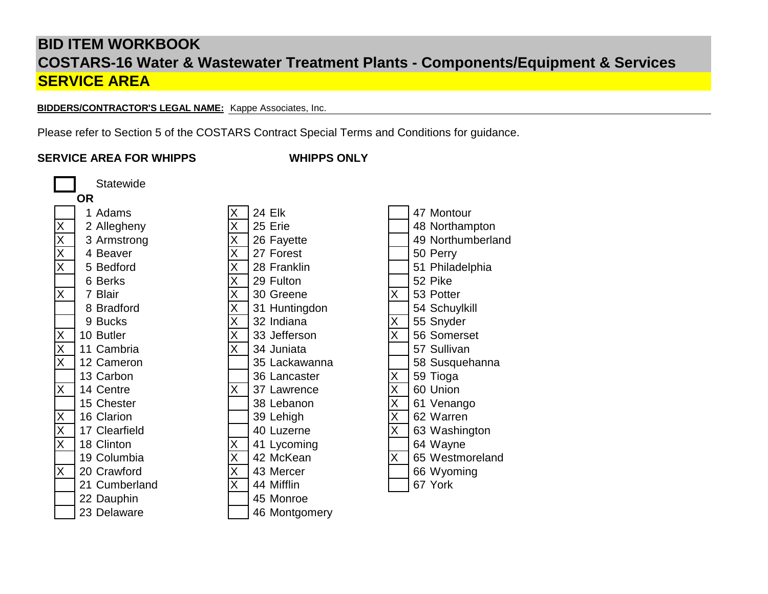# BID ITEM WORKBOOK

## COSTARS-16 Water & Wastewater Treatment Plants - Components/Equipment & Services

## SERVICE AREA

**BIDDERS/CONTRACTOR'S LEGAL NAME:** Kappe Associates, Inc.

Please refer to Section 5 of the COSTARS Contract Special Terms and Conditions for guidance.

**SERVICE AREA FOR WHIPPS** **WHIPPS ONLY**

[ ] Statewide

**OR**

| | County | | County | | County |
|---|---|---|---|---|---|
| | 1 Adams | X | 24 Elk | | 47 Montour |
| X | 2 Allegheny | X | 25 Erie | | 48 Northampton |
| X | 3 Armstrong | X | 26 Fayette | | 49 Northumberland |
| X | 4 Beaver | X | 27 Forest | | 50 Perry |
| X | 5 Bedford | X | 28 Franklin | | 51 Philadelphia |
| | 6 Berks | X | 29 Fulton | | 52 Pike |
| X | 7 Blair | X | 30 Greene | X | 53 Potter |
| | 8 Bradford | X | 31 Huntingdon | | 54 Schuylkill |
| | 9 Bucks | X | 32 Indiana | X | 55 Snyder |
| X | 10 Butler | X | 33 Jefferson | X | 56 Somerset |
| X | 11 Cambria | X | 34 Juniata | | 57 Sullivan |
| X | 12 Cameron | | 35 Lackawanna | | 58 Susquehanna |
| | 13 Carbon | | 36 Lancaster | X | 59 Tioga |
| X | 14 Centre | X | 37 Lawrence | X | 60 Union |
| | 15 Chester | | 38 Lebanon | X | 61 Venango |
| X | 16 Clarion | | 39 Lehigh | X | 62 Warren |
| X | 17 Clearfield | | 40 Luzerne | X | 63 Washington |
| X | 18 Clinton | X | 41 Lycoming | | 64 Wayne |
| | 19 Columbia | X | 42 McKean | X | 65 Westmoreland |
| X | 20 Crawford | X | 43 Mercer | | 66 Wyoming |
| | 21 Cumberland | X | 44 Mifflin | | 67 York |
| | 22 Dauphin | | 45 Monroe | | |
| | 23 Delaware | | 46 Montgomery | | |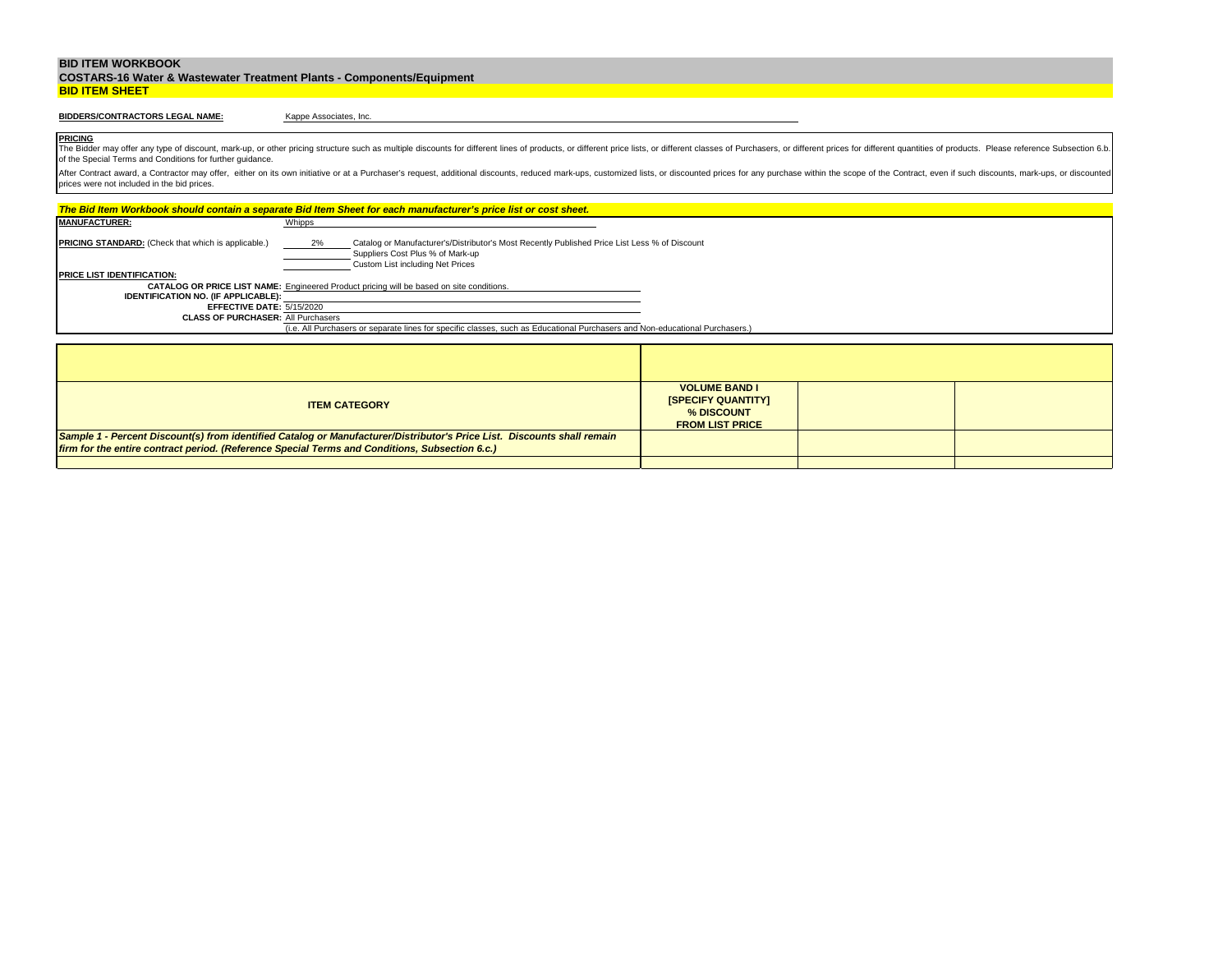# BID ITEM WORKBOOK

## COSTARS-16 Water & Wastewater Treatment Plants - Components/Equipment

## BID ITEM SHEET

**BIDDERS/CONTRACTORS LEGAL NAME:** Kappe Associates, Inc.

**PRICING**

The Bidder may offer any type of discount, mark-up, or other pricing structure such as multiple discounts for different lines of products, or different price lists, or different classes of Purchasers, or different prices for different quantities of products. Please reference Subsection 6.b. of the Special Terms and Conditions for further guidance.

After Contract award, a Contractor may offer, either on its own initiative or at a Purchaser's request, additional discounts, reduced mark-ups, customized lists, or discounted prices for any purchase within the scope of the Contract, even if such discounts, mark-ups, or discounted prices were not included in the bid prices.

***The Bid Item Workbook should contain a separate Bid Item Sheet for each manufacturer's price list or cost sheet.***

**MANUFACTURER:** Whipps

**PRICING STANDARD:** (Check that which is applicable.)

- 2% Catalog or Manufacturer's/Distributor's Most Recently Published Price List Less % of Discount
- Suppliers Cost Plus % of Mark-up
- Custom List including Net Prices

**PRICE LIST IDENTIFICATION:**

**CATALOG OR PRICE LIST NAME:** Engineered Product pricing will be based on site conditions.

**IDENTIFICATION NO. (IF APPLICABLE):**

**EFFECTIVE DATE:** 5/15/2020

**CLASS OF PURCHASER:** All Purchasers

(i.e. All Purchasers or separate lines for specific classes, such as Educational Purchasers and Non-educational Purchasers.)

| ITEM CATEGORY | VOLUME BAND I [SPECIFY QUANTITY] % DISCOUNT FROM LIST PRICE | | |
|---|---|---|---|
| ***Sample 1 - Percent Discount(s) from identified Catalog or Manufacturer/Distributor's Price List. Discounts shall remain firm for the entire contract period. (Reference Special Terms and Conditions, Subsection 6.c.)*** | | | |
| | | | |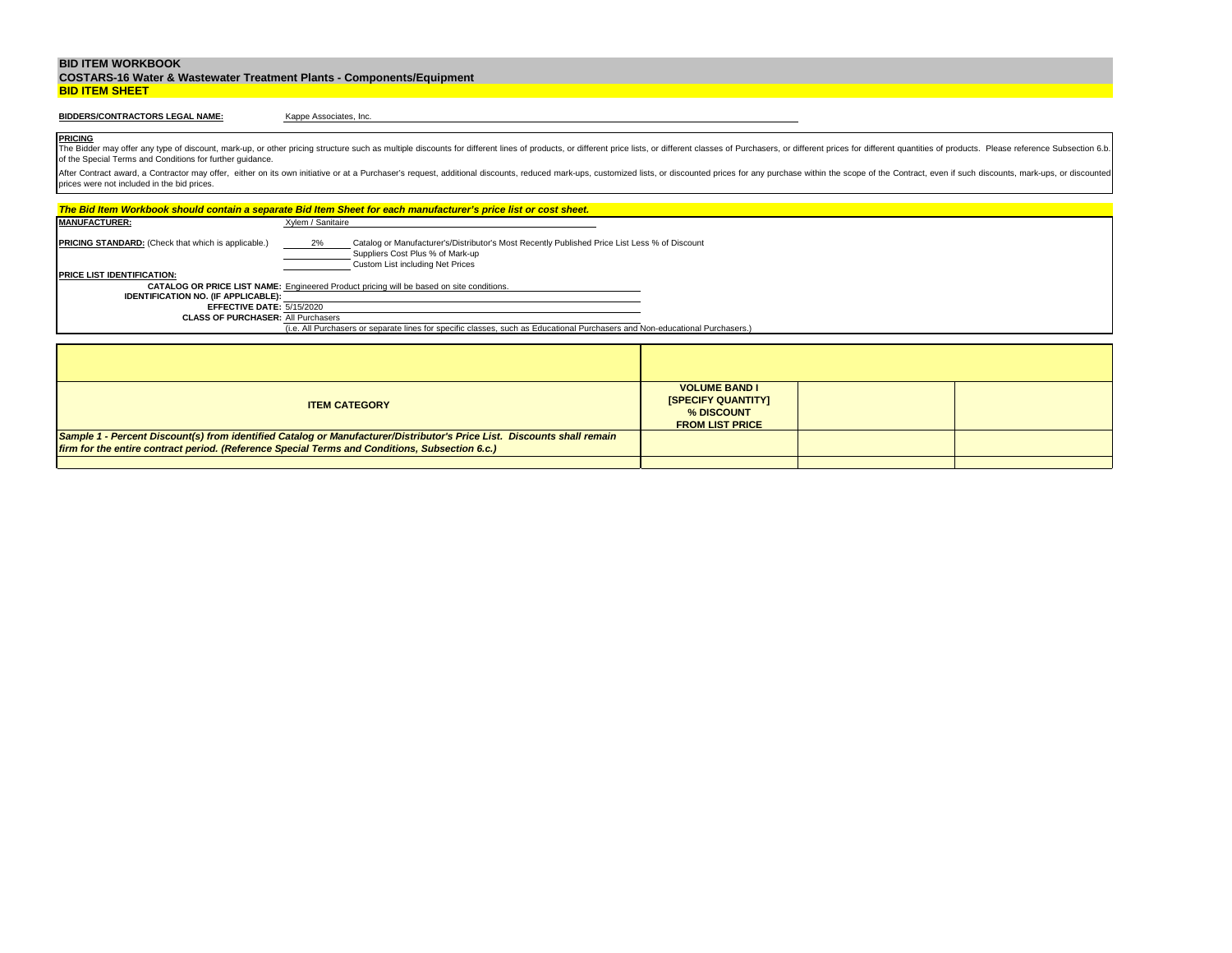# BID ITEM WORKBOOK

## COSTARS-16 Water & Wastewater Treatment Plants - Components/Equipment

## BID ITEM SHEET

**BIDDERS/CONTRACTORS LEGAL NAME:** Kappe Associates, Inc.

**PRICING**

The Bidder may offer any type of discount, mark-up, or other pricing structure such as multiple discounts for different lines of products, or different price lists, or different classes of Purchasers, or different prices for different quantities of products. Please reference Subsection 6.b. of the Special Terms and Conditions for further guidance.

After Contract award, a Contractor may offer, either on its own initiative or at a Purchaser's request, additional discounts, reduced mark-ups, customized lists, or discounted prices for any purchase within the scope of the Contract, even if such discounts, mark-ups, or discounted prices were not included in the bid prices.

***The Bid Item Workbook should contain a separate Bid Item Sheet for each manufacturer's price list or cost sheet.***

**MANUFACTURER:** Xylem / Sanitaire

**PRICING STANDARD:** (Check that which is applicable.)

- 2% Catalog or Manufacturer's/Distributor's Most Recently Published Price List Less % of Discount
- ____ Suppliers Cost Plus % of Mark-up
- ____ Custom List including Net Prices

**PRICE LIST IDENTIFICATION:**

**CATALOG OR PRICE LIST NAME:** Engineered Product pricing will be based on site conditions.

**IDENTIFICATION NO. (IF APPLICABLE):**

**EFFECTIVE DATE:** 5/15/2020

**CLASS OF PURCHASER:** All Purchasers

(i.e. All Purchasers or separate lines for specific classes, such as Educational Purchasers and Non-educational Purchasers.)

| ITEM CATEGORY | VOLUME BAND I [SPECIFY QUANTITY] % DISCOUNT FROM LIST PRICE | | |
|---|---|---|---|
| ***Sample 1 - Percent Discount(s) from identified Catalog or Manufacturer/Distributor's Price List. Discounts shall remain firm for the entire contract period. (Reference Special Terms and Conditions, Subsection 6.c.)*** | | | |
| | | | |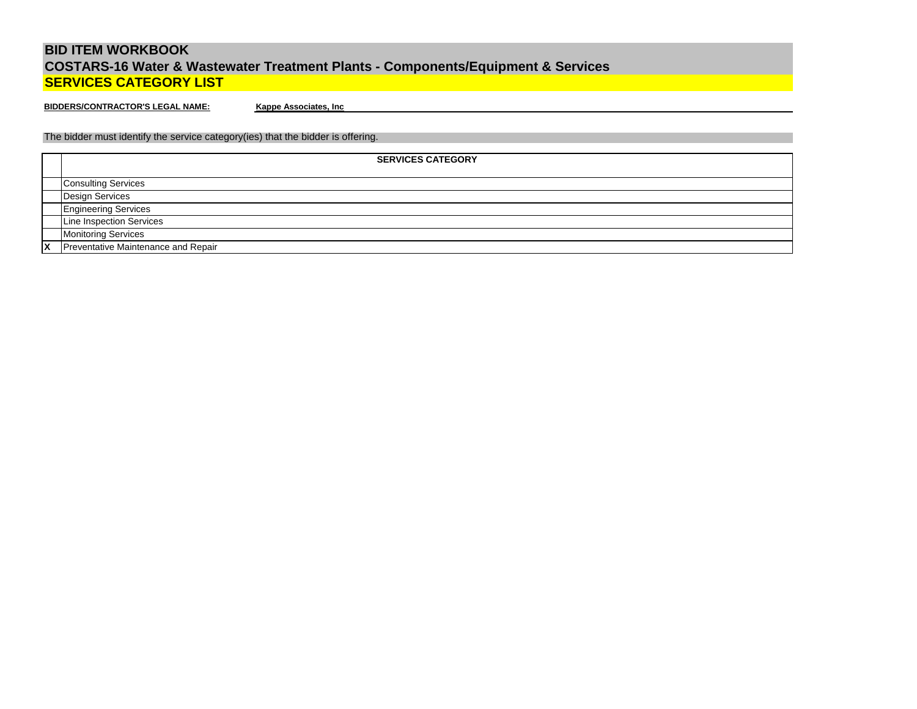# BID ITEM WORKBOOK

## COSTARS-16 Water & Wastewater Treatment Plants - Components/Equipment & Services

## SERVICES CATEGORY LIST

**BIDDERS/CONTRACTOR'S LEGAL NAME:** **Kappe Associates, Inc**

The bidder must identify the service category(ies) that the bidder is offering.

| | SERVICES CATEGORY |
|---|---|
| | Consulting Services |
| | Design Services |
| | Engineering Services |
| | Line Inspection Services |
| | Monitoring Services |
| X | Preventative Maintenance and Repair |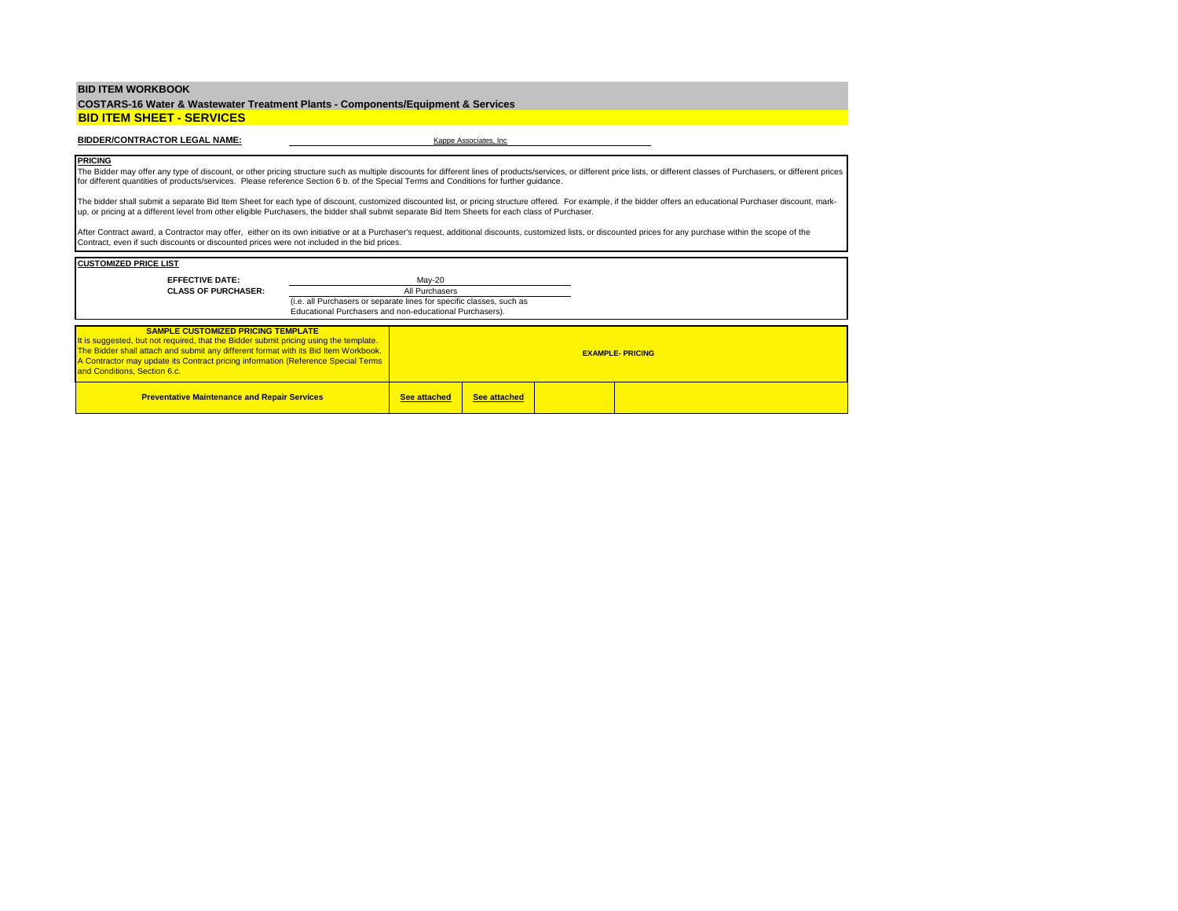**BID ITEM WORKBOOK**

**COSTARS-16 Water & Wastewater Treatment Plants - Components/Equipment & Services**

## BID ITEM SHEET - SERVICES

**BIDDER/CONTRACTOR LEGAL NAME:** Kappe Associates, Inc

**PRICING**

The Bidder may offer any type of discount, or other pricing structure such as multiple discounts for different lines of products/services, or different price lists, or different classes of Purchasers, or different prices for different quantities of products/services. Please reference Section 6 b. of the Special Terms and Conditions for further guidance.

The bidder shall submit a separate Bid Item Sheet for each type of discount, customized discounted list, or pricing structure offered. For example, if the bidder offers an educational Purchaser discount, mark-up, or pricing at a different level from other eligible Purchasers, the bidder shall submit separate Bid Item Sheets for each class of Purchaser.

After Contract award, a Contractor may offer, either on its own initiative or at a Purchaser's request, additional discounts, customized lists, or discounted prices for any purchase within the scope of the Contract, even if such discounts or discounted prices were not included in the bid prices.

**CUSTOMIZED PRICE LIST**

**EFFECTIVE DATE:** May-20

**CLASS OF PURCHASER:** All Purchasers

(i.e. all Purchasers or separate lines for specific classes, such as Educational Purchasers and non-educational Purchasers).

| **SAMPLE CUSTOMIZED PRICING TEMPLATE**<br>It is suggested, but not required, that the Bidder submit pricing using the template. The Bidder shall attach and submit any different format with its Bid Item Workbook. A Contractor may update its Contract pricing information (Reference Special Terms and Conditions, Section 6.c. | **EXAMPLE- PRICING** | | | |
|---|---|---|---|---|
| **Preventative Maintenance and Repair Services** | **See attached** | **See attached** | | |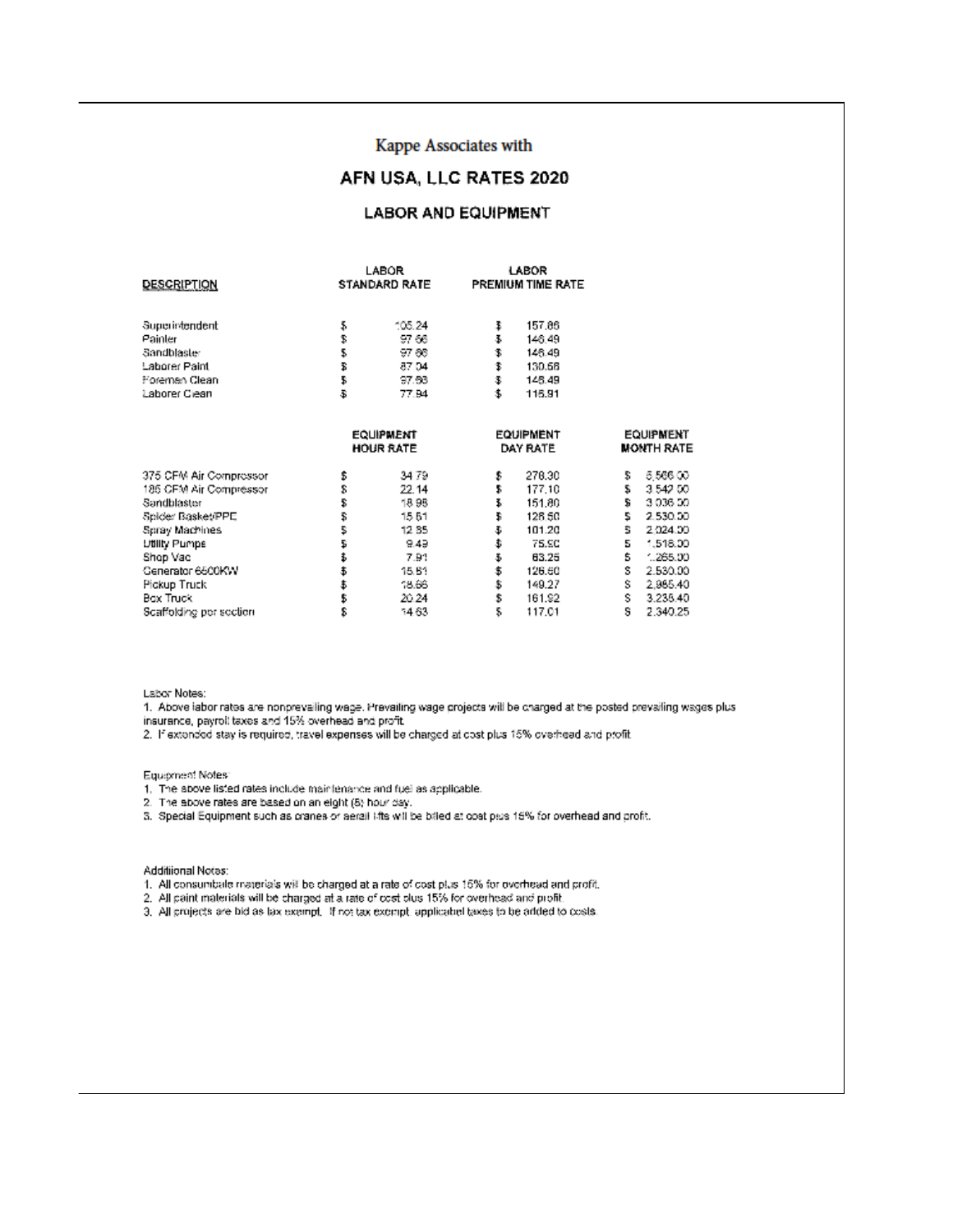# Kappe Associates with

## AFN USA, LLC RATES 2020

### LABOR AND EQUIPMENT

| DESCRIPTION | LABOR STANDARD RATE | LABOR PREMIUM TIME RATE |
|---|---|---|
| Superintendent | $ 105.24 | $ 157.86 |
| Painter | $ 97.66 | $ 146.49 |
| Sandblaster | $ 97.66 | $ 146.49 |
| Laborer Paint | $ 87.04 | $ 130.56 |
| Foreman Clean | $ 97.66 | $ 146.49 |
| Laborer Clean | $ 77.94 | $ 116.91 |

| | EQUIPMENT HOUR RATE | EQUIPMENT DAY RATE | EQUIPMENT MONTH RATE |
|---|---|---|---|
| 375 CFM Air Compressor | $ 34.79 | $ 278.30 | $ 5,566.00 |
| 185 CFM Air Compressor | $ 22.14 | $ 177.10 | $ 3,542.00 |
| Sandblaster | $ 18.98 | $ 151.80 | $ 3,036.00 |
| Spider Basket/PPE | $ 15.81 | $ 126.50 | $ 2,530.00 |
| Spray Machines | $ 12.65 | $ 101.20 | $ 2,024.00 |
| Utility Pumps | $ 9.49 | $ 75.90 | $ 1,518.00 |
| Shop Vac | $ 7.91 | $ 63.25 | $ 1,265.00 |
| Generator 6500KW | $ 15.81 | $ 126.50 | $ 2,530.00 |
| Pickup Truck | $ 18.66 | $ 149.27 | $ 2,985.40 |
| Box Truck | $ 20.24 | $ 161.92 | $ 3,238.40 |
| Scaffolding per section | $ 14.63 | $ 117.01 | $ 2,340.25 |

Labor Notes:

1. Above labor rates are nonprevailing wage. Prevailing wage projects will be charged at the posted prevailing wages plus insurance, payroll taxes and 15% overhead and profit.
2. If extended stay is required, travel expenses will be charged at cost plus 15% overhead and profit.

Equipment Notes:

1. The above listed rates include maintenance and fuel as applicable.
2. The above rates are based on an eight (8) hour day.
3. Special Equipment such as cranes or aerail lifts will be billed at cost plus 15% for overhead and profit.

Additional Notes:

1. All consumbale materials will be charged at a rate of cost plus 15% for overhead and profit.
2. All paint materials will be charged at a rate of cost plus 15% for overhead and profit.
3. All projects are bid as tax exempt. If not tax exempt, applicabel taxes to be added to costs.